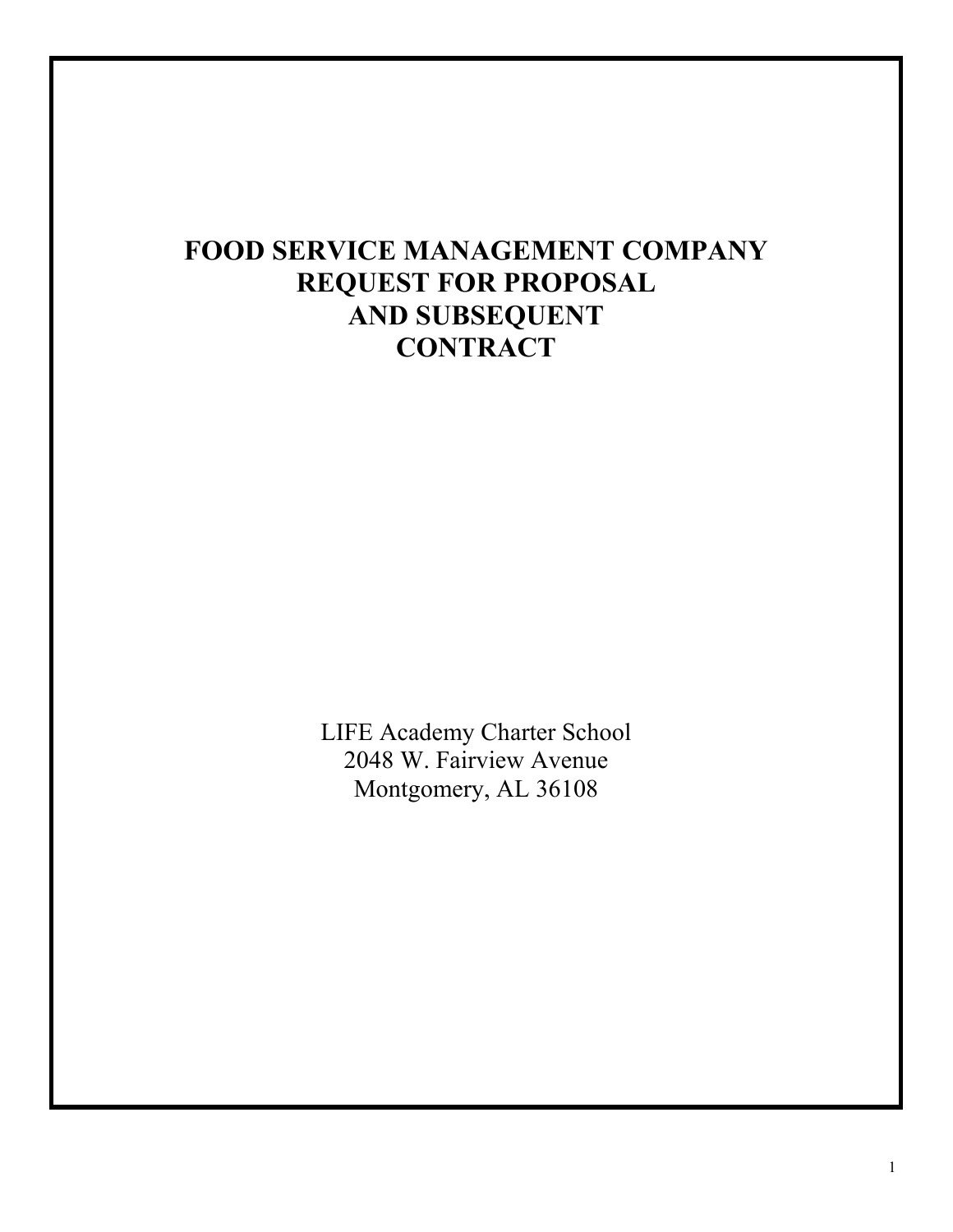# FOOD SERVICE MANAGEMENT COMPANY REQUEST FOR PROPOSAL AND SUBSEQUENT CONTRACT

LIFE Academy Charter School
2048 W. Fairview Avenue
Montgomery, AL 36108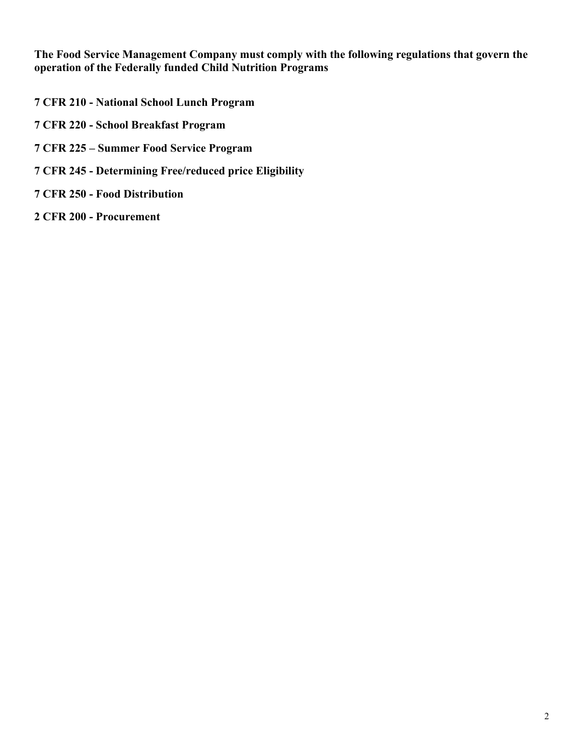**The Food Service Management Company must comply with the following regulations that govern the operation of the Federally funded Child Nutrition Programs**

**7 CFR 210 - National School Lunch Program**

**7 CFR 220 - School Breakfast Program**

**7 CFR 225 – Summer Food Service Program**

**7 CFR 245 - Determining Free/reduced price Eligibility**

**7 CFR 250 - Food Distribution**

**2 CFR 200 - Procurement**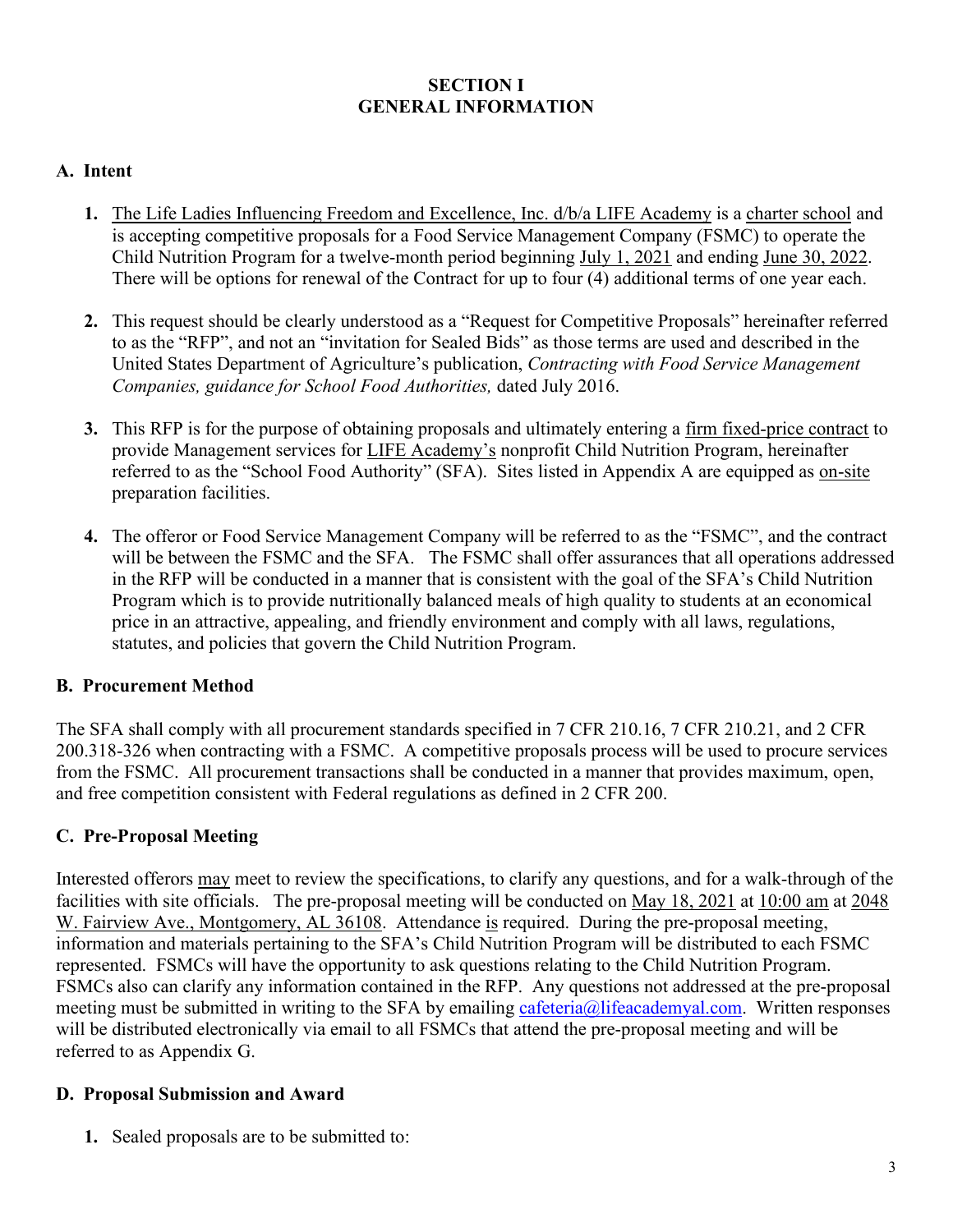## SECTION I
## GENERAL INFORMATION

### A. Intent

1. The Life Ladies Influencing Freedom and Excellence, Inc. d/b/a LIFE Academy is a charter school and is accepting competitive proposals for a Food Service Management Company (FSMC) to operate the Child Nutrition Program for a twelve-month period beginning July 1, 2021 and ending June 30, 2022. There will be options for renewal of the Contract for up to four (4) additional terms of one year each.

2. This request should be clearly understood as a "Request for Competitive Proposals" hereinafter referred to as the "RFP", and not an "invitation for Sealed Bids" as those terms are used and described in the United States Department of Agriculture's publication, *Contracting with Food Service Management Companies, guidance for School Food Authorities,* dated July 2016.

3. This RFP is for the purpose of obtaining proposals and ultimately entering a firm fixed-price contract to provide Management services for LIFE Academy's nonprofit Child Nutrition Program, hereinafter referred to as the "School Food Authority" (SFA). Sites listed in Appendix A are equipped as on-site preparation facilities.

4. The offeror or Food Service Management Company will be referred to as the "FSMC", and the contract will be between the FSMC and the SFA. The FSMC shall offer assurances that all operations addressed in the RFP will be conducted in a manner that is consistent with the goal of the SFA's Child Nutrition Program which is to provide nutritionally balanced meals of high quality to students at an economical price in an attractive, appealing, and friendly environment and comply with all laws, regulations, statutes, and policies that govern the Child Nutrition Program.

### B. Procurement Method

The SFA shall comply with all procurement standards specified in 7 CFR 210.16, 7 CFR 210.21, and 2 CFR 200.318-326 when contracting with a FSMC. A competitive proposals process will be used to procure services from the FSMC. All procurement transactions shall be conducted in a manner that provides maximum, open, and free competition consistent with Federal regulations as defined in 2 CFR 200.

### C. Pre-Proposal Meeting

Interested offerors may meet to review the specifications, to clarify any questions, and for a walk-through of the facilities with site officials. The pre-proposal meeting will be conducted on May 18, 2021 at 10:00 am at 2048 W. Fairview Ave., Montgomery, AL 36108. Attendance is required. During the pre-proposal meeting, information and materials pertaining to the SFA's Child Nutrition Program will be distributed to each FSMC represented. FSMCs will have the opportunity to ask questions relating to the Child Nutrition Program. FSMCs also can clarify any information contained in the RFP. Any questions not addressed at the pre-proposal meeting must be submitted in writing to the SFA by emailing cafeteria@lifeacademyal.com. Written responses will be distributed electronically via email to all FSMCs that attend the pre-proposal meeting and will be referred to as Appendix G.

### D. Proposal Submission and Award

1. Sealed proposals are to be submitted to: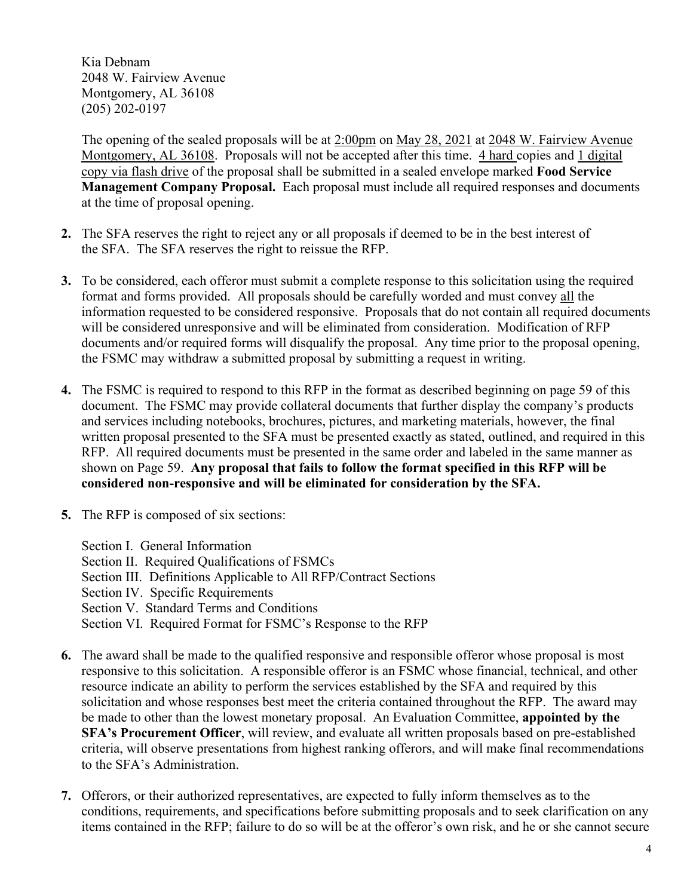Kia Debnam
2048 W. Fairview Avenue
Montgomery, AL 36108
(205) 202-0197

The opening of the sealed proposals will be at 2:00pm on May 28, 2021 at 2048 W. Fairview Avenue Montgomery, AL 36108. Proposals will not be accepted after this time. 4 hard copies and 1 digital copy via flash drive of the proposal shall be submitted in a sealed envelope marked **Food Service Management Company Proposal.** Each proposal must include all required responses and documents at the time of proposal opening.

**2.** The SFA reserves the right to reject any or all proposals if deemed to be in the best interest of the SFA. The SFA reserves the right to reissue the RFP.

**3.** To be considered, each offeror must submit a complete response to this solicitation using the required format and forms provided. All proposals should be carefully worded and must convey all the information requested to be considered responsive. Proposals that do not contain all required documents will be considered unresponsive and will be eliminated from consideration. Modification of RFP documents and/or required forms will disqualify the proposal. Any time prior to the proposal opening, the FSMC may withdraw a submitted proposal by submitting a request in writing.

**4.** The FSMC is required to respond to this RFP in the format as described beginning on page 59 of this document. The FSMC may provide collateral documents that further display the company's products and services including notebooks, brochures, pictures, and marketing materials, however, the final written proposal presented to the SFA must be presented exactly as stated, outlined, and required in this RFP. All required documents must be presented in the same order and labeled in the same manner as shown on Page 59. **Any proposal that fails to follow the format specified in this RFP will be considered non-responsive and will be eliminated for consideration by the SFA.**

**5.** The RFP is composed of six sections:

Section I. General Information
Section II. Required Qualifications of FSMCs
Section III. Definitions Applicable to All RFP/Contract Sections
Section IV. Specific Requirements
Section V. Standard Terms and Conditions
Section VI. Required Format for FSMC's Response to the RFP

**6.** The award shall be made to the qualified responsive and responsible offeror whose proposal is most responsive to this solicitation. A responsible offeror is an FSMC whose financial, technical, and other resource indicate an ability to perform the services established by the SFA and required by this solicitation and whose responses best meet the criteria contained throughout the RFP. The award may be made to other than the lowest monetary proposal. An Evaluation Committee, **appointed by the SFA's Procurement Officer**, will review, and evaluate all written proposals based on pre-established criteria, will observe presentations from highest ranking offerors, and will make final recommendations to the SFA's Administration.

**7.** Offerors, or their authorized representatives, are expected to fully inform themselves as to the conditions, requirements, and specifications before submitting proposals and to seek clarification on any items contained in the RFP; failure to do so will be at the offeror's own risk, and he or she cannot secure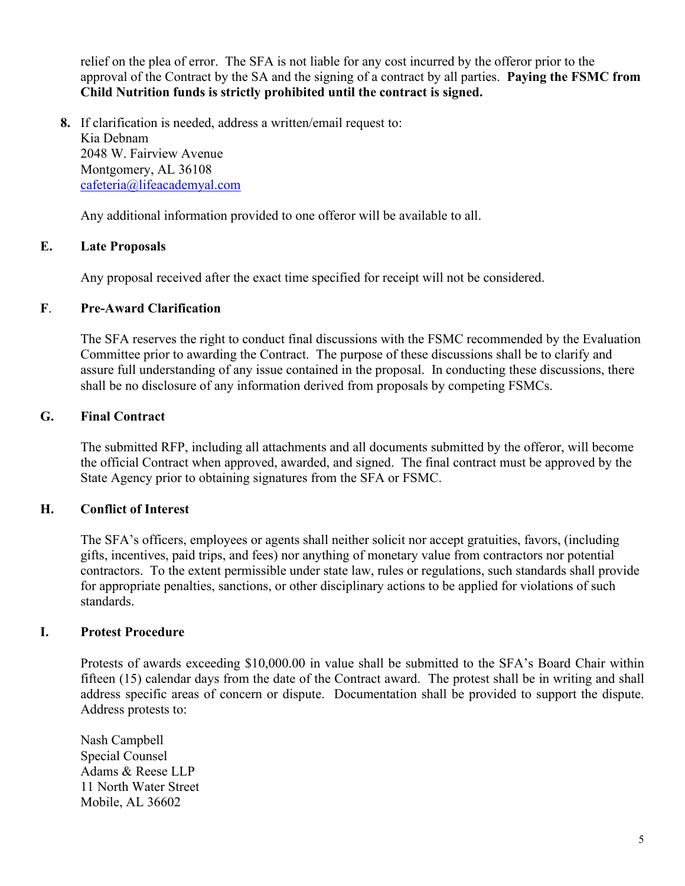relief on the plea of error. The SFA is not liable for any cost incurred by the offeror prior to the approval of the Contract by the SA and the signing of a contract by all parties. **Paying the FSMC from Child Nutrition funds is strictly prohibited until the contract is signed.**

8. If clarification is needed, address a written/email request to:
   Kia Debnam
   2048 W. Fairview Avenue
   Montgomery, AL 36108
   cafeteria@lifeacademyal.com

   Any additional information provided to one offeror will be available to all.

### E. Late Proposals

Any proposal received after the exact time specified for receipt will not be considered.

### F. Pre-Award Clarification

The SFA reserves the right to conduct final discussions with the FSMC recommended by the Evaluation Committee prior to awarding the Contract. The purpose of these discussions shall be to clarify and assure full understanding of any issue contained in the proposal. In conducting these discussions, there shall be no disclosure of any information derived from proposals by competing FSMCs.

### G. Final Contract

The submitted RFP, including all attachments and all documents submitted by the offeror, will become the official Contract when approved, awarded, and signed. The final contract must be approved by the State Agency prior to obtaining signatures from the SFA or FSMC.

### H. Conflict of Interest

The SFA's officers, employees or agents shall neither solicit nor accept gratuities, favors, (including gifts, incentives, paid trips, and fees) nor anything of monetary value from contractors nor potential contractors. To the extent permissible under state law, rules or regulations, such standards shall provide for appropriate penalties, sanctions, or other disciplinary actions to be applied for violations of such standards.

### I. Protest Procedure

Protests of awards exceeding $10,000.00 in value shall be submitted to the SFA's Board Chair within fifteen (15) calendar days from the date of the Contract award. The protest shall be in writing and shall address specific areas of concern or dispute. Documentation shall be provided to support the dispute. Address protests to:

Nash Campbell
Special Counsel
Adams & Reese LLP
11 North Water Street
Mobile, AL 36602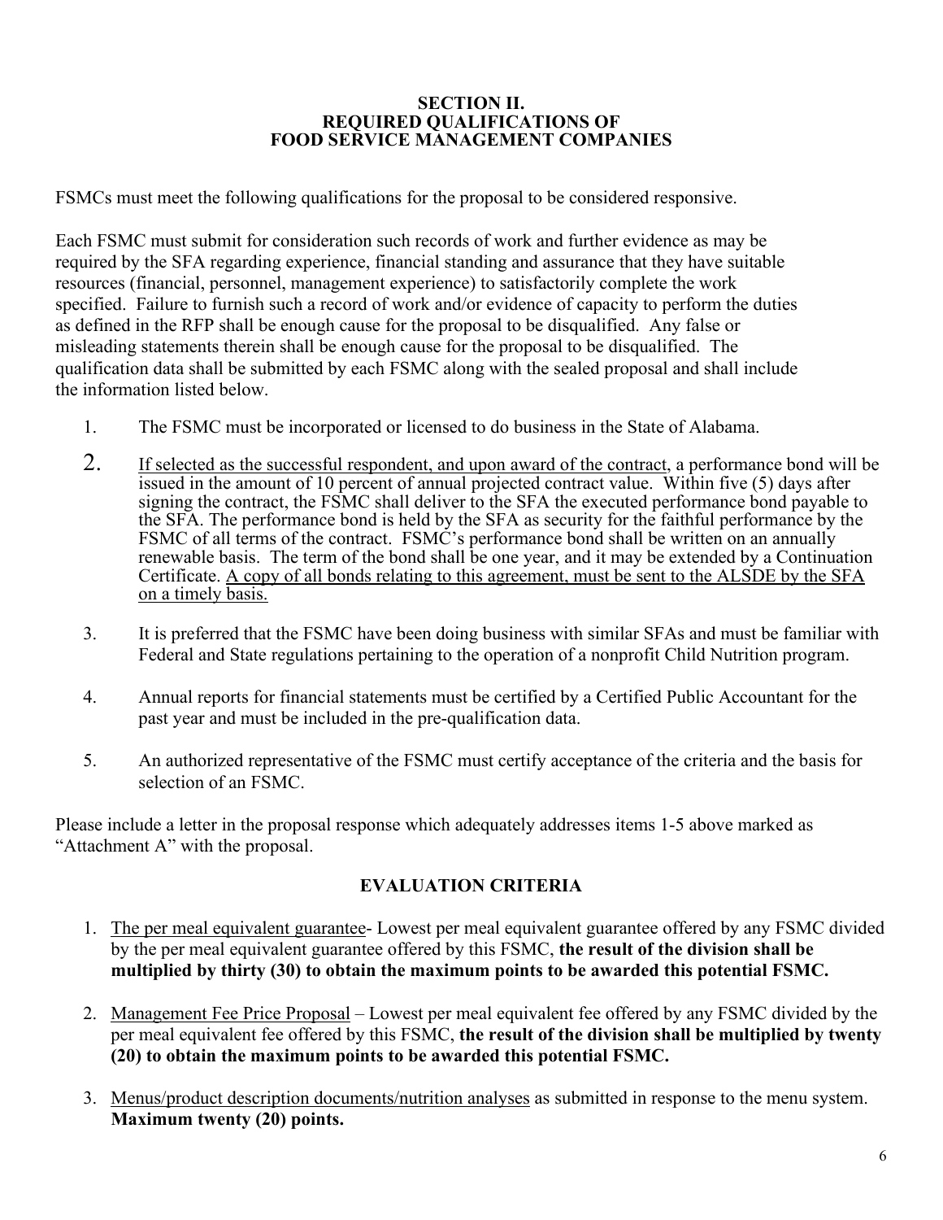## SECTION II.
## REQUIRED QUALIFICATIONS OF FOOD SERVICE MANAGEMENT COMPANIES

FSMCs must meet the following qualifications for the proposal to be considered responsive.

Each FSMC must submit for consideration such records of work and further evidence as may be required by the SFA regarding experience, financial standing and assurance that they have suitable resources (financial, personnel, management experience) to satisfactorily complete the work specified. Failure to furnish such a record of work and/or evidence of capacity to perform the duties as defined in the RFP shall be enough cause for the proposal to be disqualified. Any false or misleading statements therein shall be enough cause for the proposal to be disqualified. The qualification data shall be submitted by each FSMC along with the sealed proposal and shall include the information listed below.

1. The FSMC must be incorporated or licensed to do business in the State of Alabama.
2. If selected as the successful respondent, and upon award of the contract, a performance bond will be issued in the amount of 10 percent of annual projected contract value. Within five (5) days after signing the contract, the FSMC shall deliver to the SFA the executed performance bond payable to the SFA. The performance bond is held by the SFA as security for the faithful performance by the FSMC of all terms of the contract. FSMC's performance bond shall be written on an annually renewable basis. The term of the bond shall be one year, and it may be extended by a Continuation Certificate. A copy of all bonds relating to this agreement, must be sent to the ALSDE by the SFA on a timely basis.
3. It is preferred that the FSMC have been doing business with similar SFAs and must be familiar with Federal and State regulations pertaining to the operation of a nonprofit Child Nutrition program.
4. Annual reports for financial statements must be certified by a Certified Public Accountant for the past year and must be included in the pre-qualification data.
5. An authorized representative of the FSMC must certify acceptance of the criteria and the basis for selection of an FSMC.

Please include a letter in the proposal response which adequately addresses items 1-5 above marked as "Attachment A" with the proposal.

### EVALUATION CRITERIA

1. The per meal equivalent guarantee- Lowest per meal equivalent guarantee offered by any FSMC divided by the per meal equivalent guarantee offered by this FSMC, **the result of the division shall be multiplied by thirty (30) to obtain the maximum points to be awarded this potential FSMC.**
2. Management Fee Price Proposal – Lowest per meal equivalent fee offered by any FSMC divided by the per meal equivalent fee offered by this FSMC, **the result of the division shall be multiplied by twenty (20) to obtain the maximum points to be awarded this potential FSMC.**
3. Menus/product description documents/nutrition analyses as submitted in response to the menu system. **Maximum twenty (20) points.**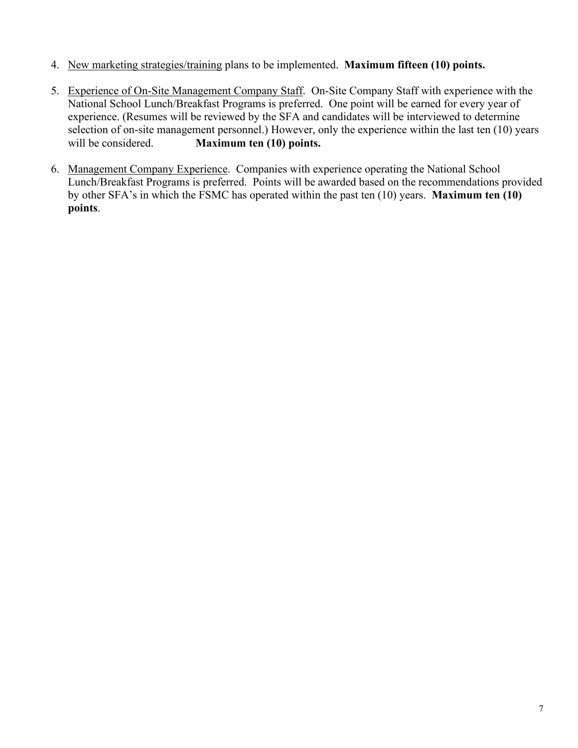4. <u>New marketing strategies/training</u> plans to be implemented. **Maximum fifteen (10) points.**

5. <u>Experience of On-Site Management Company Staff</u>. On-Site Company Staff with experience with the National School Lunch/Breakfast Programs is preferred. One point will be earned for every year of experience. (Resumes will be reviewed by the SFA and candidates will be interviewed to determine selection of on-site management personnel.) However, only the experience within the last ten (10) years will be considered. **Maximum ten (10) points.**

6. <u>Management Company Experience</u>. Companies with experience operating the National School Lunch/Breakfast Programs is preferred. Points will be awarded based on the recommendations provided by other SFA's in which the FSMC has operated within the past ten (10) years. **Maximum ten (10) points**.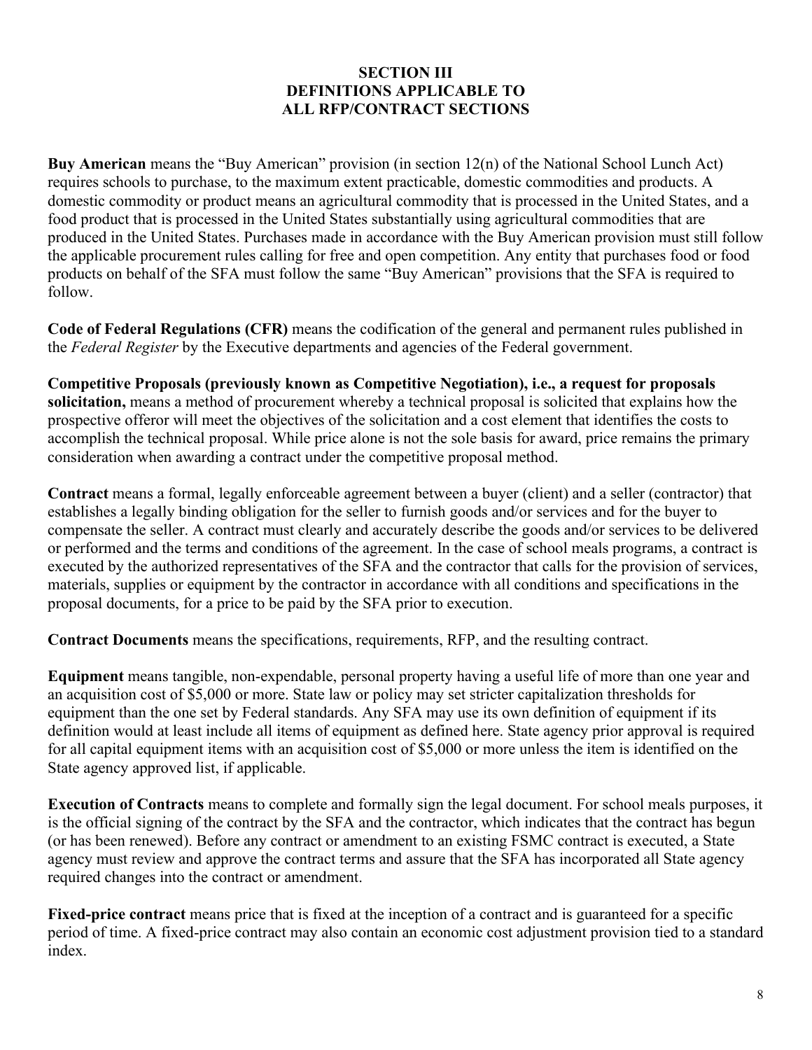## SECTION III
## DEFINITIONS APPLICABLE TO
## ALL RFP/CONTRACT SECTIONS

**Buy American** means the "Buy American" provision (in section 12(n) of the National School Lunch Act) requires schools to purchase, to the maximum extent practicable, domestic commodities and products. A domestic commodity or product means an agricultural commodity that is processed in the United States, and a food product that is processed in the United States substantially using agricultural commodities that are produced in the United States. Purchases made in accordance with the Buy American provision must still follow the applicable procurement rules calling for free and open competition. Any entity that purchases food or food products on behalf of the SFA must follow the same "Buy American" provisions that the SFA is required to follow.

**Code of Federal Regulations (CFR)** means the codification of the general and permanent rules published in the *Federal Register* by the Executive departments and agencies of the Federal government.

**Competitive Proposals (previously known as Competitive Negotiation), i.e., a request for proposals solicitation,** means a method of procurement whereby a technical proposal is solicited that explains how the prospective offeror will meet the objectives of the solicitation and a cost element that identifies the costs to accomplish the technical proposal. While price alone is not the sole basis for award, price remains the primary consideration when awarding a contract under the competitive proposal method.

**Contract** means a formal, legally enforceable agreement between a buyer (client) and a seller (contractor) that establishes a legally binding obligation for the seller to furnish goods and/or services and for the buyer to compensate the seller. A contract must clearly and accurately describe the goods and/or services to be delivered or performed and the terms and conditions of the agreement. In the case of school meals programs, a contract is executed by the authorized representatives of the SFA and the contractor that calls for the provision of services, materials, supplies or equipment by the contractor in accordance with all conditions and specifications in the proposal documents, for a price to be paid by the SFA prior to execution.

**Contract Documents** means the specifications, requirements, RFP, and the resulting contract.

**Equipment** means tangible, non-expendable, personal property having a useful life of more than one year and an acquisition cost of $5,000 or more. State law or policy may set stricter capitalization thresholds for equipment than the one set by Federal standards. Any SFA may use its own definition of equipment if its definition would at least include all items of equipment as defined here. State agency prior approval is required for all capital equipment items with an acquisition cost of $5,000 or more unless the item is identified on the State agency approved list, if applicable.

**Execution of Contracts** means to complete and formally sign the legal document. For school meals purposes, it is the official signing of the contract by the SFA and the contractor, which indicates that the contract has begun (or has been renewed). Before any contract or amendment to an existing FSMC contract is executed, a State agency must review and approve the contract terms and assure that the SFA has incorporated all State agency required changes into the contract or amendment.

**Fixed-price contract** means price that is fixed at the inception of a contract and is guaranteed for a specific period of time. A fixed-price contract may also contain an economic cost adjustment provision tied to a standard index.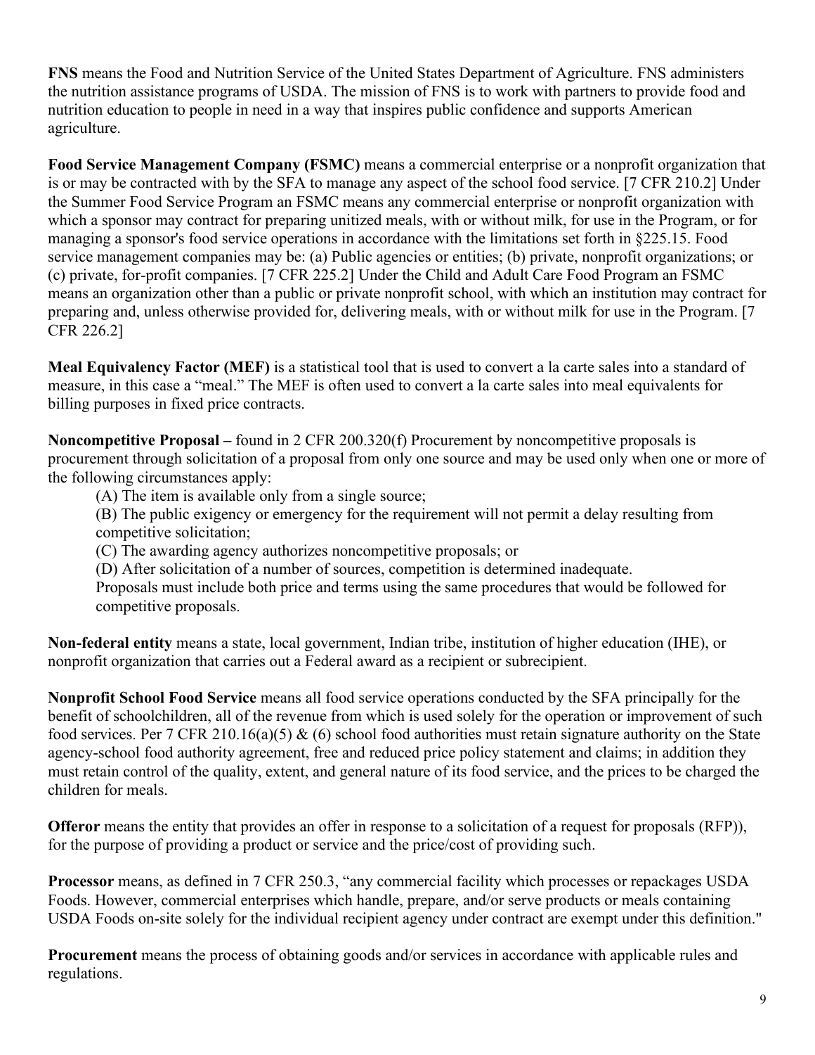**FNS** means the Food and Nutrition Service of the United States Department of Agriculture. FNS administers the nutrition assistance programs of USDA. The mission of FNS is to work with partners to provide food and nutrition education to people in need in a way that inspires public confidence and supports American agriculture.

**Food Service Management Company (FSMC)** means a commercial enterprise or a nonprofit organization that is or may be contracted with by the SFA to manage any aspect of the school food service. [7 CFR 210.2] Under the Summer Food Service Program an FSMC means any commercial enterprise or nonprofit organization with which a sponsor may contract for preparing unitized meals, with or without milk, for use in the Program, or for managing a sponsor's food service operations in accordance with the limitations set forth in §225.15. Food service management companies may be: (a) Public agencies or entities; (b) private, nonprofit organizations; or (c) private, for-profit companies. [7 CFR 225.2] Under the Child and Adult Care Food Program an FSMC means an organization other than a public or private nonprofit school, with which an institution may contract for preparing and, unless otherwise provided for, delivering meals, with or without milk for use in the Program. [7 CFR 226.2]

**Meal Equivalency Factor (MEF)** is a statistical tool that is used to convert a la carte sales into a standard of measure, in this case a "meal." The MEF is often used to convert a la carte sales into meal equivalents for billing purposes in fixed price contracts.

**Noncompetitive Proposal –** found in 2 CFR 200.320(f) Procurement by noncompetitive proposals is procurement through solicitation of a proposal from only one source and may be used only when one or more of the following circumstances apply:

(A) The item is available only from a single source;

(B) The public exigency or emergency for the requirement will not permit a delay resulting from competitive solicitation;

(C) The awarding agency authorizes noncompetitive proposals; or

(D) After solicitation of a number of sources, competition is determined inadequate.

Proposals must include both price and terms using the same procedures that would be followed for competitive proposals.

**Non-federal entity** means a state, local government, Indian tribe, institution of higher education (IHE), or nonprofit organization that carries out a Federal award as a recipient or subrecipient.

**Nonprofit School Food Service** means all food service operations conducted by the SFA principally for the benefit of schoolchildren, all of the revenue from which is used solely for the operation or improvement of such food services. Per 7 CFR 210.16(a)(5) & (6) school food authorities must retain signature authority on the State agency-school food authority agreement, free and reduced price policy statement and claims; in addition they must retain control of the quality, extent, and general nature of its food service, and the prices to be charged the children for meals.

**Offeror** means the entity that provides an offer in response to a solicitation of a request for proposals (RFP)), for the purpose of providing a product or service and the price/cost of providing such.

**Processor** means, as defined in 7 CFR 250.3, "any commercial facility which processes or repackages USDA Foods. However, commercial enterprises which handle, prepare, and/or serve products or meals containing USDA Foods on-site solely for the individual recipient agency under contract are exempt under this definition."

**Procurement** means the process of obtaining goods and/or services in accordance with applicable rules and regulations.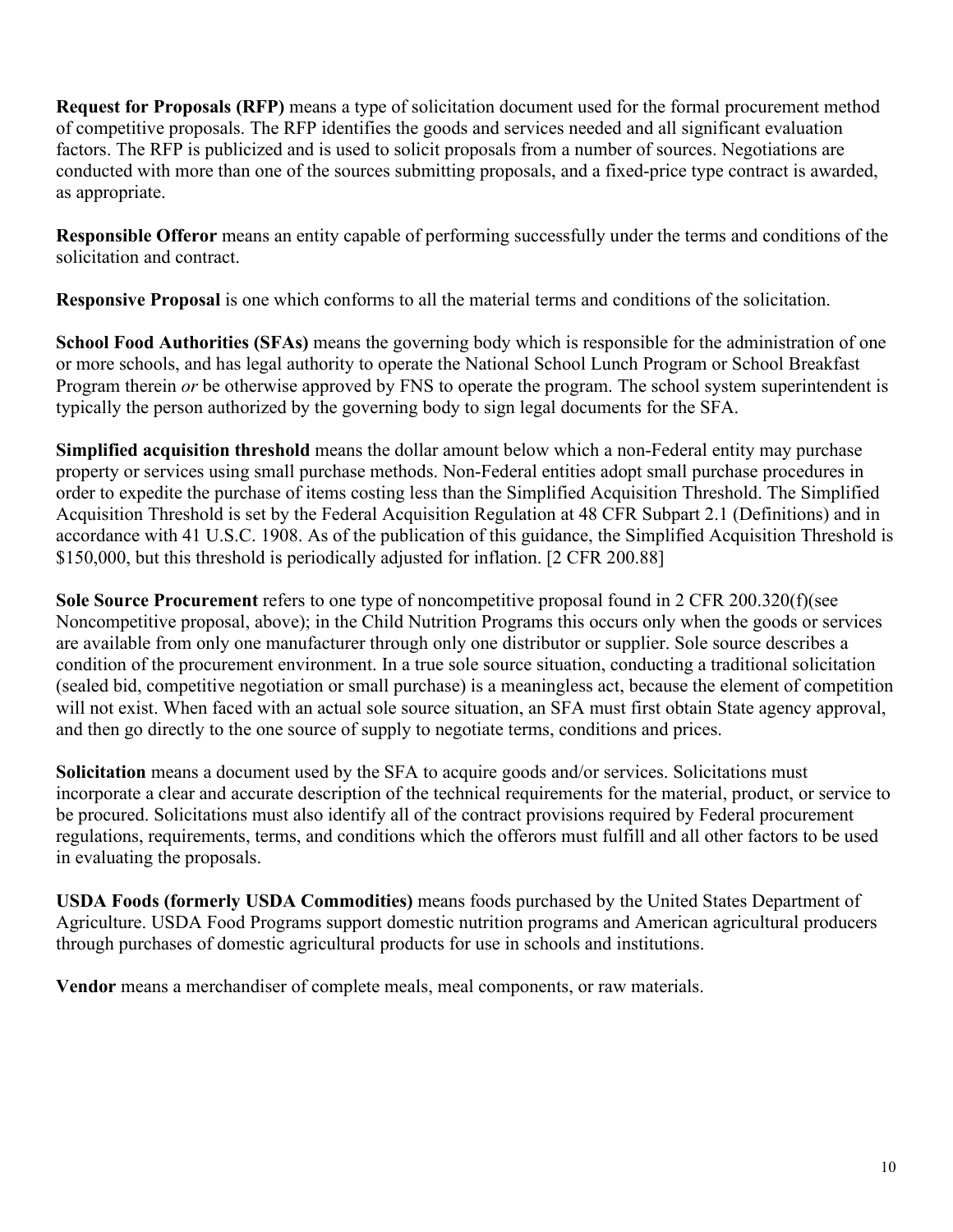**Request for Proposals (RFP)** means a type of solicitation document used for the formal procurement method of competitive proposals. The RFP identifies the goods and services needed and all significant evaluation factors. The RFP is publicized and is used to solicit proposals from a number of sources. Negotiations are conducted with more than one of the sources submitting proposals, and a fixed-price type contract is awarded, as appropriate.

**Responsible Offeror** means an entity capable of performing successfully under the terms and conditions of the solicitation and contract.

**Responsive Proposal** is one which conforms to all the material terms and conditions of the solicitation.

**School Food Authorities (SFAs)** means the governing body which is responsible for the administration of one or more schools, and has legal authority to operate the National School Lunch Program or School Breakfast Program therein *or* be otherwise approved by FNS to operate the program. The school system superintendent is typically the person authorized by the governing body to sign legal documents for the SFA.

**Simplified acquisition threshold** means the dollar amount below which a non-Federal entity may purchase property or services using small purchase methods. Non-Federal entities adopt small purchase procedures in order to expedite the purchase of items costing less than the Simplified Acquisition Threshold. The Simplified Acquisition Threshold is set by the Federal Acquisition Regulation at 48 CFR Subpart 2.1 (Definitions) and in accordance with 41 U.S.C. 1908. As of the publication of this guidance, the Simplified Acquisition Threshold is $150,000, but this threshold is periodically adjusted for inflation. [2 CFR 200.88]

**Sole Source Procurement** refers to one type of noncompetitive proposal found in 2 CFR 200.320(f)(see Noncompetitive proposal, above); in the Child Nutrition Programs this occurs only when the goods or services are available from only one manufacturer through only one distributor or supplier. Sole source describes a condition of the procurement environment. In a true sole source situation, conducting a traditional solicitation (sealed bid, competitive negotiation or small purchase) is a meaningless act, because the element of competition will not exist. When faced with an actual sole source situation, an SFA must first obtain State agency approval, and then go directly to the one source of supply to negotiate terms, conditions and prices.

**Solicitation** means a document used by the SFA to acquire goods and/or services. Solicitations must incorporate a clear and accurate description of the technical requirements for the material, product, or service to be procured. Solicitations must also identify all of the contract provisions required by Federal procurement regulations, requirements, terms, and conditions which the offerors must fulfill and all other factors to be used in evaluating the proposals.

**USDA Foods (formerly USDA Commodities)** means foods purchased by the United States Department of Agriculture. USDA Food Programs support domestic nutrition programs and American agricultural producers through purchases of domestic agricultural products for use in schools and institutions.

**Vendor** means a merchandiser of complete meals, meal components, or raw materials.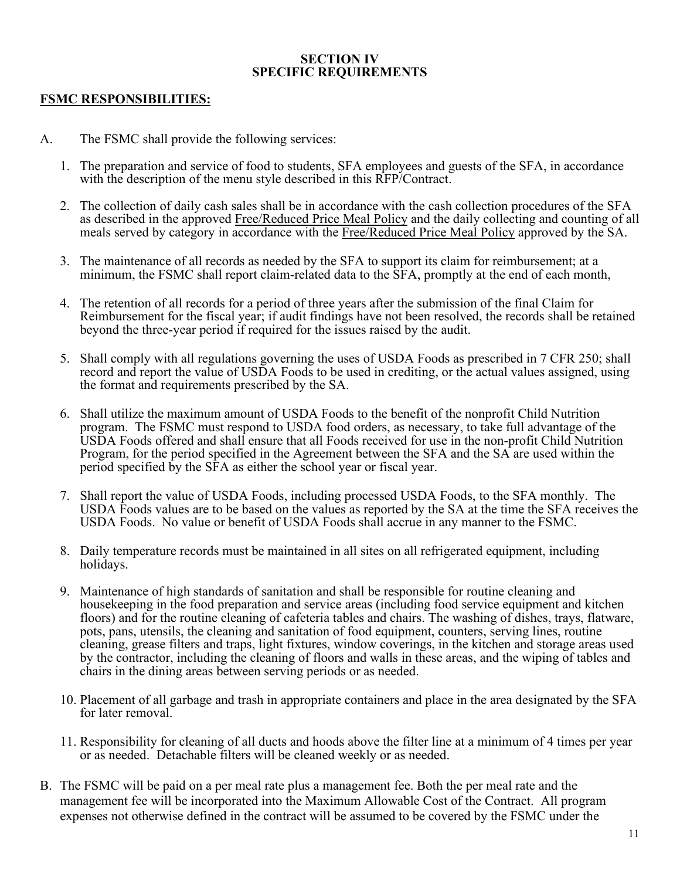# SECTION IV
# SPECIFIC REQUIREMENTS

## FSMC RESPONSIBILITIES:

A. The FSMC shall provide the following services:

1. The preparation and service of food to students, SFA employees and guests of the SFA, in accordance with the description of the menu style described in this RFP/Contract.

2. The collection of daily cash sales shall be in accordance with the cash collection procedures of the SFA as described in the approved Free/Reduced Price Meal Policy and the daily collecting and counting of all meals served by category in accordance with the Free/Reduced Price Meal Policy approved by the SA.

3. The maintenance of all records as needed by the SFA to support its claim for reimbursement; at a minimum, the FSMC shall report claim-related data to the SFA, promptly at the end of each month,

4. The retention of all records for a period of three years after the submission of the final Claim for Reimbursement for the fiscal year; if audit findings have not been resolved, the records shall be retained beyond the three-year period if required for the issues raised by the audit.

5. Shall comply with all regulations governing the uses of USDA Foods as prescribed in 7 CFR 250; shall record and report the value of USDA Foods to be used in crediting, or the actual values assigned, using the format and requirements prescribed by the SA.

6. Shall utilize the maximum amount of USDA Foods to the benefit of the nonprofit Child Nutrition program. The FSMC must respond to USDA food orders, as necessary, to take full advantage of the USDA Foods offered and shall ensure that all Foods received for use in the non-profit Child Nutrition Program, for the period specified in the Agreement between the SFA and the SA are used within the period specified by the SFA as either the school year or fiscal year.

7. Shall report the value of USDA Foods, including processed USDA Foods, to the SFA monthly. The USDA Foods values are to be based on the values as reported by the SA at the time the SFA receives the USDA Foods. No value or benefit of USDA Foods shall accrue in any manner to the FSMC.

8. Daily temperature records must be maintained in all sites on all refrigerated equipment, including holidays.

9. Maintenance of high standards of sanitation and shall be responsible for routine cleaning and housekeeping in the food preparation and service areas (including food service equipment and kitchen floors) and for the routine cleaning of cafeteria tables and chairs. The washing of dishes, trays, flatware, pots, pans, utensils, the cleaning and sanitation of food equipment, counters, serving lines, routine cleaning, grease filters and traps, light fixtures, window coverings, in the kitchen and storage areas used by the contractor, including the cleaning of floors and walls in these areas, and the wiping of tables and chairs in the dining areas between serving periods or as needed.

10. Placement of all garbage and trash in appropriate containers and place in the area designated by the SFA for later removal.

11. Responsibility for cleaning of all ducts and hoods above the filter line at a minimum of 4 times per year or as needed. Detachable filters will be cleaned weekly or as needed.

B. The FSMC will be paid on a per meal rate plus a management fee. Both the per meal rate and the management fee will be incorporated into the Maximum Allowable Cost of the Contract. All program expenses not otherwise defined in the contract will be assumed to be covered by the FSMC under the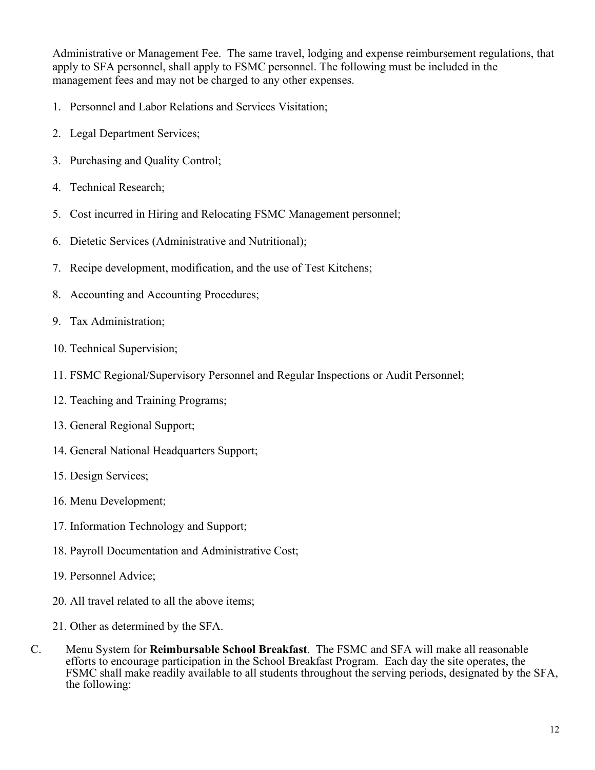Administrative or Management Fee. The same travel, lodging and expense reimbursement regulations, that apply to SFA personnel, shall apply to FSMC personnel. The following must be included in the management fees and may not be charged to any other expenses.

1. Personnel and Labor Relations and Services Visitation;
2. Legal Department Services;
3. Purchasing and Quality Control;
4. Technical Research;
5. Cost incurred in Hiring and Relocating FSMC Management personnel;
6. Dietetic Services (Administrative and Nutritional);
7. Recipe development, modification, and the use of Test Kitchens;
8. Accounting and Accounting Procedures;
9. Tax Administration;
10. Technical Supervision;
11. FSMC Regional/Supervisory Personnel and Regular Inspections or Audit Personnel;
12. Teaching and Training Programs;
13. General Regional Support;
14. General National Headquarters Support;
15. Design Services;
16. Menu Development;
17. Information Technology and Support;
18. Payroll Documentation and Administrative Cost;
19. Personnel Advice;
20. All travel related to all the above items;
21. Other as determined by the SFA.

C. Menu System for **Reimbursable School Breakfast**. The FSMC and SFA will make all reasonable efforts to encourage participation in the School Breakfast Program. Each day the site operates, the FSMC shall make readily available to all students throughout the serving periods, designated by the SFA, the following: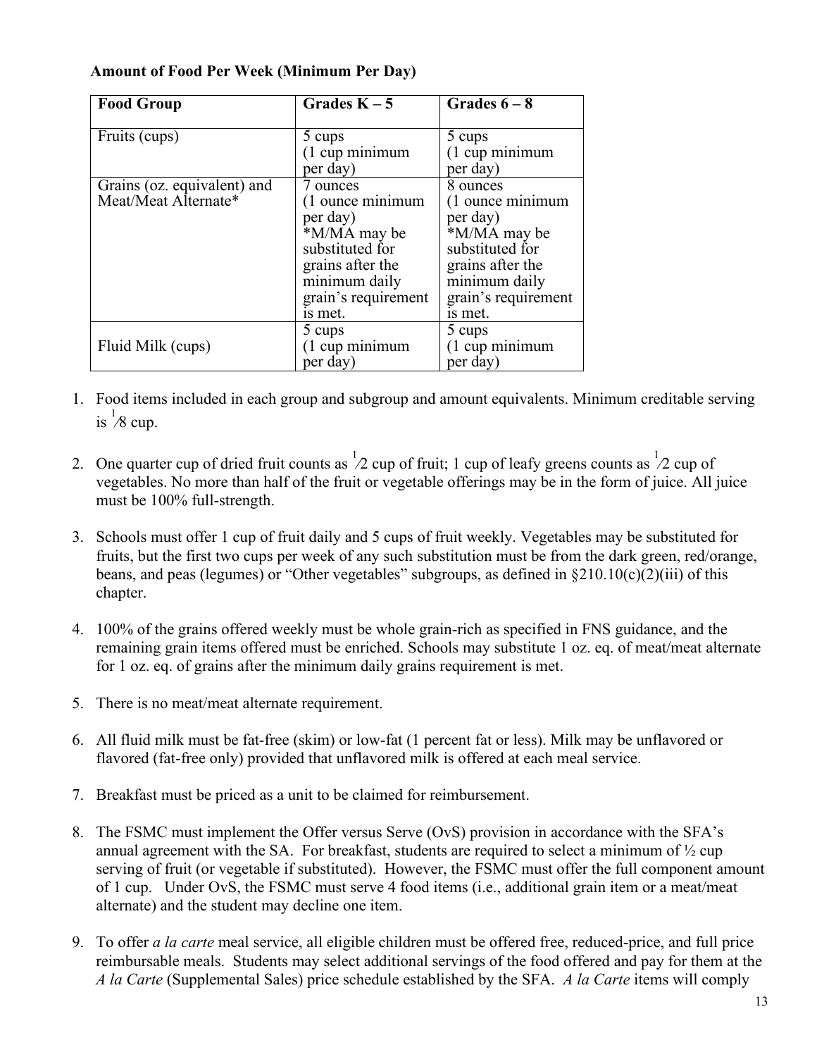**Amount of Food Per Week (Minimum Per Day)**

| Food Group | Grades K – 5 | Grades 6 – 8 |
|---|---|---|
| Fruits (cups) | 5 cups (1 cup minimum per day) | 5 cups (1 cup minimum per day) |
| Grains (oz. equivalent) and Meat/Meat Alternate* | 7 ounces (1 ounce minimum per day) *M/MA may be substituted for grains after the minimum daily grain's requirement is met. | 8 ounces (1 ounce minimum per day) *M/MA may be substituted for grains after the minimum daily grain's requirement is met. |
| Fluid Milk (cups) | 5 cups (1 cup minimum per day) | 5 cups (1 cup minimum per day) |

1. Food items included in each group and subgroup and amount equivalents. Minimum creditable serving is ⅛ cup.

2. One quarter cup of dried fruit counts as ½ cup of fruit; 1 cup of leafy greens counts as ½ cup of vegetables. No more than half of the fruit or vegetable offerings may be in the form of juice. All juice must be 100% full-strength.

3. Schools must offer 1 cup of fruit daily and 5 cups of fruit weekly. Vegetables may be substituted for fruits, but the first two cups per week of any such substitution must be from the dark green, red/orange, beans, and peas (legumes) or "Other vegetables" subgroups, as defined in §210.10(c)(2)(iii) of this chapter.

4. 100% of the grains offered weekly must be whole grain-rich as specified in FNS guidance, and the remaining grain items offered must be enriched. Schools may substitute 1 oz. eq. of meat/meat alternate for 1 oz. eq. of grains after the minimum daily grains requirement is met.

5. There is no meat/meat alternate requirement.

6. All fluid milk must be fat-free (skim) or low-fat (1 percent fat or less). Milk may be unflavored or flavored (fat-free only) provided that unflavored milk is offered at each meal service.

7. Breakfast must be priced as a unit to be claimed for reimbursement.

8. The FSMC must implement the Offer versus Serve (OvS) provision in accordance with the SFA's annual agreement with the SA. For breakfast, students are required to select a minimum of ½ cup serving of fruit (or vegetable if substituted). However, the FSMC must offer the full component amount of 1 cup. Under OvS, the FSMC must serve 4 food items (i.e., additional grain item or a meat/meat alternate) and the student may decline one item.

9. To offer *a la carte* meal service, all eligible children must be offered free, reduced-price, and full price reimbursable meals. Students may select additional servings of the food offered and pay for them at the *A la Carte* (Supplemental Sales) price schedule established by the SFA. *A la Carte* items will comply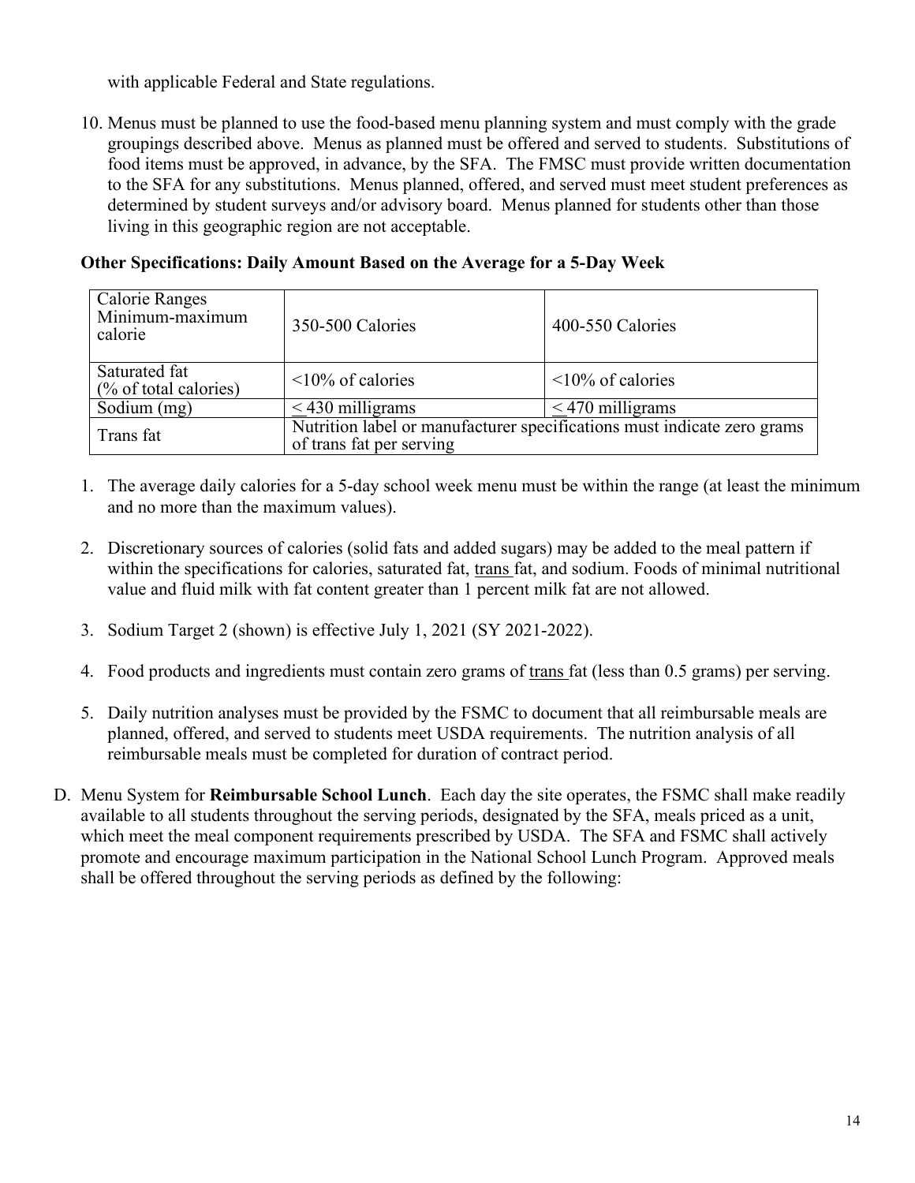with applicable Federal and State regulations.

10. Menus must be planned to use the food-based menu planning system and must comply with the grade groupings described above. Menus as planned must be offered and served to students. Substitutions of food items must be approved, in advance, by the SFA. The FMSC must provide written documentation to the SFA for any substitutions. Menus planned, offered, and served must meet student preferences as determined by student surveys and/or advisory board. Menus planned for students other than those living in this geographic region are not acceptable.

**Other Specifications: Daily Amount Based on the Average for a 5-Day Week**

| Calorie Ranges Minimum-maximum calorie | 350-500 Calories | 400-550 Calories |
|---|---|---|
| Saturated fat (% of total calories) | <10% of calories | <10% of calories |
| Sodium (mg) | ≤ 430 milligrams | ≤ 470 milligrams |
| Trans fat | Nutrition label or manufacturer specifications must indicate zero grams of trans fat per serving | |

1. The average daily calories for a 5-day school week menu must be within the range (at least the minimum and no more than the maximum values).

2. Discretionary sources of calories (solid fats and added sugars) may be added to the meal pattern if within the specifications for calories, saturated fat, trans fat, and sodium. Foods of minimal nutritional value and fluid milk with fat content greater than 1 percent milk fat are not allowed.

3. Sodium Target 2 (shown) is effective July 1, 2021 (SY 2021-2022).

4. Food products and ingredients must contain zero grams of trans fat (less than 0.5 grams) per serving.

5. Daily nutrition analyses must be provided by the FSMC to document that all reimbursable meals are planned, offered, and served to students meet USDA requirements. The nutrition analysis of all reimbursable meals must be completed for duration of contract period.

D. Menu System for **Reimbursable School Lunch**. Each day the site operates, the FSMC shall make readily available to all students throughout the serving periods, designated by the SFA, meals priced as a unit, which meet the meal component requirements prescribed by USDA. The SFA and FSMC shall actively promote and encourage maximum participation in the National School Lunch Program. Approved meals shall be offered throughout the serving periods as defined by the following: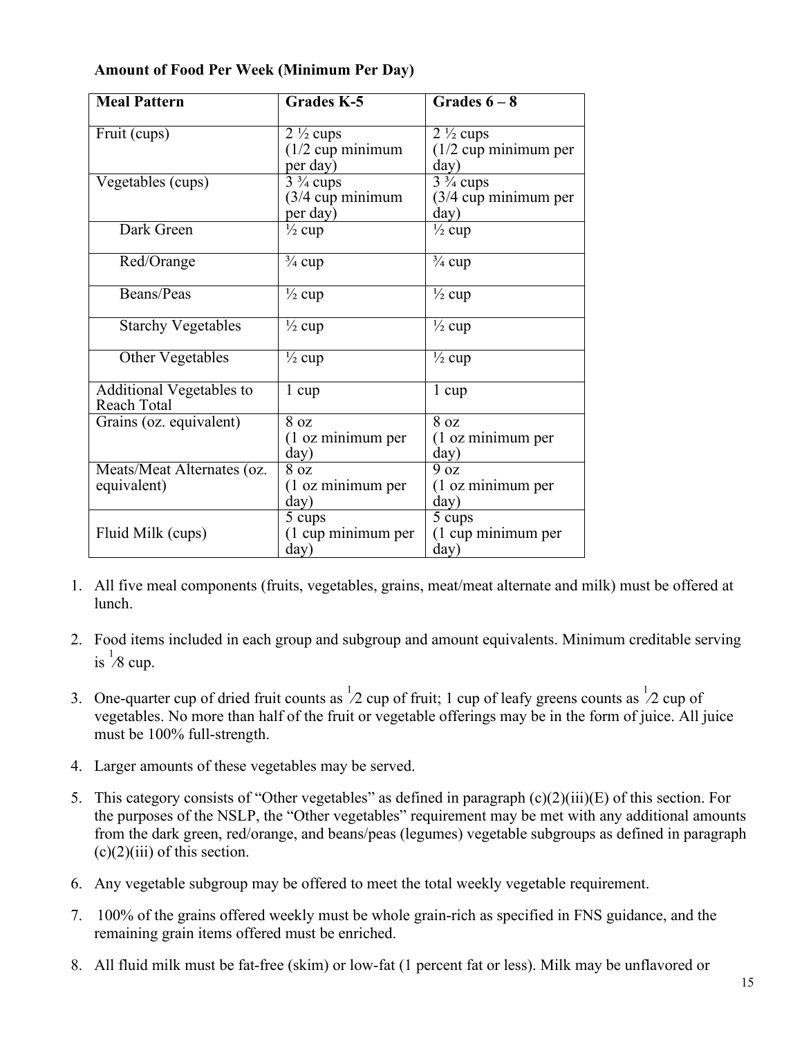**Amount of Food Per Week (Minimum Per Day)**

| Meal Pattern | Grades K-5 | Grades 6 – 8 |
|---|---|---|
| Fruit (cups) | 2 ½ cups (1/2 cup minimum per day) | 2 ½ cups (1/2 cup minimum per day) |
| Vegetables (cups) | 3 ¾ cups (3/4 cup minimum per day) | 3 ¾ cups (3/4 cup minimum per day) |
| Dark Green | ½ cup | ½ cup |
| Red/Orange | ¾ cup | ¾ cup |
| Beans/Peas | ½ cup | ½ cup |
| Starchy Vegetables | ½ cup | ½ cup |
| Other Vegetables | ½ cup | ½ cup |
| Additional Vegetables to Reach Total | 1 cup | 1 cup |
| Grains (oz. equivalent) | 8 oz (1 oz minimum per day) | 8 oz (1 oz minimum per day) |
| Meats/Meat Alternates (oz. equivalent) | 8 oz (1 oz minimum per day) | 9 oz (1 oz minimum per day) |
| Fluid Milk (cups) | 5 cups (1 cup minimum per day) | 5 cups (1 cup minimum per day) |

1. All five meal components (fruits, vegetables, grains, meat/meat alternate and milk) must be offered at lunch.
2. Food items included in each group and subgroup and amount equivalents. Minimum creditable serving is ⅛ cup.
3. One-quarter cup of dried fruit counts as ½ cup of fruit; 1 cup of leafy greens counts as ½ cup of vegetables. No more than half of the fruit or vegetable offerings may be in the form of juice. All juice must be 100% full-strength.
4. Larger amounts of these vegetables may be served.
5. This category consists of "Other vegetables" as defined in paragraph (c)(2)(iii)(E) of this section. For the purposes of the NSLP, the "Other vegetables" requirement may be met with any additional amounts from the dark green, red/orange, and beans/peas (legumes) vegetable subgroups as defined in paragraph (c)(2)(iii) of this section.
6. Any vegetable subgroup may be offered to meet the total weekly vegetable requirement.
7. 100% of the grains offered weekly must be whole grain-rich as specified in FNS guidance, and the remaining grain items offered must be enriched.
8. All fluid milk must be fat-free (skim) or low-fat (1 percent fat or less). Milk may be unflavored or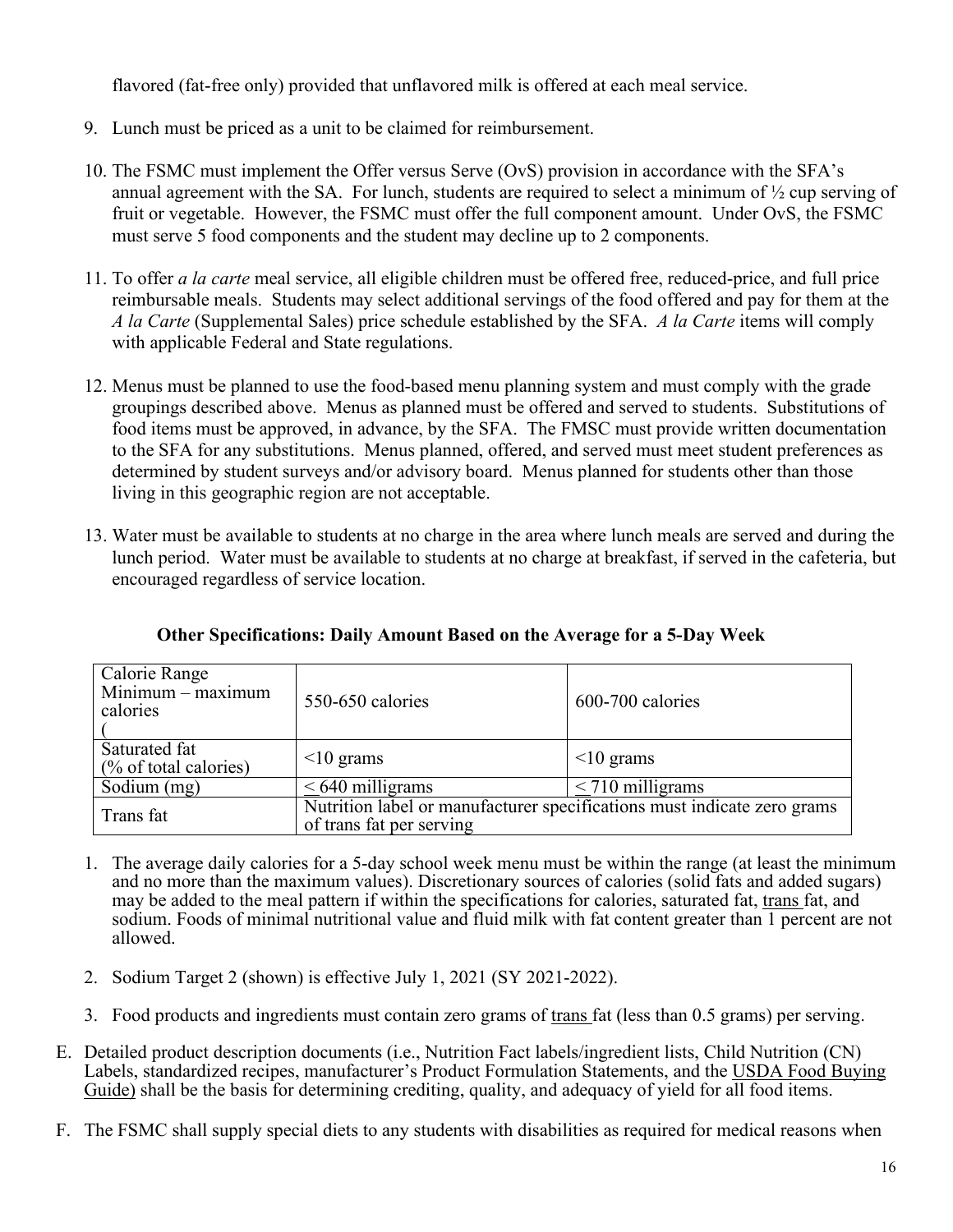flavored (fat-free only) provided that unflavored milk is offered at each meal service.

9. Lunch must be priced as a unit to be claimed for reimbursement.

10. The FSMC must implement the Offer versus Serve (OvS) provision in accordance with the SFA's annual agreement with the SA. For lunch, students are required to select a minimum of ½ cup serving of fruit or vegetable. However, the FSMC must offer the full component amount. Under OvS, the FSMC must serve 5 food components and the student may decline up to 2 components.

11. To offer *a la carte* meal service, all eligible children must be offered free, reduced-price, and full price reimbursable meals. Students may select additional servings of the food offered and pay for them at the *A la Carte* (Supplemental Sales) price schedule established by the SFA. *A la Carte* items will comply with applicable Federal and State regulations.

12. Menus must be planned to use the food-based menu planning system and must comply with the grade groupings described above. Menus as planned must be offered and served to students. Substitutions of food items must be approved, in advance, by the SFA. The FMSC must provide written documentation to the SFA for any substitutions. Menus planned, offered, and served must meet student preferences as determined by student surveys and/or advisory board. Menus planned for students other than those living in this geographic region are not acceptable.

13. Water must be available to students at no charge in the area where lunch meals are served and during the lunch period. Water must be available to students at no charge at breakfast, if served in the cafeteria, but encouraged regardless of service location.

**Other Specifications: Daily Amount Based on the Average for a 5-Day Week**

| Calorie Range Minimum – maximum calories ( | 550-650 calories | 600-700 calories |
|---|---|---|
| Saturated fat (% of total calories) | <10 grams | <10 grams |
| Sodium (mg) | ≤ 640 milligrams | ≤ 710 milligrams |
| Trans fat | Nutrition label or manufacturer specifications must indicate zero grams of trans fat per serving | |

1. The average daily calories for a 5-day school week menu must be within the range (at least the minimum and no more than the maximum values). Discretionary sources of calories (solid fats and added sugars) may be added to the meal pattern if within the specifications for calories, saturated fat, trans fat, and sodium. Foods of minimal nutritional value and fluid milk with fat content greater than 1 percent are not allowed.

2. Sodium Target 2 (shown) is effective July 1, 2021 (SY 2021-2022).

3. Food products and ingredients must contain zero grams of trans fat (less than 0.5 grams) per serving.

E. Detailed product description documents (i.e., Nutrition Fact labels/ingredient lists, Child Nutrition (CN) Labels, standardized recipes, manufacturer's Product Formulation Statements, and the USDA Food Buying Guide) shall be the basis for determining crediting, quality, and adequacy of yield for all food items.

F. The FSMC shall supply special diets to any students with disabilities as required for medical reasons when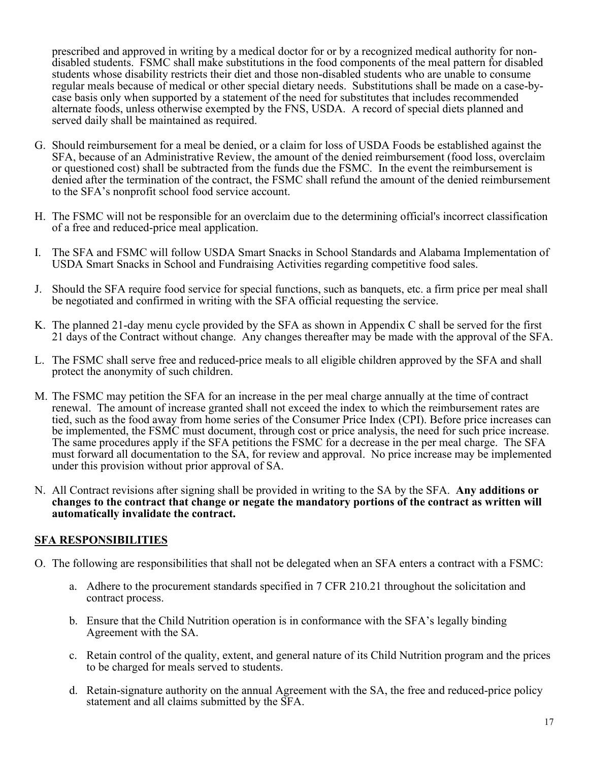prescribed and approved in writing by a medical doctor for or by a recognized medical authority for non-disabled students. FSMC shall make substitutions in the food components of the meal pattern for disabled students whose disability restricts their diet and those non-disabled students who are unable to consume regular meals because of medical or other special dietary needs. Substitutions shall be made on a case-by-case basis only when supported by a statement of the need for substitutes that includes recommended alternate foods, unless otherwise exempted by the FNS, USDA. A record of special diets planned and served daily shall be maintained as required.

G. Should reimbursement for a meal be denied, or a claim for loss of USDA Foods be established against the SFA, because of an Administrative Review, the amount of the denied reimbursement (food loss, overclaim or questioned cost) shall be subtracted from the funds due the FSMC. In the event the reimbursement is denied after the termination of the contract, the FSMC shall refund the amount of the denied reimbursement to the SFA's nonprofit school food service account.

H. The FSMC will not be responsible for an overclaim due to the determining official's incorrect classification of a free and reduced-price meal application.

I. The SFA and FSMC will follow USDA Smart Snacks in School Standards and Alabama Implementation of USDA Smart Snacks in School and Fundraising Activities regarding competitive food sales.

J. Should the SFA require food service for special functions, such as banquets, etc. a firm price per meal shall be negotiated and confirmed in writing with the SFA official requesting the service.

K. The planned 21-day menu cycle provided by the SFA as shown in Appendix C shall be served for the first 21 days of the Contract without change. Any changes thereafter may be made with the approval of the SFA.

L. The FSMC shall serve free and reduced-price meals to all eligible children approved by the SFA and shall protect the anonymity of such children.

M. The FSMC may petition the SFA for an increase in the per meal charge annually at the time of contract renewal. The amount of increase granted shall not exceed the index to which the reimbursement rates are tied, such as the food away from home series of the Consumer Price Index (CPI). Before price increases can be implemented, the FSMC must document, through cost or price analysis, the need for such price increase. The same procedures apply if the SFA petitions the FSMC for a decrease in the per meal charge. The SFA must forward all documentation to the SA, for review and approval. No price increase may be implemented under this provision without prior approval of SA.

N. All Contract revisions after signing shall be provided in writing to the SA by the SFA. **Any additions or changes to the contract that change or negate the mandatory portions of the contract as written will automatically invalidate the contract.**

## SFA RESPONSIBILITIES

O. The following are responsibilities that shall not be delegated when an SFA enters a contract with a FSMC:

   a. Adhere to the procurement standards specified in 7 CFR 210.21 throughout the solicitation and contract process.

   b. Ensure that the Child Nutrition operation is in conformance with the SFA's legally binding Agreement with the SA.

   c. Retain control of the quality, extent, and general nature of its Child Nutrition program and the prices to be charged for meals served to students.

   d. Retain-signature authority on the annual Agreement with the SA, the free and reduced-price policy statement and all claims submitted by the SFA.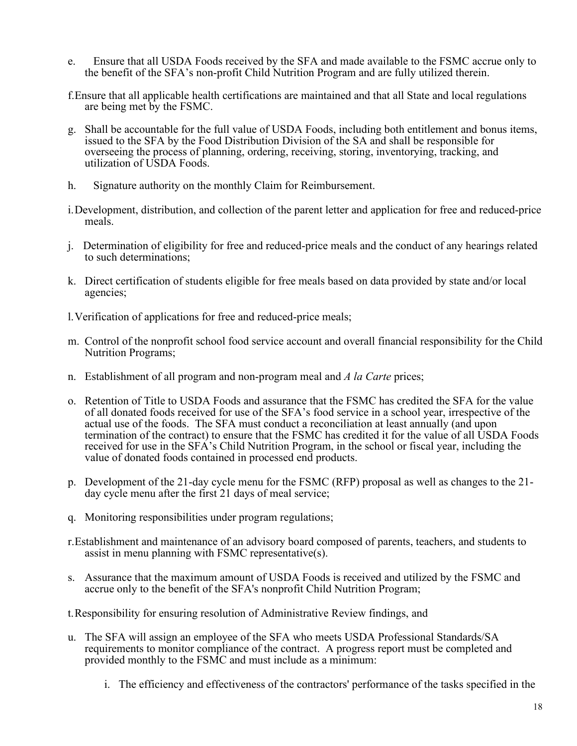e. Ensure that all USDA Foods received by the SFA and made available to the FSMC accrue only to the benefit of the SFA's non-profit Child Nutrition Program and are fully utilized therein.

f. Ensure that all applicable health certifications are maintained and that all State and local regulations are being met by the FSMC.

g. Shall be accountable for the full value of USDA Foods, including both entitlement and bonus items, issued to the SFA by the Food Distribution Division of the SA and shall be responsible for overseeing the process of planning, ordering, receiving, storing, inventorying, tracking, and utilization of USDA Foods.

h. Signature authority on the monthly Claim for Reimbursement.

i. Development, distribution, and collection of the parent letter and application for free and reduced-price meals.

j. Determination of eligibility for free and reduced-price meals and the conduct of any hearings related to such determinations;

k. Direct certification of students eligible for free meals based on data provided by state and/or local agencies;

l. Verification of applications for free and reduced-price meals;

m. Control of the nonprofit school food service account and overall financial responsibility for the Child Nutrition Programs;

n. Establishment of all program and non-program meal and *A la Carte* prices;

o. Retention of Title to USDA Foods and assurance that the FSMC has credited the SFA for the value of all donated foods received for use of the SFA's food service in a school year, irrespective of the actual use of the foods. The SFA must conduct a reconciliation at least annually (and upon termination of the contract) to ensure that the FSMC has credited it for the value of all USDA Foods received for use in the SFA's Child Nutrition Program, in the school or fiscal year, including the value of donated foods contained in processed end products.

p. Development of the 21-day cycle menu for the FSMC (RFP) proposal as well as changes to the 21-day cycle menu after the first 21 days of meal service;

q. Monitoring responsibilities under program regulations;

r. Establishment and maintenance of an advisory board composed of parents, teachers, and students to assist in menu planning with FSMC representative(s).

s. Assurance that the maximum amount of USDA Foods is received and utilized by the FSMC and accrue only to the benefit of the SFA's nonprofit Child Nutrition Program;

t. Responsibility for ensuring resolution of Administrative Review findings, and

u. The SFA will assign an employee of the SFA who meets USDA Professional Standards/SA requirements to monitor compliance of the contract. A progress report must be completed and provided monthly to the FSMC and must include as a minimum:

   i. The efficiency and effectiveness of the contractors' performance of the tasks specified in the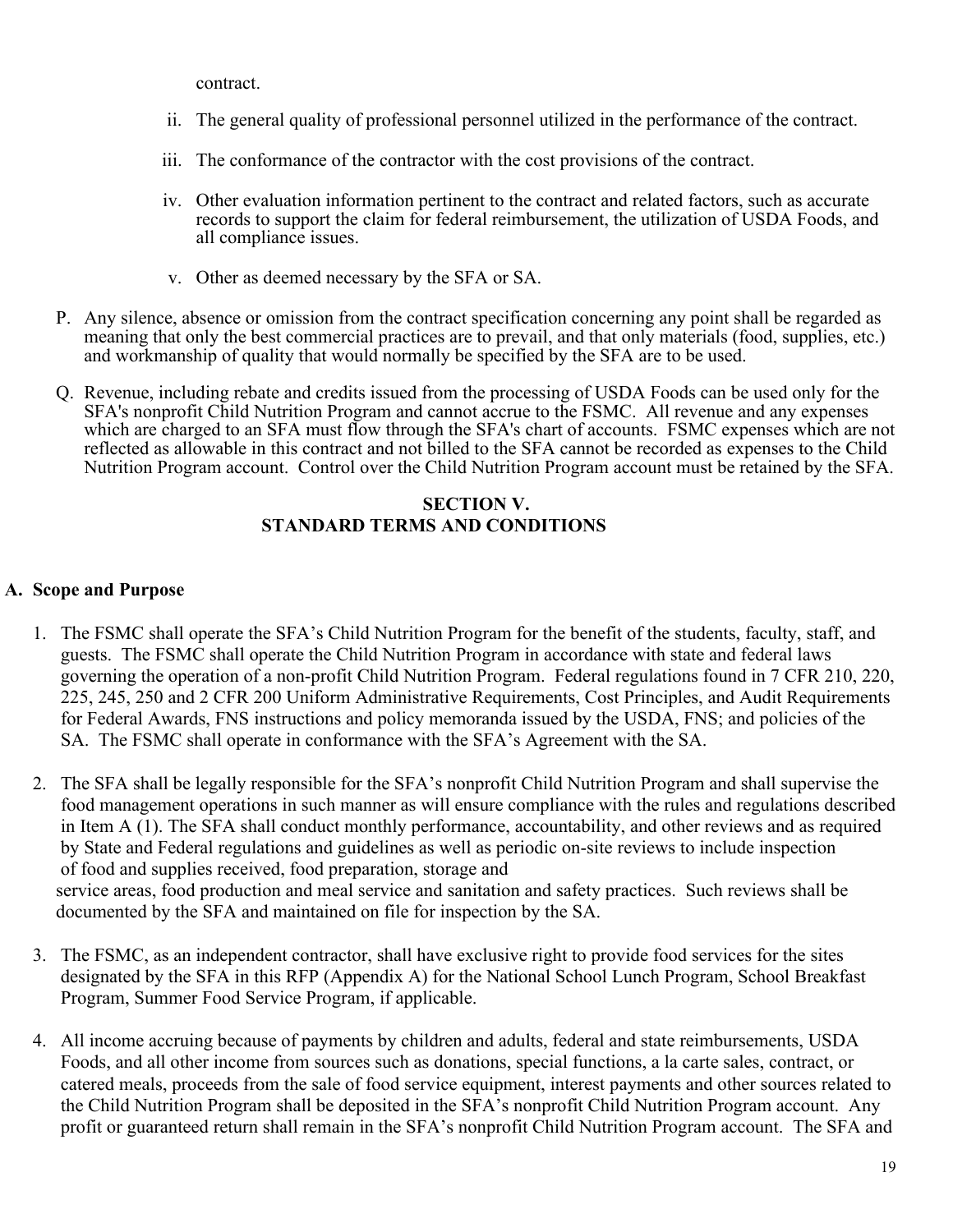contract.

ii. The general quality of professional personnel utilized in the performance of the contract.

iii. The conformance of the contractor with the cost provisions of the contract.

iv. Other evaluation information pertinent to the contract and related factors, such as accurate records to support the claim for federal reimbursement, the utilization of USDA Foods, and all compliance issues.

v. Other as deemed necessary by the SFA or SA.

P. Any silence, absence or omission from the contract specification concerning any point shall be regarded as meaning that only the best commercial practices are to prevail, and that only materials (food, supplies, etc.) and workmanship of quality that would normally be specified by the SFA are to be used.

Q. Revenue, including rebate and credits issued from the processing of USDA Foods can be used only for the SFA's nonprofit Child Nutrition Program and cannot accrue to the FSMC. All revenue and any expenses which are charged to an SFA must flow through the SFA's chart of accounts. FSMC expenses which are not reflected as allowable in this contract and not billed to the SFA cannot be recorded as expenses to the Child Nutrition Program account. Control over the Child Nutrition Program account must be retained by the SFA.

## SECTION V.
## STANDARD TERMS AND CONDITIONS

### A. Scope and Purpose

1. The FSMC shall operate the SFA's Child Nutrition Program for the benefit of the students, faculty, staff, and guests. The FSMC shall operate the Child Nutrition Program in accordance with state and federal laws governing the operation of a non-profit Child Nutrition Program. Federal regulations found in 7 CFR 210, 220, 225, 245, 250 and 2 CFR 200 Uniform Administrative Requirements, Cost Principles, and Audit Requirements for Federal Awards, FNS instructions and policy memoranda issued by the USDA, FNS; and policies of the SA. The FSMC shall operate in conformance with the SFA's Agreement with the SA.

2. The SFA shall be legally responsible for the SFA's nonprofit Child Nutrition Program and shall supervise the food management operations in such manner as will ensure compliance with the rules and regulations described in Item A (1). The SFA shall conduct monthly performance, accountability, and other reviews and as required by State and Federal regulations and guidelines as well as periodic on-site reviews to include inspection of food and supplies received, food preparation, storage and service areas, food production and meal service and sanitation and safety practices. Such reviews shall be documented by the SFA and maintained on file for inspection by the SA.

3. The FSMC, as an independent contractor, shall have exclusive right to provide food services for the sites designated by the SFA in this RFP (Appendix A) for the National School Lunch Program, School Breakfast Program, Summer Food Service Program, if applicable.

4. All income accruing because of payments by children and adults, federal and state reimbursements, USDA Foods, and all other income from sources such as donations, special functions, a la carte sales, contract, or catered meals, proceeds from the sale of food service equipment, interest payments and other sources related to the Child Nutrition Program shall be deposited in the SFA's nonprofit Child Nutrition Program account. Any profit or guaranteed return shall remain in the SFA's nonprofit Child Nutrition Program account. The SFA and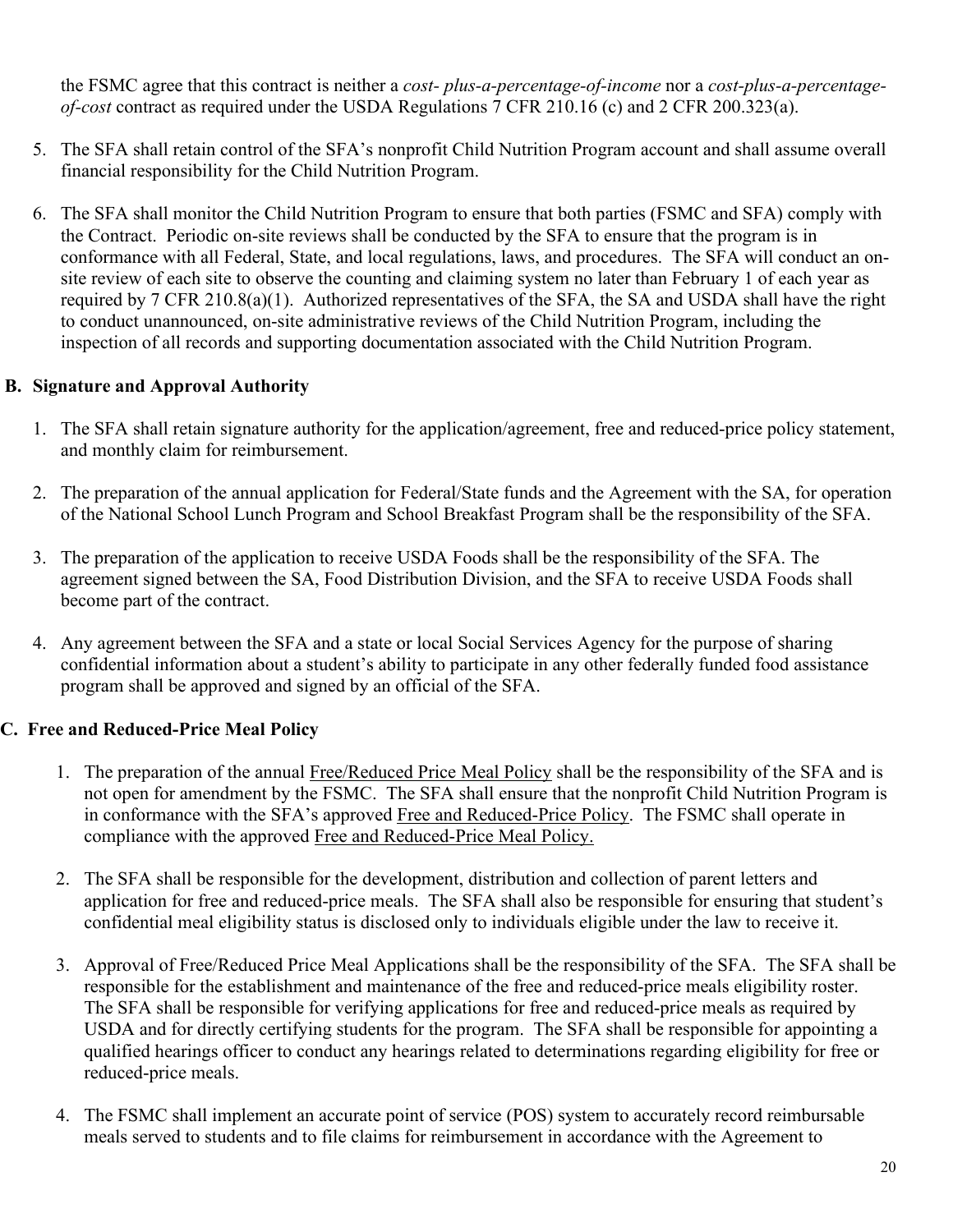the FSMC agree that this contract is neither a *cost- plus-a-percentage-of-income* nor a *cost-plus-a-percentage-of-cost* contract as required under the USDA Regulations 7 CFR 210.16 (c) and 2 CFR 200.323(a).

5. The SFA shall retain control of the SFA's nonprofit Child Nutrition Program account and shall assume overall financial responsibility for the Child Nutrition Program.

6. The SFA shall monitor the Child Nutrition Program to ensure that both parties (FSMC and SFA) comply with the Contract. Periodic on-site reviews shall be conducted by the SFA to ensure that the program is in conformance with all Federal, State, and local regulations, laws, and procedures. The SFA will conduct an on-site review of each site to observe the counting and claiming system no later than February 1 of each year as required by 7 CFR 210.8(a)(1). Authorized representatives of the SFA, the SA and USDA shall have the right to conduct unannounced, on-site administrative reviews of the Child Nutrition Program, including the inspection of all records and supporting documentation associated with the Child Nutrition Program.

## B. Signature and Approval Authority

1. The SFA shall retain signature authority for the application/agreement, free and reduced-price policy statement, and monthly claim for reimbursement.

2. The preparation of the annual application for Federal/State funds and the Agreement with the SA, for operation of the National School Lunch Program and School Breakfast Program shall be the responsibility of the SFA.

3. The preparation of the application to receive USDA Foods shall be the responsibility of the SFA. The agreement signed between the SA, Food Distribution Division, and the SFA to receive USDA Foods shall become part of the contract.

4. Any agreement between the SFA and a state or local Social Services Agency for the purpose of sharing confidential information about a student's ability to participate in any other federally funded food assistance program shall be approved and signed by an official of the SFA.

## C. Free and Reduced-Price Meal Policy

1. The preparation of the annual <u>Free/Reduced Price Meal Policy</u> shall be the responsibility of the SFA and is not open for amendment by the FSMC. The SFA shall ensure that the nonprofit Child Nutrition Program is in conformance with the SFA's approved <u>Free and Reduced-Price Policy</u>. The FSMC shall operate in compliance with the approved <u>Free and Reduced-Price Meal Policy.</u>

2. The SFA shall be responsible for the development, distribution and collection of parent letters and application for free and reduced-price meals. The SFA shall also be responsible for ensuring that student's confidential meal eligibility status is disclosed only to individuals eligible under the law to receive it.

3. Approval of Free/Reduced Price Meal Applications shall be the responsibility of the SFA. The SFA shall be responsible for the establishment and maintenance of the free and reduced-price meals eligibility roster. The SFA shall be responsible for verifying applications for free and reduced-price meals as required by USDA and for directly certifying students for the program. The SFA shall be responsible for appointing a qualified hearings officer to conduct any hearings related to determinations regarding eligibility for free or reduced-price meals.

4. The FSMC shall implement an accurate point of service (POS) system to accurately record reimbursable meals served to students and to file claims for reimbursement in accordance with the Agreement to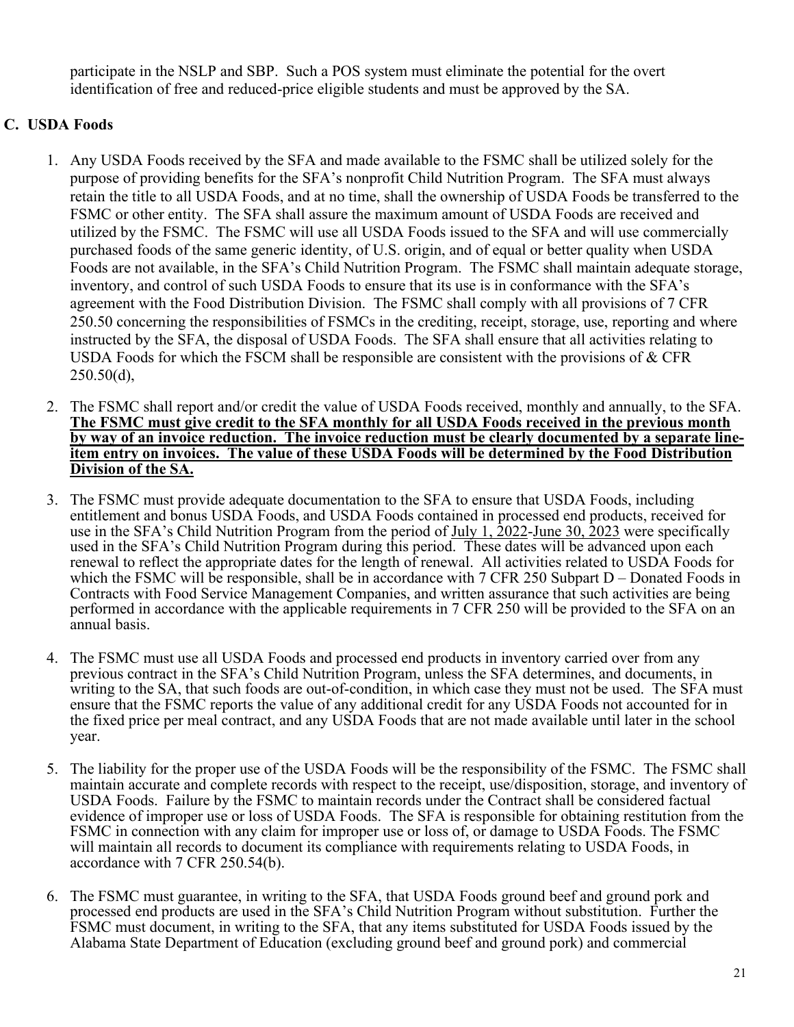participate in the NSLP and SBP. Such a POS system must eliminate the potential for the overt identification of free and reduced-price eligible students and must be approved by the SA.

## C. USDA Foods

1. Any USDA Foods received by the SFA and made available to the FSMC shall be utilized solely for the purpose of providing benefits for the SFA's nonprofit Child Nutrition Program. The SFA must always retain the title to all USDA Foods, and at no time, shall the ownership of USDA Foods be transferred to the FSMC or other entity. The SFA shall assure the maximum amount of USDA Foods are received and utilized by the FSMC. The FSMC will use all USDA Foods issued to the SFA and will use commercially purchased foods of the same generic identity, of U.S. origin, and of equal or better quality when USDA Foods are not available, in the SFA's Child Nutrition Program. The FSMC shall maintain adequate storage, inventory, and control of such USDA Foods to ensure that its use is in conformance with the SFA's agreement with the Food Distribution Division. The FSMC shall comply with all provisions of 7 CFR 250.50 concerning the responsibilities of FSMCs in the crediting, receipt, storage, use, reporting and where instructed by the SFA, the disposal of USDA Foods. The SFA shall ensure that all activities relating to USDA Foods for which the FSCM shall be responsible are consistent with the provisions of & CFR 250.50(d),

2. The FSMC shall report and/or credit the value of USDA Foods received, monthly and annually, to the SFA. **The FSMC must give credit to the SFA monthly for all USDA Foods received in the previous month by way of an invoice reduction. The invoice reduction must be clearly documented by a separate line-item entry on invoices. The value of these USDA Foods will be determined by the Food Distribution Division of the SA.**

3. The FSMC must provide adequate documentation to the SFA to ensure that USDA Foods, including entitlement and bonus USDA Foods, and USDA Foods contained in processed end products, received for use in the SFA's Child Nutrition Program from the period of July 1, 2022-June 30, 2023 were specifically used in the SFA's Child Nutrition Program during this period. These dates will be advanced upon each renewal to reflect the appropriate dates for the length of renewal. All activities related to USDA Foods for which the FSMC will be responsible, shall be in accordance with 7 CFR 250 Subpart D – Donated Foods in Contracts with Food Service Management Companies, and written assurance that such activities are being performed in accordance with the applicable requirements in 7 CFR 250 will be provided to the SFA on an annual basis.

4. The FSMC must use all USDA Foods and processed end products in inventory carried over from any previous contract in the SFA's Child Nutrition Program, unless the SFA determines, and documents, in writing to the SA, that such foods are out-of-condition, in which case they must not be used. The SFA must ensure that the FSMC reports the value of any additional credit for any USDA Foods not accounted for in the fixed price per meal contract, and any USDA Foods that are not made available until later in the school year.

5. The liability for the proper use of the USDA Foods will be the responsibility of the FSMC. The FSMC shall maintain accurate and complete records with respect to the receipt, use/disposition, storage, and inventory of USDA Foods. Failure by the FSMC to maintain records under the Contract shall be considered factual evidence of improper use or loss of USDA Foods. The SFA is responsible for obtaining restitution from the FSMC in connection with any claim for improper use or loss of, or damage to USDA Foods. The FSMC will maintain all records to document its compliance with requirements relating to USDA Foods, in accordance with 7 CFR 250.54(b).

6. The FSMC must guarantee, in writing to the SFA, that USDA Foods ground beef and ground pork and processed end products are used in the SFA's Child Nutrition Program without substitution. Further the FSMC must document, in writing to the SFA, that any items substituted for USDA Foods issued by the Alabama State Department of Education (excluding ground beef and ground pork) and commercial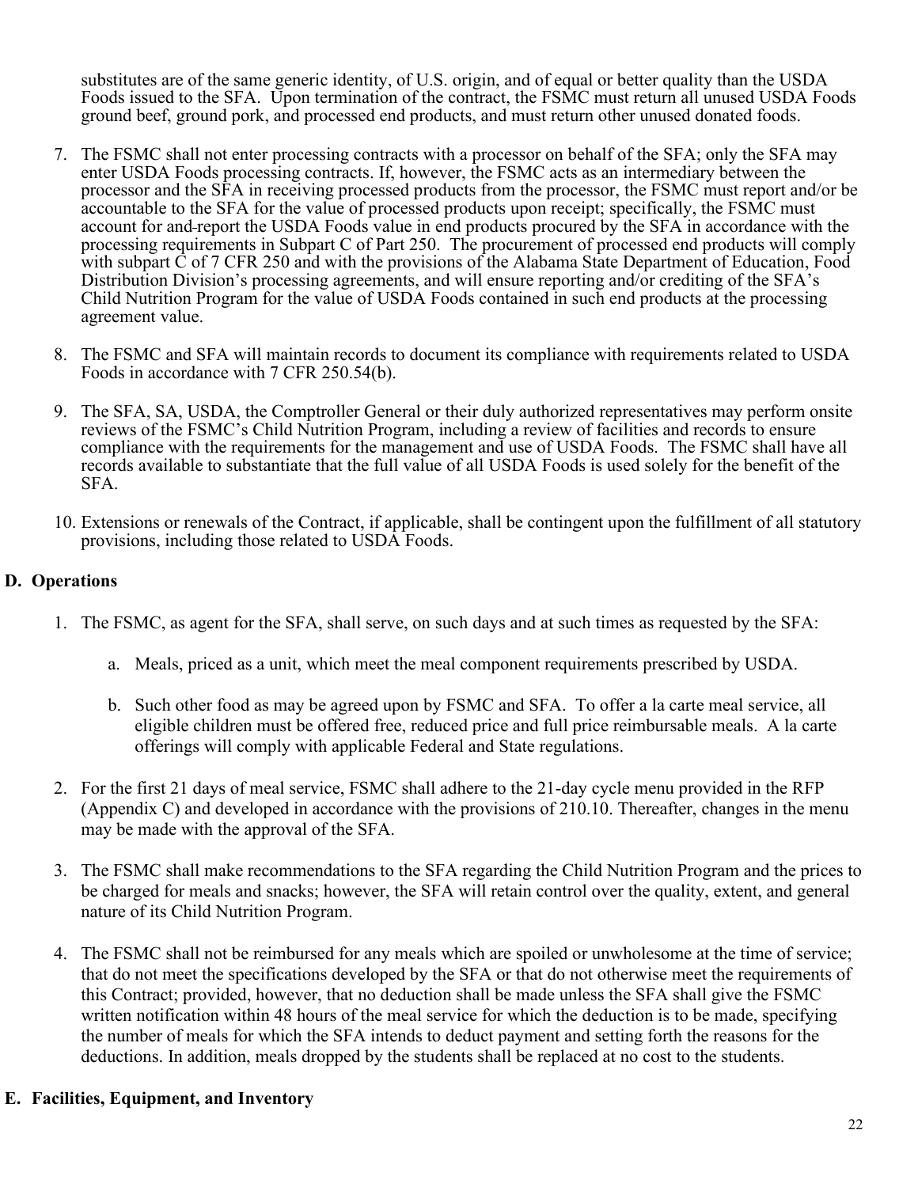substitutes are of the same generic identity, of U.S. origin, and of equal or better quality than the USDA Foods issued to the SFA. Upon termination of the contract, the FSMC must return all unused USDA Foods ground beef, ground pork, and processed end products, and must return other unused donated foods.

7. The FSMC shall not enter processing contracts with a processor on behalf of the SFA; only the SFA may enter USDA Foods processing contracts. If, however, the FSMC acts as an intermediary between the processor and the SFA in receiving processed products from the processor, the FSMC must report and/or be accountable to the SFA for the value of processed products upon receipt; specifically, the FSMC must account for and report the USDA Foods value in end products procured by the SFA in accordance with the processing requirements in Subpart C of Part 250. The procurement of processed end products will comply with subpart C of 7 CFR 250 and with the provisions of the Alabama State Department of Education, Food Distribution Division's processing agreements, and will ensure reporting and/or crediting of the SFA's Child Nutrition Program for the value of USDA Foods contained in such end products at the processing agreement value.

8. The FSMC and SFA will maintain records to document its compliance with requirements related to USDA Foods in accordance with 7 CFR 250.54(b).

9. The SFA, SA, USDA, the Comptroller General or their duly authorized representatives may perform onsite reviews of the FSMC's Child Nutrition Program, including a review of facilities and records to ensure compliance with the requirements for the management and use of USDA Foods. The FSMC shall have all records available to substantiate that the full value of all USDA Foods is used solely for the benefit of the SFA.

10. Extensions or renewals of the Contract, if applicable, shall be contingent upon the fulfillment of all statutory provisions, including those related to USDA Foods.

## D. Operations

1. The FSMC, as agent for the SFA, shall serve, on such days and at such times as requested by the SFA:

   a. Meals, priced as a unit, which meet the meal component requirements prescribed by USDA.

   b. Such other food as may be agreed upon by FSMC and SFA. To offer a la carte meal service, all eligible children must be offered free, reduced price and full price reimbursable meals. A la carte offerings will comply with applicable Federal and State regulations.

2. For the first 21 days of meal service, FSMC shall adhere to the 21-day cycle menu provided in the RFP (Appendix C) and developed in accordance with the provisions of 210.10. Thereafter, changes in the menu may be made with the approval of the SFA.

3. The FSMC shall make recommendations to the SFA regarding the Child Nutrition Program and the prices to be charged for meals and snacks; however, the SFA will retain control over the quality, extent, and general nature of its Child Nutrition Program.

4. The FSMC shall not be reimbursed for any meals which are spoiled or unwholesome at the time of service; that do not meet the specifications developed by the SFA or that do not otherwise meet the requirements of this Contract; provided, however, that no deduction shall be made unless the SFA shall give the FSMC written notification within 48 hours of the meal service for which the deduction is to be made, specifying the number of meals for which the SFA intends to deduct payment and setting forth the reasons for the deductions. In addition, meals dropped by the students shall be replaced at no cost to the students.

## E. Facilities, Equipment, and Inventory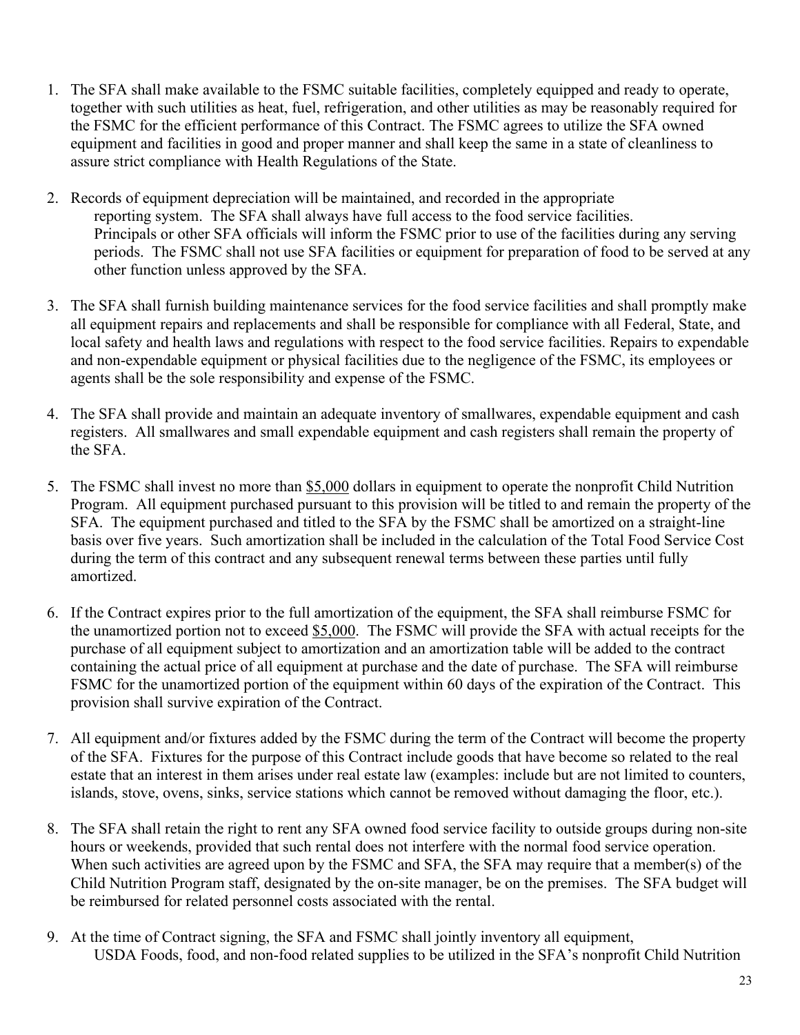1. The SFA shall make available to the FSMC suitable facilities, completely equipped and ready to operate, together with such utilities as heat, fuel, refrigeration, and other utilities as may be reasonably required for the FSMC for the efficient performance of this Contract. The FSMC agrees to utilize the SFA owned equipment and facilities in good and proper manner and shall keep the same in a state of cleanliness to assure strict compliance with Health Regulations of the State.

2. Records of equipment depreciation will be maintained, and recorded in the appropriate reporting system. The SFA shall always have full access to the food service facilities. Principals or other SFA officials will inform the FSMC prior to use of the facilities during any serving periods. The FSMC shall not use SFA facilities or equipment for preparation of food to be served at any other function unless approved by the SFA.

3. The SFA shall furnish building maintenance services for the food service facilities and shall promptly make all equipment repairs and replacements and shall be responsible for compliance with all Federal, State, and local safety and health laws and regulations with respect to the food service facilities. Repairs to expendable and non-expendable equipment or physical facilities due to the negligence of the FSMC, its employees or agents shall be the sole responsibility and expense of the FSMC.

4. The SFA shall provide and maintain an adequate inventory of smallwares, expendable equipment and cash registers. All smallwares and small expendable equipment and cash registers shall remain the property of the SFA.

5. The FSMC shall invest no more than $5,000 dollars in equipment to operate the nonprofit Child Nutrition Program. All equipment purchased pursuant to this provision will be titled to and remain the property of the SFA. The equipment purchased and titled to the SFA by the FSMC shall be amortized on a straight-line basis over five years. Such amortization shall be included in the calculation of the Total Food Service Cost during the term of this contract and any subsequent renewal terms between these parties until fully amortized.

6. If the Contract expires prior to the full amortization of the equipment, the SFA shall reimburse FSMC for the unamortized portion not to exceed $5,000. The FSMC will provide the SFA with actual receipts for the purchase of all equipment subject to amortization and an amortization table will be added to the contract containing the actual price of all equipment at purchase and the date of purchase. The SFA will reimburse FSMC for the unamortized portion of the equipment within 60 days of the expiration of the Contract. This provision shall survive expiration of the Contract.

7. All equipment and/or fixtures added by the FSMC during the term of the Contract will become the property of the SFA. Fixtures for the purpose of this Contract include goods that have become so related to the real estate that an interest in them arises under real estate law (examples: include but are not limited to counters, islands, stove, ovens, sinks, service stations which cannot be removed without damaging the floor, etc.).

8. The SFA shall retain the right to rent any SFA owned food service facility to outside groups during non-site hours or weekends, provided that such rental does not interfere with the normal food service operation. When such activities are agreed upon by the FSMC and SFA, the SFA may require that a member(s) of the Child Nutrition Program staff, designated by the on-site manager, be on the premises. The SFA budget will be reimbursed for related personnel costs associated with the rental.

9. At the time of Contract signing, the SFA and FSMC shall jointly inventory all equipment, USDA Foods, food, and non-food related supplies to be utilized in the SFA's nonprofit Child Nutrition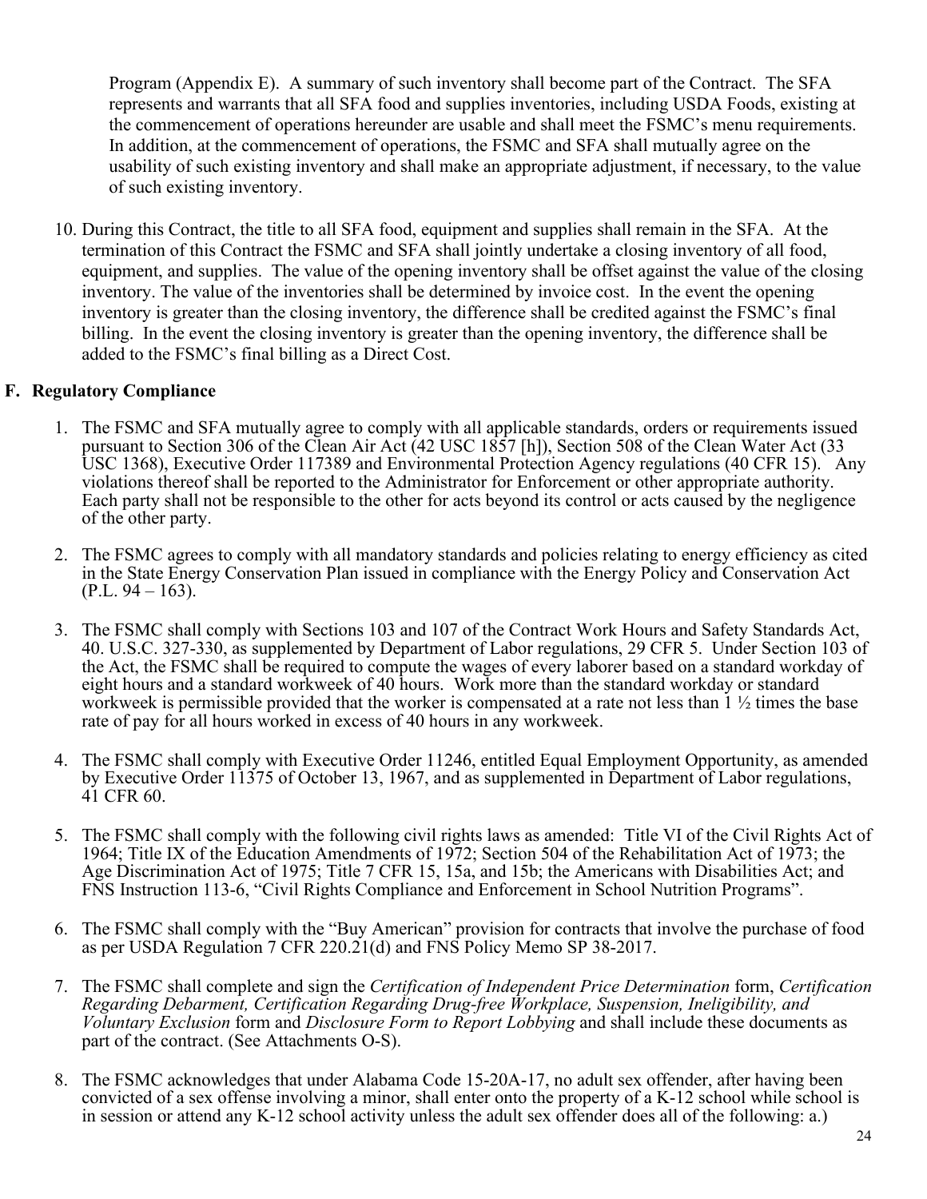Program (Appendix E). A summary of such inventory shall become part of the Contract. The SFA represents and warrants that all SFA food and supplies inventories, including USDA Foods, existing at the commencement of operations hereunder are usable and shall meet the FSMC's menu requirements. In addition, at the commencement of operations, the FSMC and SFA shall mutually agree on the usability of such existing inventory and shall make an appropriate adjustment, if necessary, to the value of such existing inventory.

10. During this Contract, the title to all SFA food, equipment and supplies shall remain in the SFA. At the termination of this Contract the FSMC and SFA shall jointly undertake a closing inventory of all food, equipment, and supplies. The value of the opening inventory shall be offset against the value of the closing inventory. The value of the inventories shall be determined by invoice cost. In the event the opening inventory is greater than the closing inventory, the difference shall be credited against the FSMC's final billing. In the event the closing inventory is greater than the opening inventory, the difference shall be added to the FSMC's final billing as a Direct Cost.

## F. Regulatory Compliance

1. The FSMC and SFA mutually agree to comply with all applicable standards, orders or requirements issued pursuant to Section 306 of the Clean Air Act (42 USC 1857 [h]), Section 508 of the Clean Water Act (33 USC 1368), Executive Order 117389 and Environmental Protection Agency regulations (40 CFR 15). Any violations thereof shall be reported to the Administrator for Enforcement or other appropriate authority. Each party shall not be responsible to the other for acts beyond its control or acts caused by the negligence of the other party.

2. The FSMC agrees to comply with all mandatory standards and policies relating to energy efficiency as cited in the State Energy Conservation Plan issued in compliance with the Energy Policy and Conservation Act (P.L. 94 – 163).

3. The FSMC shall comply with Sections 103 and 107 of the Contract Work Hours and Safety Standards Act, 40. U.S.C. 327-330, as supplemented by Department of Labor regulations, 29 CFR 5. Under Section 103 of the Act, the FSMC shall be required to compute the wages of every laborer based on a standard workday of eight hours and a standard workweek of 40 hours. Work more than the standard workday or standard workweek is permissible provided that the worker is compensated at a rate not less than 1 ½ times the base rate of pay for all hours worked in excess of 40 hours in any workweek.

4. The FSMC shall comply with Executive Order 11246, entitled Equal Employment Opportunity, as amended by Executive Order 11375 of October 13, 1967, and as supplemented in Department of Labor regulations, 41 CFR 60.

5. The FSMC shall comply with the following civil rights laws as amended: Title VI of the Civil Rights Act of 1964; Title IX of the Education Amendments of 1972; Section 504 of the Rehabilitation Act of 1973; the Age Discrimination Act of 1975; Title 7 CFR 15, 15a, and 15b; the Americans with Disabilities Act; and FNS Instruction 113-6, "Civil Rights Compliance and Enforcement in School Nutrition Programs".

6. The FSMC shall comply with the "Buy American" provision for contracts that involve the purchase of food as per USDA Regulation 7 CFR 220.21(d) and FNS Policy Memo SP 38-2017.

7. The FSMC shall complete and sign the *Certification of Independent Price Determination* form, *Certification Regarding Debarment, Certification Regarding Drug-free Workplace, Suspension, Ineligibility, and Voluntary Exclusion* form and *Disclosure Form to Report Lobbying* and shall include these documents as part of the contract. (See Attachments O-S).

8. The FSMC acknowledges that under Alabama Code 15-20A-17, no adult sex offender, after having been convicted of a sex offense involving a minor, shall enter onto the property of a K-12 school while school is in session or attend any K-12 school activity unless the adult sex offender does all of the following: a.)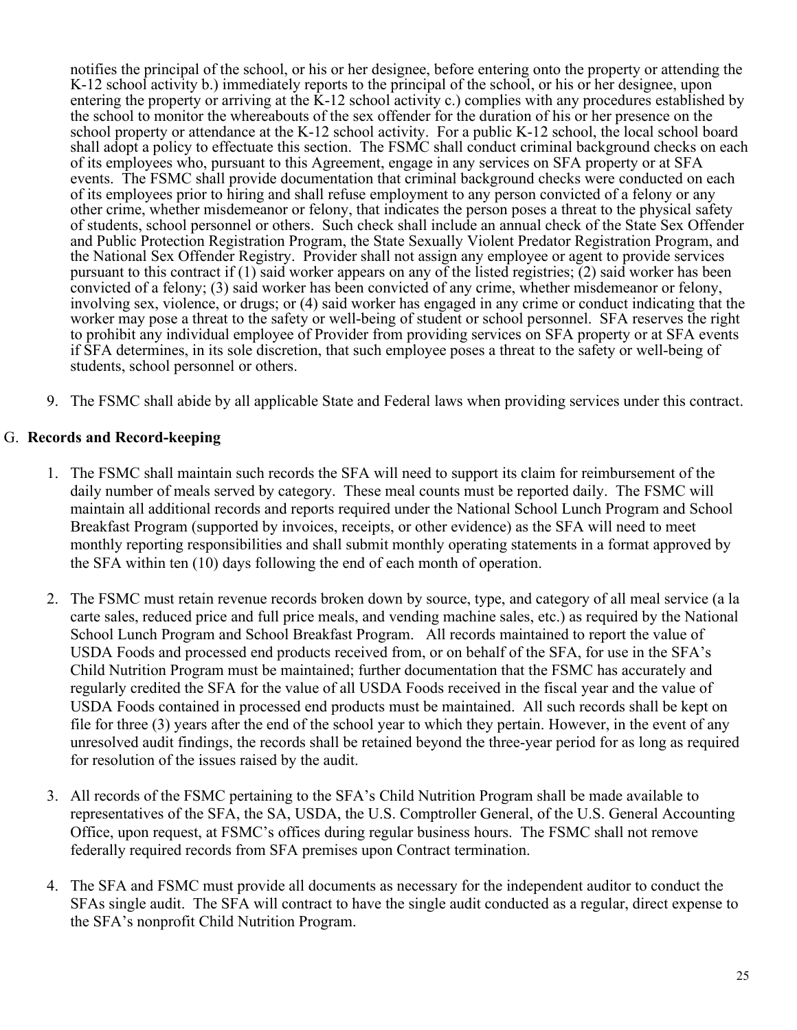notifies the principal of the school, or his or her designee, before entering onto the property or attending the K-12 school activity b.) immediately reports to the principal of the school, or his or her designee, upon entering the property or arriving at the K-12 school activity c.) complies with any procedures established by the school to monitor the whereabouts of the sex offender for the duration of his or her presence on the school property or attendance at the K-12 school activity. For a public K-12 school, the local school board shall adopt a policy to effectuate this section. The FSMC shall conduct criminal background checks on each of its employees who, pursuant to this Agreement, engage in any services on SFA property or at SFA events. The FSMC shall provide documentation that criminal background checks were conducted on each of its employees prior to hiring and shall refuse employment to any person convicted of a felony or any other crime, whether misdemeanor or felony, that indicates the person poses a threat to the physical safety of students, school personnel or others. Such check shall include an annual check of the State Sex Offender and Public Protection Registration Program, the State Sexually Violent Predator Registration Program, and the National Sex Offender Registry. Provider shall not assign any employee or agent to provide services pursuant to this contract if (1) said worker appears on any of the listed registries; (2) said worker has been convicted of a felony; (3) said worker has been convicted of any crime, whether misdemeanor or felony, involving sex, violence, or drugs; or (4) said worker has engaged in any crime or conduct indicating that the worker may pose a threat to the safety or well-being of student or school personnel. SFA reserves the right to prohibit any individual employee of Provider from providing services on SFA property or at SFA events if SFA determines, in its sole discretion, that such employee poses a threat to the safety or well-being of students, school personnel or others.

9. The FSMC shall abide by all applicable State and Federal laws when providing services under this contract.

## G. **Records and Record-keeping**

1. The FSMC shall maintain such records the SFA will need to support its claim for reimbursement of the daily number of meals served by category. These meal counts must be reported daily. The FSMC will maintain all additional records and reports required under the National School Lunch Program and School Breakfast Program (supported by invoices, receipts, or other evidence) as the SFA will need to meet monthly reporting responsibilities and shall submit monthly operating statements in a format approved by the SFA within ten (10) days following the end of each month of operation.

2. The FSMC must retain revenue records broken down by source, type, and category of all meal service (a la carte sales, reduced price and full price meals, and vending machine sales, etc.) as required by the National School Lunch Program and School Breakfast Program. All records maintained to report the value of USDA Foods and processed end products received from, or on behalf of the SFA, for use in the SFA's Child Nutrition Program must be maintained; further documentation that the FSMC has accurately and regularly credited the SFA for the value of all USDA Foods received in the fiscal year and the value of USDA Foods contained in processed end products must be maintained. All such records shall be kept on file for three (3) years after the end of the school year to which they pertain. However, in the event of any unresolved audit findings, the records shall be retained beyond the three-year period for as long as required for resolution of the issues raised by the audit.

3. All records of the FSMC pertaining to the SFA's Child Nutrition Program shall be made available to representatives of the SFA, the SA, USDA, the U.S. Comptroller General, of the U.S. General Accounting Office, upon request, at FSMC's offices during regular business hours. The FSMC shall not remove federally required records from SFA premises upon Contract termination.

4. The SFA and FSMC must provide all documents as necessary for the independent auditor to conduct the SFAs single audit. The SFA will contract to have the single audit conducted as a regular, direct expense to the SFA's nonprofit Child Nutrition Program.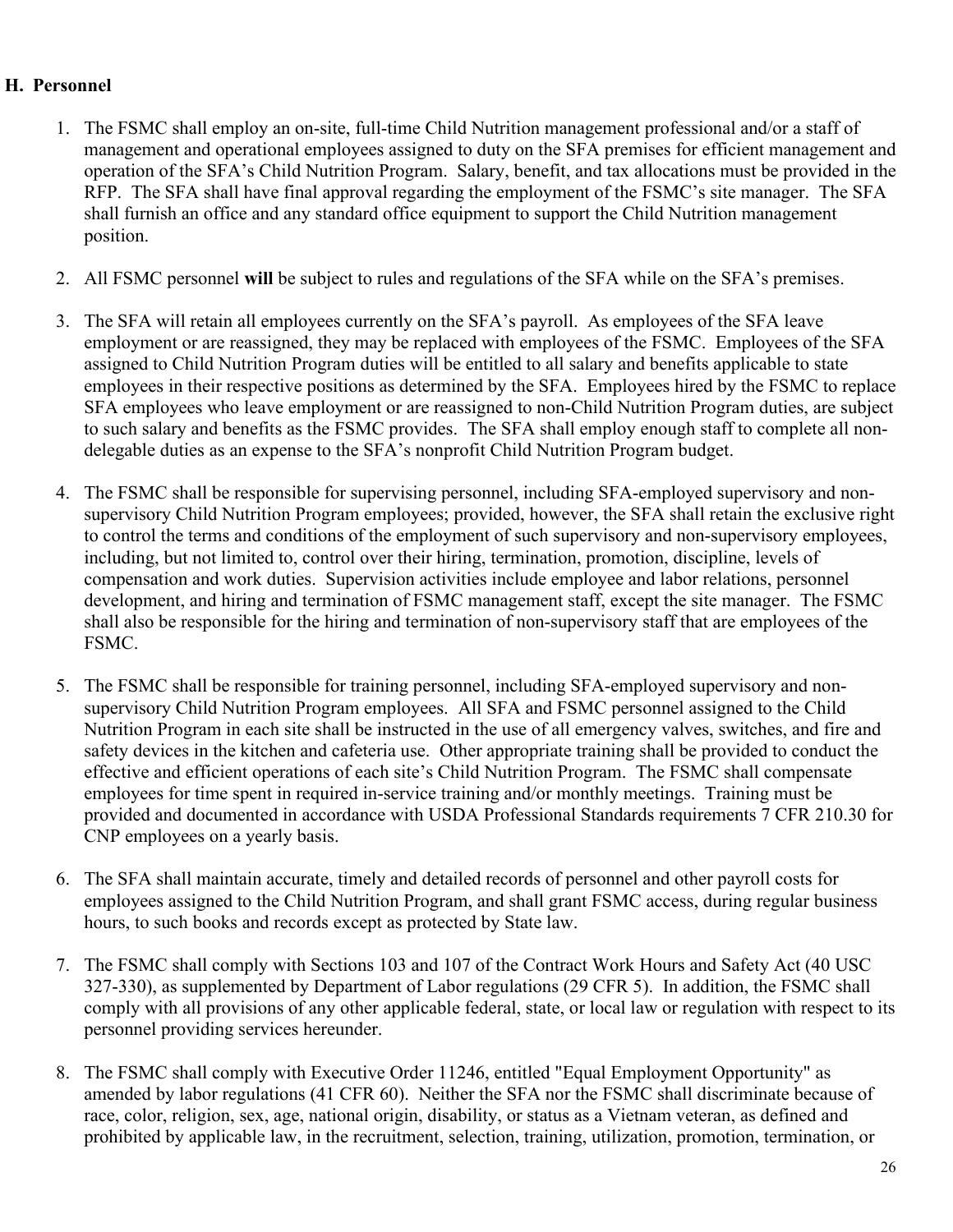## H. Personnel

1. The FSMC shall employ an on-site, full-time Child Nutrition management professional and/or a staff of management and operational employees assigned to duty on the SFA premises for efficient management and operation of the SFA's Child Nutrition Program. Salary, benefit, and tax allocations must be provided in the RFP. The SFA shall have final approval regarding the employment of the FSMC's site manager. The SFA shall furnish an office and any standard office equipment to support the Child Nutrition management position.

2. All FSMC personnel **will** be subject to rules and regulations of the SFA while on the SFA's premises.

3. The SFA will retain all employees currently on the SFA's payroll. As employees of the SFA leave employment or are reassigned, they may be replaced with employees of the FSMC. Employees of the SFA assigned to Child Nutrition Program duties will be entitled to all salary and benefits applicable to state employees in their respective positions as determined by the SFA. Employees hired by the FSMC to replace SFA employees who leave employment or are reassigned to non-Child Nutrition Program duties, are subject to such salary and benefits as the FSMC provides. The SFA shall employ enough staff to complete all non-delegable duties as an expense to the SFA's nonprofit Child Nutrition Program budget.

4. The FSMC shall be responsible for supervising personnel, including SFA-employed supervisory and non-supervisory Child Nutrition Program employees; provided, however, the SFA shall retain the exclusive right to control the terms and conditions of the employment of such supervisory and non-supervisory employees, including, but not limited to, control over their hiring, termination, promotion, discipline, levels of compensation and work duties. Supervision activities include employee and labor relations, personnel development, and hiring and termination of FSMC management staff, except the site manager. The FSMC shall also be responsible for the hiring and termination of non-supervisory staff that are employees of the FSMC.

5. The FSMC shall be responsible for training personnel, including SFA-employed supervisory and non-supervisory Child Nutrition Program employees. All SFA and FSMC personnel assigned to the Child Nutrition Program in each site shall be instructed in the use of all emergency valves, switches, and fire and safety devices in the kitchen and cafeteria use. Other appropriate training shall be provided to conduct the effective and efficient operations of each site's Child Nutrition Program. The FSMC shall compensate employees for time spent in required in-service training and/or monthly meetings. Training must be provided and documented in accordance with USDA Professional Standards requirements 7 CFR 210.30 for CNP employees on a yearly basis.

6. The SFA shall maintain accurate, timely and detailed records of personnel and other payroll costs for employees assigned to the Child Nutrition Program, and shall grant FSMC access, during regular business hours, to such books and records except as protected by State law.

7. The FSMC shall comply with Sections 103 and 107 of the Contract Work Hours and Safety Act (40 USC 327-330), as supplemented by Department of Labor regulations (29 CFR 5). In addition, the FSMC shall comply with all provisions of any other applicable federal, state, or local law or regulation with respect to its personnel providing services hereunder.

8. The FSMC shall comply with Executive Order 11246, entitled "Equal Employment Opportunity" as amended by labor regulations (41 CFR 60). Neither the SFA nor the FSMC shall discriminate because of race, color, religion, sex, age, national origin, disability, or status as a Vietnam veteran, as defined and prohibited by applicable law, in the recruitment, selection, training, utilization, promotion, termination, or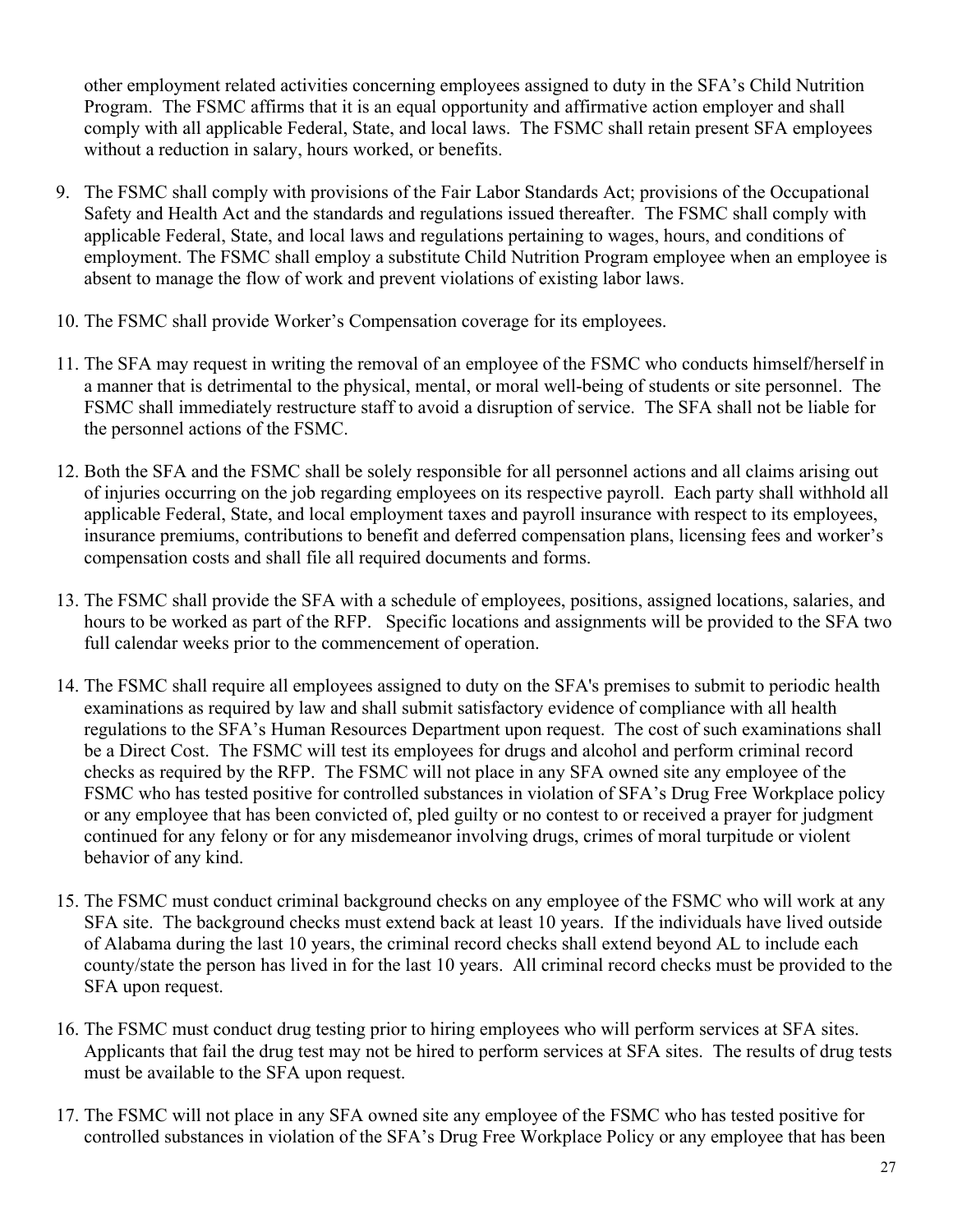other employment related activities concerning employees assigned to duty in the SFA's Child Nutrition Program. The FSMC affirms that it is an equal opportunity and affirmative action employer and shall comply with all applicable Federal, State, and local laws. The FSMC shall retain present SFA employees without a reduction in salary, hours worked, or benefits.

9. The FSMC shall comply with provisions of the Fair Labor Standards Act; provisions of the Occupational Safety and Health Act and the standards and regulations issued thereafter. The FSMC shall comply with applicable Federal, State, and local laws and regulations pertaining to wages, hours, and conditions of employment. The FSMC shall employ a substitute Child Nutrition Program employee when an employee is absent to manage the flow of work and prevent violations of existing labor laws.

10. The FSMC shall provide Worker's Compensation coverage for its employees.

11. The SFA may request in writing the removal of an employee of the FSMC who conducts himself/herself in a manner that is detrimental to the physical, mental, or moral well-being of students or site personnel. The FSMC shall immediately restructure staff to avoid a disruption of service. The SFA shall not be liable for the personnel actions of the FSMC.

12. Both the SFA and the FSMC shall be solely responsible for all personnel actions and all claims arising out of injuries occurring on the job regarding employees on its respective payroll. Each party shall withhold all applicable Federal, State, and local employment taxes and payroll insurance with respect to its employees, insurance premiums, contributions to benefit and deferred compensation plans, licensing fees and worker's compensation costs and shall file all required documents and forms.

13. The FSMC shall provide the SFA with a schedule of employees, positions, assigned locations, salaries, and hours to be worked as part of the RFP. Specific locations and assignments will be provided to the SFA two full calendar weeks prior to the commencement of operation.

14. The FSMC shall require all employees assigned to duty on the SFA's premises to submit to periodic health examinations as required by law and shall submit satisfactory evidence of compliance with all health regulations to the SFA's Human Resources Department upon request. The cost of such examinations shall be a Direct Cost. The FSMC will test its employees for drugs and alcohol and perform criminal record checks as required by the RFP. The FSMC will not place in any SFA owned site any employee of the FSMC who has tested positive for controlled substances in violation of SFA's Drug Free Workplace policy or any employee that has been convicted of, pled guilty or no contest to or received a prayer for judgment continued for any felony or for any misdemeanor involving drugs, crimes of moral turpitude or violent behavior of any kind.

15. The FSMC must conduct criminal background checks on any employee of the FSMC who will work at any SFA site. The background checks must extend back at least 10 years. If the individuals have lived outside of Alabama during the last 10 years, the criminal record checks shall extend beyond AL to include each county/state the person has lived in for the last 10 years. All criminal record checks must be provided to the SFA upon request.

16. The FSMC must conduct drug testing prior to hiring employees who will perform services at SFA sites. Applicants that fail the drug test may not be hired to perform services at SFA sites. The results of drug tests must be available to the SFA upon request.

17. The FSMC will not place in any SFA owned site any employee of the FSMC who has tested positive for controlled substances in violation of the SFA's Drug Free Workplace Policy or any employee that has been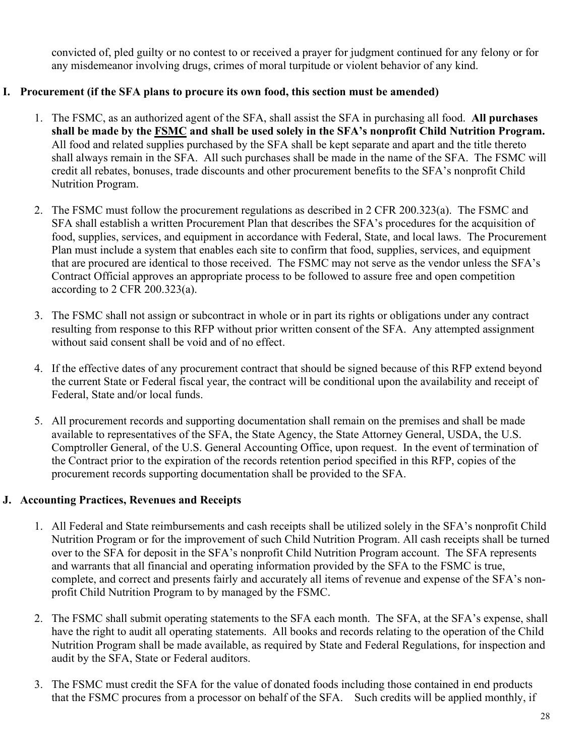convicted of, pled guilty or no contest to or received a prayer for judgment continued for any felony or for any misdemeanor involving drugs, crimes of moral turpitude or violent behavior of any kind.

## I. Procurement (if the SFA plans to procure its own food, this section must be amended)

1. The FSMC, as an authorized agent of the SFA, shall assist the SFA in purchasing all food. **All purchases shall be made by the <u>FSMC</u> and shall be used solely in the SFA's nonprofit Child Nutrition Program.** All food and related supplies purchased by the SFA shall be kept separate and apart and the title thereto shall always remain in the SFA. All such purchases shall be made in the name of the SFA. The FSMC will credit all rebates, bonuses, trade discounts and other procurement benefits to the SFA's nonprofit Child Nutrition Program.

2. The FSMC must follow the procurement regulations as described in 2 CFR 200.323(a). The FSMC and SFA shall establish a written Procurement Plan that describes the SFA's procedures for the acquisition of food, supplies, services, and equipment in accordance with Federal, State, and local laws. The Procurement Plan must include a system that enables each site to confirm that food, supplies, services, and equipment that are procured are identical to those received. The FSMC may not serve as the vendor unless the SFA's Contract Official approves an appropriate process to be followed to assure free and open competition according to 2 CFR 200.323(a).

3. The FSMC shall not assign or subcontract in whole or in part its rights or obligations under any contract resulting from response to this RFP without prior written consent of the SFA. Any attempted assignment without said consent shall be void and of no effect.

4. If the effective dates of any procurement contract that should be signed because of this RFP extend beyond the current State or Federal fiscal year, the contract will be conditional upon the availability and receipt of Federal, State and/or local funds.

5. All procurement records and supporting documentation shall remain on the premises and shall be made available to representatives of the SFA, the State Agency, the State Attorney General, USDA, the U.S. Comptroller General, of the U.S. General Accounting Office, upon request. In the event of termination of the Contract prior to the expiration of the records retention period specified in this RFP, copies of the procurement records supporting documentation shall be provided to the SFA.

## J. Accounting Practices, Revenues and Receipts

1. All Federal and State reimbursements and cash receipts shall be utilized solely in the SFA's nonprofit Child Nutrition Program or for the improvement of such Child Nutrition Program. All cash receipts shall be turned over to the SFA for deposit in the SFA's nonprofit Child Nutrition Program account. The SFA represents and warrants that all financial and operating information provided by the SFA to the FSMC is true, complete, and correct and presents fairly and accurately all items of revenue and expense of the SFA's non-profit Child Nutrition Program to by managed by the FSMC.

2. The FSMC shall submit operating statements to the SFA each month. The SFA, at the SFA's expense, shall have the right to audit all operating statements. All books and records relating to the operation of the Child Nutrition Program shall be made available, as required by State and Federal Regulations, for inspection and audit by the SFA, State or Federal auditors.

3. The FSMC must credit the SFA for the value of donated foods including those contained in end products that the FSMC procures from a processor on behalf of the SFA. Such credits will be applied monthly, if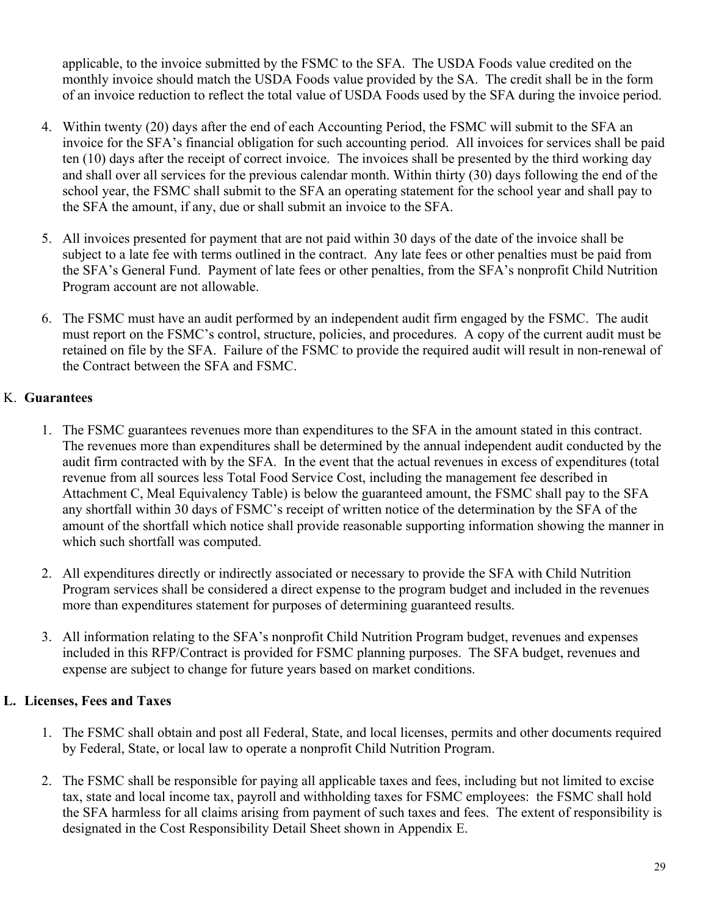applicable, to the invoice submitted by the FSMC to the SFA. The USDA Foods value credited on the monthly invoice should match the USDA Foods value provided by the SA. The credit shall be in the form of an invoice reduction to reflect the total value of USDA Foods used by the SFA during the invoice period.

4. Within twenty (20) days after the end of each Accounting Period, the FSMC will submit to the SFA an invoice for the SFA's financial obligation for such accounting period. All invoices for services shall be paid ten (10) days after the receipt of correct invoice. The invoices shall be presented by the third working day and shall over all services for the previous calendar month. Within thirty (30) days following the end of the school year, the FSMC shall submit to the SFA an operating statement for the school year and shall pay to the SFA the amount, if any, due or shall submit an invoice to the SFA.

5. All invoices presented for payment that are not paid within 30 days of the date of the invoice shall be subject to a late fee with terms outlined in the contract. Any late fees or other penalties must be paid from the SFA's General Fund. Payment of late fees or other penalties, from the SFA's nonprofit Child Nutrition Program account are not allowable.

6. The FSMC must have an audit performed by an independent audit firm engaged by the FSMC. The audit must report on the FSMC's control, structure, policies, and procedures. A copy of the current audit must be retained on file by the SFA. Failure of the FSMC to provide the required audit will result in non-renewal of the Contract between the SFA and FSMC.

K. **Guarantees**

1. The FSMC guarantees revenues more than expenditures to the SFA in the amount stated in this contract. The revenues more than expenditures shall be determined by the annual independent audit conducted by the audit firm contracted with by the SFA. In the event that the actual revenues in excess of expenditures (total revenue from all sources less Total Food Service Cost, including the management fee described in Attachment C, Meal Equivalency Table) is below the guaranteed amount, the FSMC shall pay to the SFA any shortfall within 30 days of FSMC's receipt of written notice of the determination by the SFA of the amount of the shortfall which notice shall provide reasonable supporting information showing the manner in which such shortfall was computed.

2. All expenditures directly or indirectly associated or necessary to provide the SFA with Child Nutrition Program services shall be considered a direct expense to the program budget and included in the revenues more than expenditures statement for purposes of determining guaranteed results.

3. All information relating to the SFA's nonprofit Child Nutrition Program budget, revenues and expenses included in this RFP/Contract is provided for FSMC planning purposes. The SFA budget, revenues and expense are subject to change for future years based on market conditions.

**L. Licenses, Fees and Taxes**

1. The FSMC shall obtain and post all Federal, State, and local licenses, permits and other documents required by Federal, State, or local law to operate a nonprofit Child Nutrition Program.

2. The FSMC shall be responsible for paying all applicable taxes and fees, including but not limited to excise tax, state and local income tax, payroll and withholding taxes for FSMC employees: the FSMC shall hold the SFA harmless for all claims arising from payment of such taxes and fees. The extent of responsibility is designated in the Cost Responsibility Detail Sheet shown in Appendix E.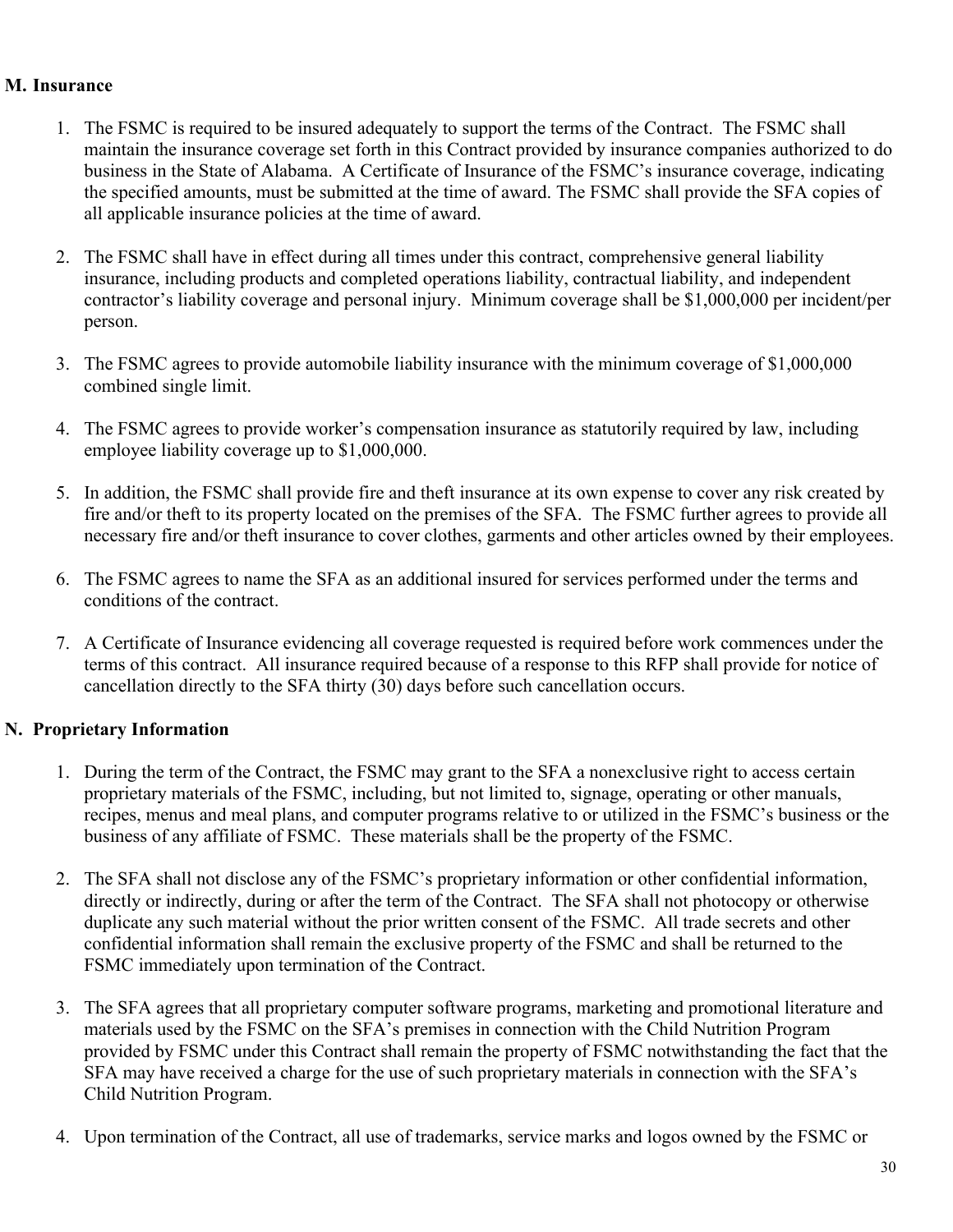## M. Insurance

1. The FSMC is required to be insured adequately to support the terms of the Contract. The FSMC shall maintain the insurance coverage set forth in this Contract provided by insurance companies authorized to do business in the State of Alabama. A Certificate of Insurance of the FSMC's insurance coverage, indicating the specified amounts, must be submitted at the time of award. The FSMC shall provide the SFA copies of all applicable insurance policies at the time of award.

2. The FSMC shall have in effect during all times under this contract, comprehensive general liability insurance, including products and completed operations liability, contractual liability, and independent contractor's liability coverage and personal injury. Minimum coverage shall be $1,000,000 per incident/per person.

3. The FSMC agrees to provide automobile liability insurance with the minimum coverage of $1,000,000 combined single limit.

4. The FSMC agrees to provide worker's compensation insurance as statutorily required by law, including employee liability coverage up to $1,000,000.

5. In addition, the FSMC shall provide fire and theft insurance at its own expense to cover any risk created by fire and/or theft to its property located on the premises of the SFA. The FSMC further agrees to provide all necessary fire and/or theft insurance to cover clothes, garments and other articles owned by their employees.

6. The FSMC agrees to name the SFA as an additional insured for services performed under the terms and conditions of the contract.

7. A Certificate of Insurance evidencing all coverage requested is required before work commences under the terms of this contract. All insurance required because of a response to this RFP shall provide for notice of cancellation directly to the SFA thirty (30) days before such cancellation occurs.

## N. Proprietary Information

1. During the term of the Contract, the FSMC may grant to the SFA a nonexclusive right to access certain proprietary materials of the FSMC, including, but not limited to, signage, operating or other manuals, recipes, menus and meal plans, and computer programs relative to or utilized in the FSMC's business or the business of any affiliate of FSMC. These materials shall be the property of the FSMC.

2. The SFA shall not disclose any of the FSMC's proprietary information or other confidential information, directly or indirectly, during or after the term of the Contract. The SFA shall not photocopy or otherwise duplicate any such material without the prior written consent of the FSMC. All trade secrets and other confidential information shall remain the exclusive property of the FSMC and shall be returned to the FSMC immediately upon termination of the Contract.

3. The SFA agrees that all proprietary computer software programs, marketing and promotional literature and materials used by the FSMC on the SFA's premises in connection with the Child Nutrition Program provided by FSMC under this Contract shall remain the property of FSMC notwithstanding the fact that the SFA may have received a charge for the use of such proprietary materials in connection with the SFA's Child Nutrition Program.

4. Upon termination of the Contract, all use of trademarks, service marks and logos owned by the FSMC or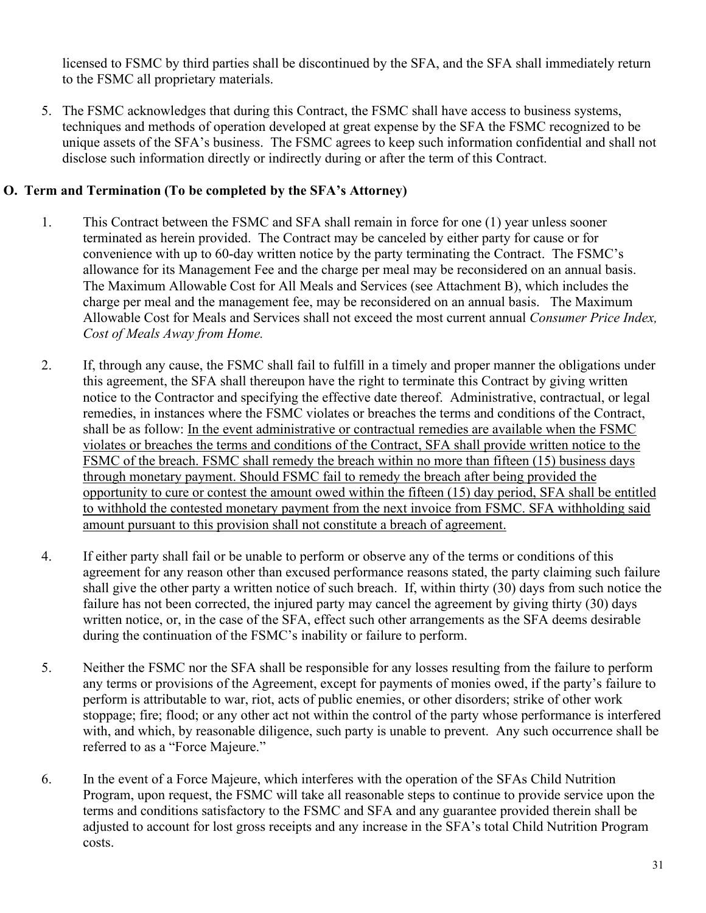licensed to FSMC by third parties shall be discontinued by the SFA, and the SFA shall immediately return to the FSMC all proprietary materials.

5. The FSMC acknowledges that during this Contract, the FSMC shall have access to business systems, techniques and methods of operation developed at great expense by the SFA the FSMC recognized to be unique assets of the SFA's business. The FSMC agrees to keep such information confidential and shall not disclose such information directly or indirectly during or after the term of this Contract.

## O. Term and Termination (To be completed by the SFA's Attorney)

1. This Contract between the FSMC and SFA shall remain in force for one (1) year unless sooner terminated as herein provided. The Contract may be canceled by either party for cause or for convenience with up to 60-day written notice by the party terminating the Contract. The FSMC's allowance for its Management Fee and the charge per meal may be reconsidered on an annual basis. The Maximum Allowable Cost for All Meals and Services (see Attachment B), which includes the charge per meal and the management fee, may be reconsidered on an annual basis. The Maximum Allowable Cost for Meals and Services shall not exceed the most current annual *Consumer Price Index, Cost of Meals Away from Home.*

2. If, through any cause, the FSMC shall fail to fulfill in a timely and proper manner the obligations under this agreement, the SFA shall thereupon have the right to terminate this Contract by giving written notice to the Contractor and specifying the effective date thereof. Administrative, contractual, or legal remedies, in instances where the FSMC violates or breaches the terms and conditions of the Contract, shall be as follow: <u>In the event administrative or contractual remedies are available when the FSMC violates or breaches the terms and conditions of the Contract, SFA shall provide written notice to the FSMC of the breach. FSMC shall remedy the breach within no more than fifteen (15) business days through monetary payment. Should FSMC fail to remedy the breach after being provided the opportunity to cure or contest the amount owed within the fifteen (15) day period, SFA shall be entitled to withhold the contested monetary payment from the next invoice from FSMC. SFA withholding said amount pursuant to this provision shall not constitute a breach of agreement.</u>

4. If either party shall fail or be unable to perform or observe any of the terms or conditions of this agreement for any reason other than excused performance reasons stated, the party claiming such failure shall give the other party a written notice of such breach. If, within thirty (30) days from such notice the failure has not been corrected, the injured party may cancel the agreement by giving thirty (30) days written notice, or, in the case of the SFA, effect such other arrangements as the SFA deems desirable during the continuation of the FSMC's inability or failure to perform.

5. Neither the FSMC nor the SFA shall be responsible for any losses resulting from the failure to perform any terms or provisions of the Agreement, except for payments of monies owed, if the party's failure to perform is attributable to war, riot, acts of public enemies, or other disorders; strike of other work stoppage; fire; flood; or any other act not within the control of the party whose performance is interfered with, and which, by reasonable diligence, such party is unable to prevent. Any such occurrence shall be referred to as a "Force Majeure."

6. In the event of a Force Majeure, which interferes with the operation of the SFAs Child Nutrition Program, upon request, the FSMC will take all reasonable steps to continue to provide service upon the terms and conditions satisfactory to the FSMC and SFA and any guarantee provided therein shall be adjusted to account for lost gross receipts and any increase in the SFA's total Child Nutrition Program costs.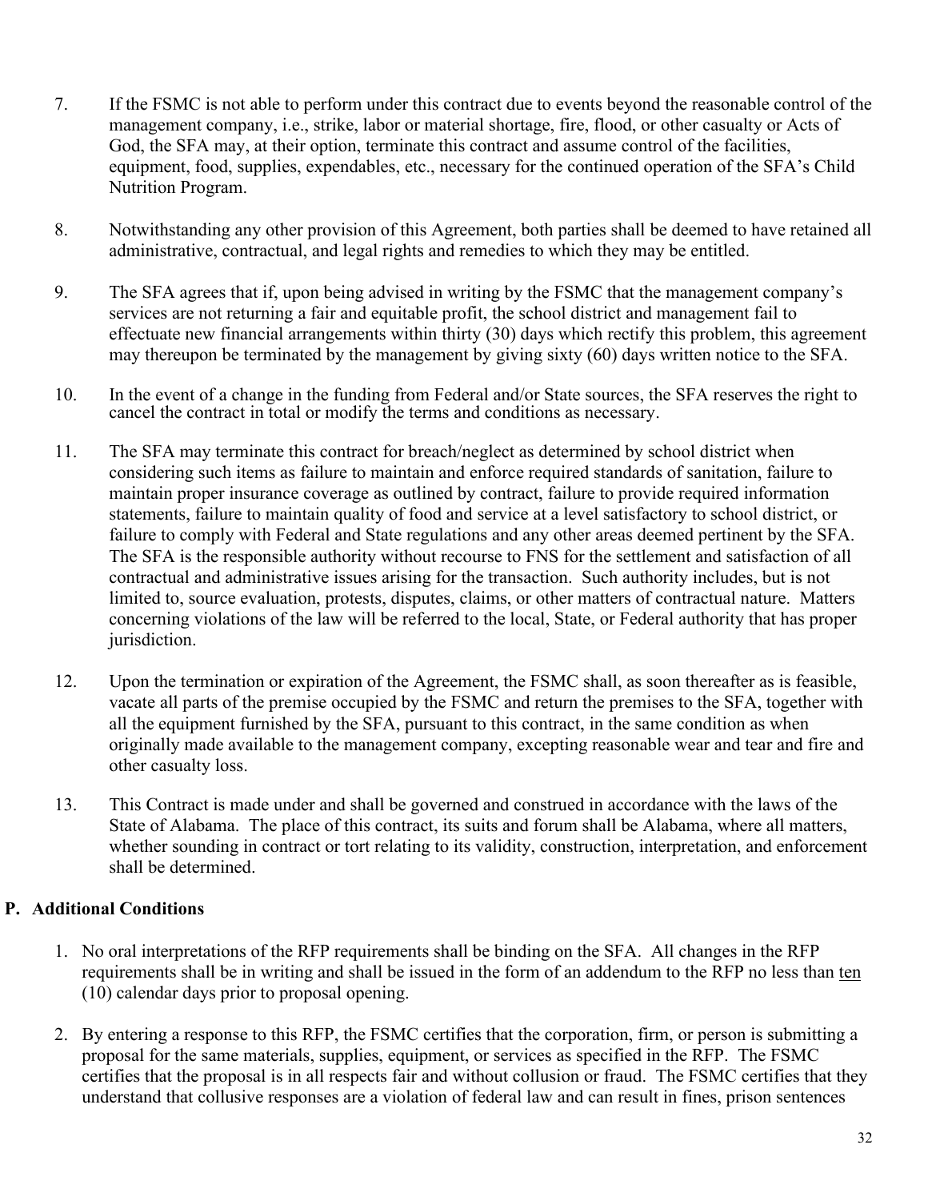7. If the FSMC is not able to perform under this contract due to events beyond the reasonable control of the management company, i.e., strike, labor or material shortage, fire, flood, or other casualty or Acts of God, the SFA may, at their option, terminate this contract and assume control of the facilities, equipment, food, supplies, expendables, etc., necessary for the continued operation of the SFA's Child Nutrition Program.

8. Notwithstanding any other provision of this Agreement, both parties shall be deemed to have retained all administrative, contractual, and legal rights and remedies to which they may be entitled.

9. The SFA agrees that if, upon being advised in writing by the FSMC that the management company's services are not returning a fair and equitable profit, the school district and management fail to effectuate new financial arrangements within thirty (30) days which rectify this problem, this agreement may thereupon be terminated by the management by giving sixty (60) days written notice to the SFA.

10. In the event of a change in the funding from Federal and/or State sources, the SFA reserves the right to cancel the contract in total or modify the terms and conditions as necessary.

11. The SFA may terminate this contract for breach/neglect as determined by school district when considering such items as failure to maintain and enforce required standards of sanitation, failure to maintain proper insurance coverage as outlined by contract, failure to provide required information statements, failure to maintain quality of food and service at a level satisfactory to school district, or failure to comply with Federal and State regulations and any other areas deemed pertinent by the SFA. The SFA is the responsible authority without recourse to FNS for the settlement and satisfaction of all contractual and administrative issues arising for the transaction. Such authority includes, but is not limited to, source evaluation, protests, disputes, claims, or other matters of contractual nature. Matters concerning violations of the law will be referred to the local, State, or Federal authority that has proper jurisdiction.

12. Upon the termination or expiration of the Agreement, the FSMC shall, as soon thereafter as is feasible, vacate all parts of the premise occupied by the FSMC and return the premises to the SFA, together with all the equipment furnished by the SFA, pursuant to this contract, in the same condition as when originally made available to the management company, excepting reasonable wear and tear and fire and other casualty loss.

13. This Contract is made under and shall be governed and construed in accordance with the laws of the State of Alabama. The place of this contract, its suits and forum shall be Alabama, where all matters, whether sounding in contract or tort relating to its validity, construction, interpretation, and enforcement shall be determined.

## P. Additional Conditions

1. No oral interpretations of the RFP requirements shall be binding on the SFA. All changes in the RFP requirements shall be in writing and shall be issued in the form of an addendum to the RFP no less than ten (10) calendar days prior to proposal opening.

2. By entering a response to this RFP, the FSMC certifies that the corporation, firm, or person is submitting a proposal for the same materials, supplies, equipment, or services as specified in the RFP. The FSMC certifies that the proposal is in all respects fair and without collusion or fraud. The FSMC certifies that they understand that collusive responses are a violation of federal law and can result in fines, prison sentences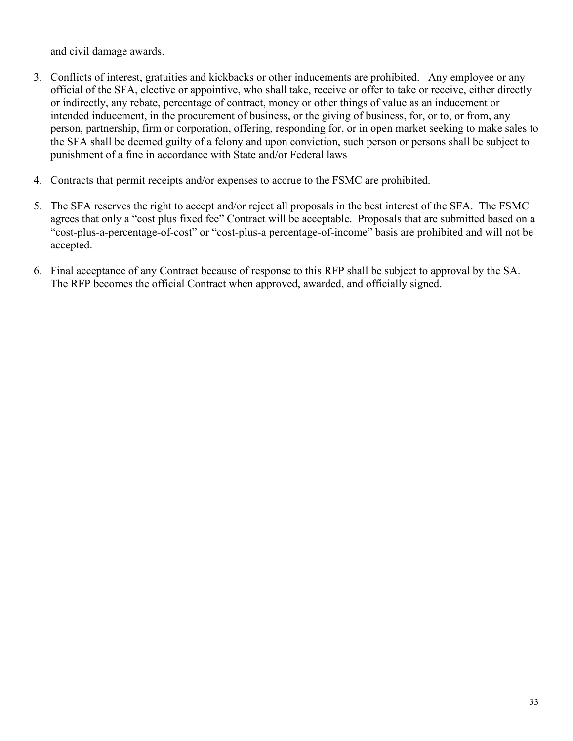and civil damage awards.

3. Conflicts of interest, gratuities and kickbacks or other inducements are prohibited. Any employee or any official of the SFA, elective or appointive, who shall take, receive or offer to take or receive, either directly or indirectly, any rebate, percentage of contract, money or other things of value as an inducement or intended inducement, in the procurement of business, or the giving of business, for, or to, or from, any person, partnership, firm or corporation, offering, responding for, or in open market seeking to make sales to the SFA shall be deemed guilty of a felony and upon conviction, such person or persons shall be subject to punishment of a fine in accordance with State and/or Federal laws

4. Contracts that permit receipts and/or expenses to accrue to the FSMC are prohibited.

5. The SFA reserves the right to accept and/or reject all proposals in the best interest of the SFA. The FSMC agrees that only a "cost plus fixed fee" Contract will be acceptable. Proposals that are submitted based on a "cost-plus-a-percentage-of-cost" or "cost-plus-a percentage-of-income" basis are prohibited and will not be accepted.

6. Final acceptance of any Contract because of response to this RFP shall be subject to approval by the SA. The RFP becomes the official Contract when approved, awarded, and officially signed.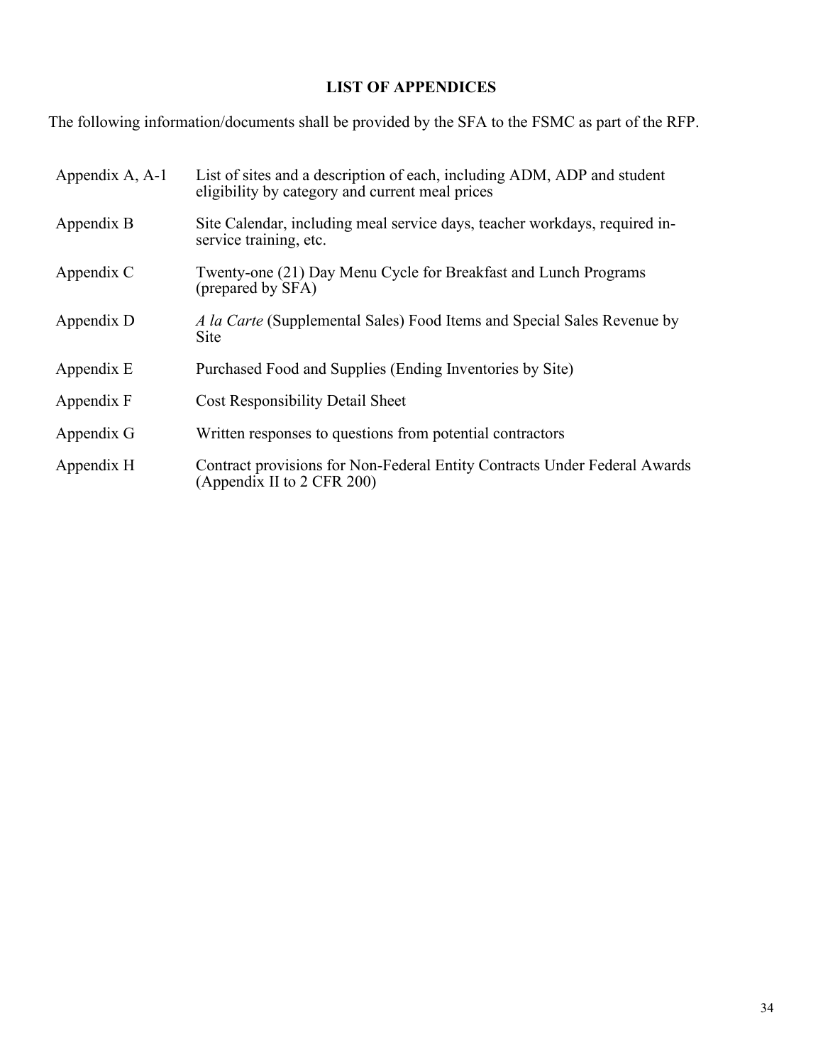## LIST OF APPENDICES

The following information/documents shall be provided by the SFA to the FSMC as part of the RFP.

| | |
|---|---|
| Appendix A, A-1 | List of sites and a description of each, including ADM, ADP and student eligibility by category and current meal prices |
| Appendix B | Site Calendar, including meal service days, teacher workdays, required in-service training, etc. |
| Appendix C | Twenty-one (21) Day Menu Cycle for Breakfast and Lunch Programs (prepared by SFA) |
| Appendix D | *A la Carte* (Supplemental Sales) Food Items and Special Sales Revenue by Site |
| Appendix E | Purchased Food and Supplies (Ending Inventories by Site) |
| Appendix F | Cost Responsibility Detail Sheet |
| Appendix G | Written responses to questions from potential contractors |
| Appendix H | Contract provisions for Non-Federal Entity Contracts Under Federal Awards (Appendix II to 2 CFR 200) |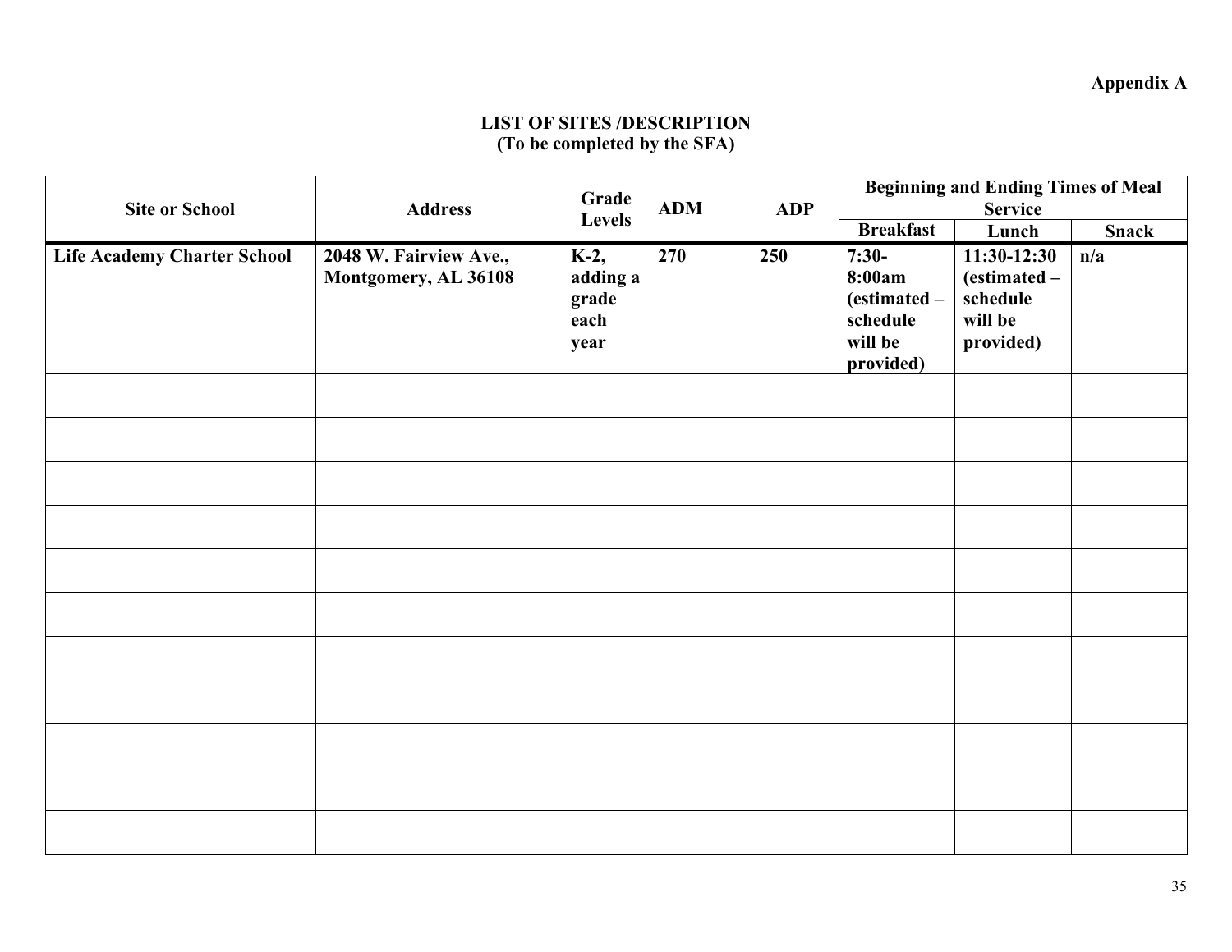**Appendix A**

**LIST OF SITES /DESCRIPTION**
**(To be completed by the SFA)**

| Site or School | Address | Grade Levels | ADM | ADP | Beginning and Ending Times of Meal Service | | |
|---|---|---|---|---|---|---|---|
| | | | | | Breakfast | Lunch | Snack |
| **Life Academy Charter School** | **2048 W. Fairview Ave., Montgomery, AL 36108** | **K-2, adding a grade each year** | **270** | **250** | **7:30-8:00am (estimated – schedule will be provided)** | **11:30-12:30 (estimated – schedule will be provided)** | **n/a** |
| | | | | | | | |
| | | | | | | | |
| | | | | | | | |
| | | | | | | | |
| | | | | | | | |
| | | | | | | | |
| | | | | | | | |
| | | | | | | | |
| | | | | | | | |
| | | | | | | | |
| | | | | | | | |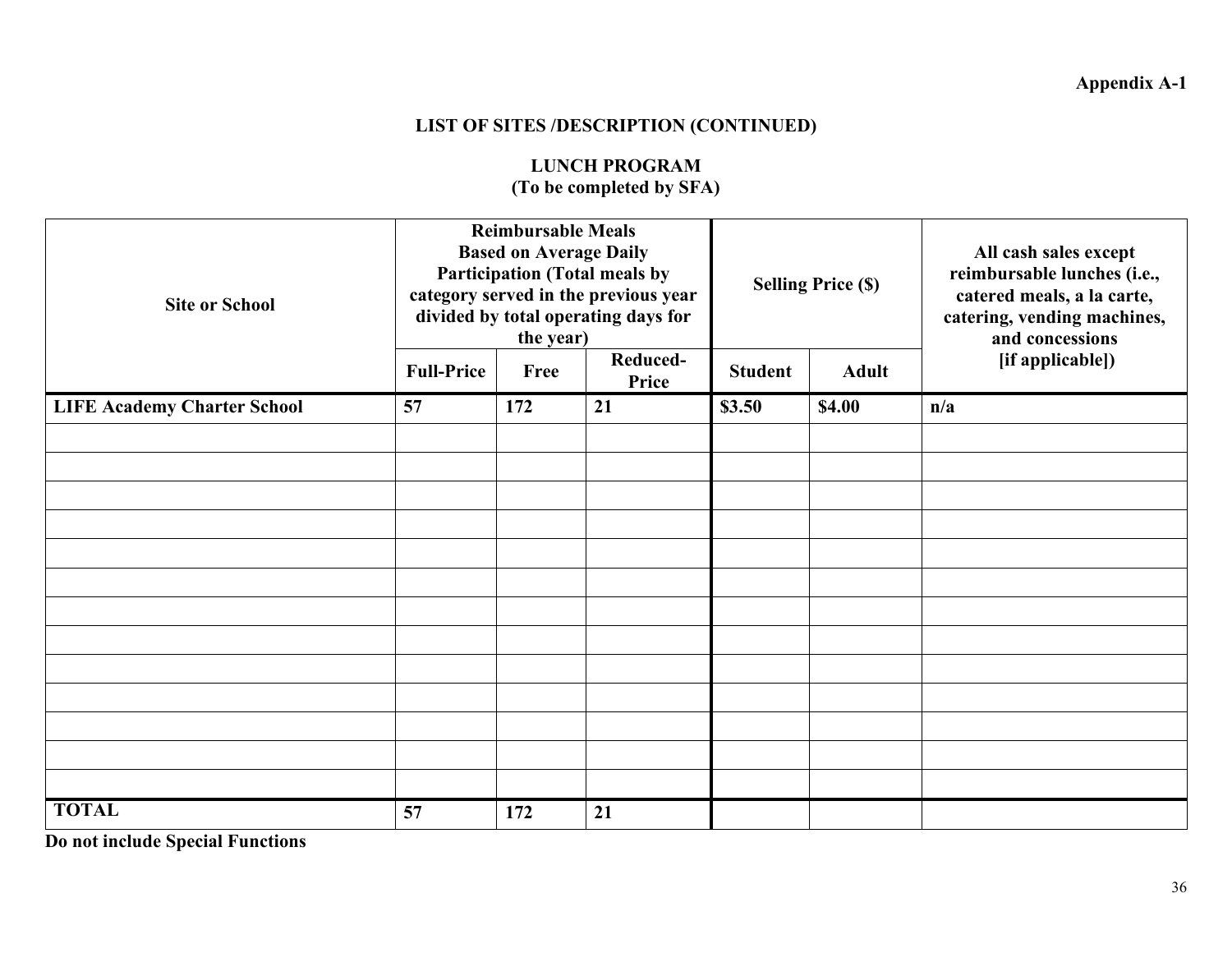**Appendix A-1**

## LIST OF SITES /DESCRIPTION (CONTINUED)

### LUNCH PROGRAM
**(To be completed by SFA)**

| Site or School | Reimbursable Meals Based on Average Daily Participation (Total meals by category served in the previous year divided by total operating days for the year) | | | Selling Price ($) | | All cash sales except reimbursable lunches (i.e., catered meals, a la carte, catering, vending machines, and concessions [if applicable]) |
|---|---|---|---|---|---|---|
| | Full-Price | Free | Reduced-Price | Student | Adult | |
| LIFE Academy Charter School | 57 | 172 | 21 | $3.50 | $4.00 | n/a |
| | | | | | | |
| | | | | | | |
| | | | | | | |
| | | | | | | |
| | | | | | | |
| | | | | | | |
| | | | | | | |
| | | | | | | |
| | | | | | | |
| | | | | | | |
| | | | | | | |
| | | | | | | |
| | | | | | | |
| TOTAL | 57 | 172 | 21 | | | |

**Do not include Special Functions**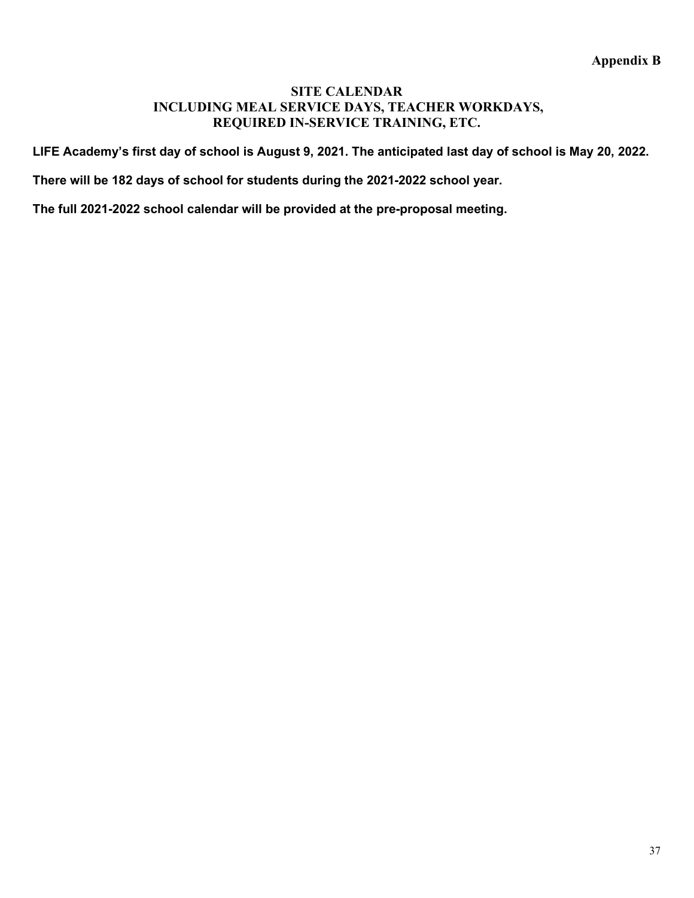**Appendix B**

## SITE CALENDAR
## INCLUDING MEAL SERVICE DAYS, TEACHER WORKDAYS, REQUIRED IN-SERVICE TRAINING, ETC.

**LIFE Academy's first day of school is August 9, 2021. The anticipated last day of school is May 20, 2022.**

**There will be 182 days of school for students during the 2021-2022 school year.**

**The full 2021-2022 school calendar will be provided at the pre-proposal meeting.**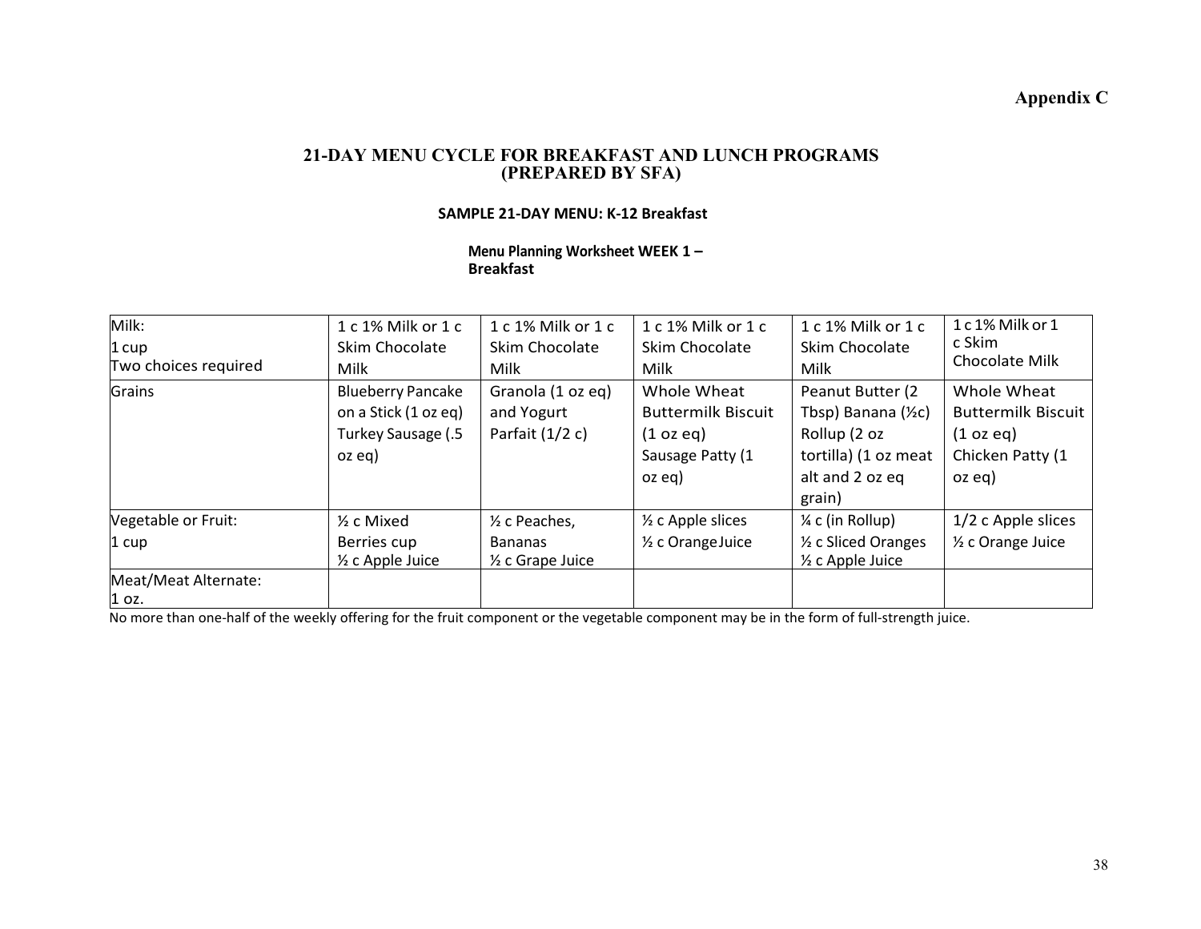**Appendix C**

## 21-DAY MENU CYCLE FOR BREAKFAST AND LUNCH PROGRAMS (PREPARED BY SFA)

### SAMPLE 21-DAY MENU: K-12 Breakfast

**Menu Planning Worksheet WEEK 1 – Breakfast**

| Milk: 1 cup Two choices required | 1 c 1% Milk or 1 c Skim Chocolate Milk | 1 c 1% Milk or 1 c Skim Chocolate Milk | 1 c 1% Milk or 1 c Skim Chocolate Milk | 1 c 1% Milk or 1 c Skim Chocolate Milk | 1 c 1% Milk or 1 c Skim Chocolate Milk |
|---|---|---|---|---|---|
| Grains | Blueberry Pancake on a Stick (1 oz eq) Turkey Sausage (.5 oz eq) | Granola (1 oz eq) and Yogurt Parfait (1/2 c) | Whole Wheat Buttermilk Biscuit (1 oz eq) Sausage Patty (1 oz eq) | Peanut Butter (2 Tbsp) Banana (½c) Rollup (2 oz tortilla) (1 oz meat alt and 2 oz eq grain) | Whole Wheat Buttermilk Biscuit (1 oz eq) Chicken Patty (1 oz eq) |
| Vegetable or Fruit: 1 cup | ½ c Mixed Berries cup ½ c Apple Juice | ½ c Peaches, Bananas ½ c Grape Juice | ½ c Apple slices ½ c Orange Juice | ¼ c (in Rollup) ½ c Sliced Oranges ½ c Apple Juice | 1/2 c Apple slices ½ c Orange Juice |
| Meat/Meat Alternate: 1 oz. | | | | | |

No more than one-half of the weekly offering for the fruit component or the vegetable component may be in the form of full-strength juice.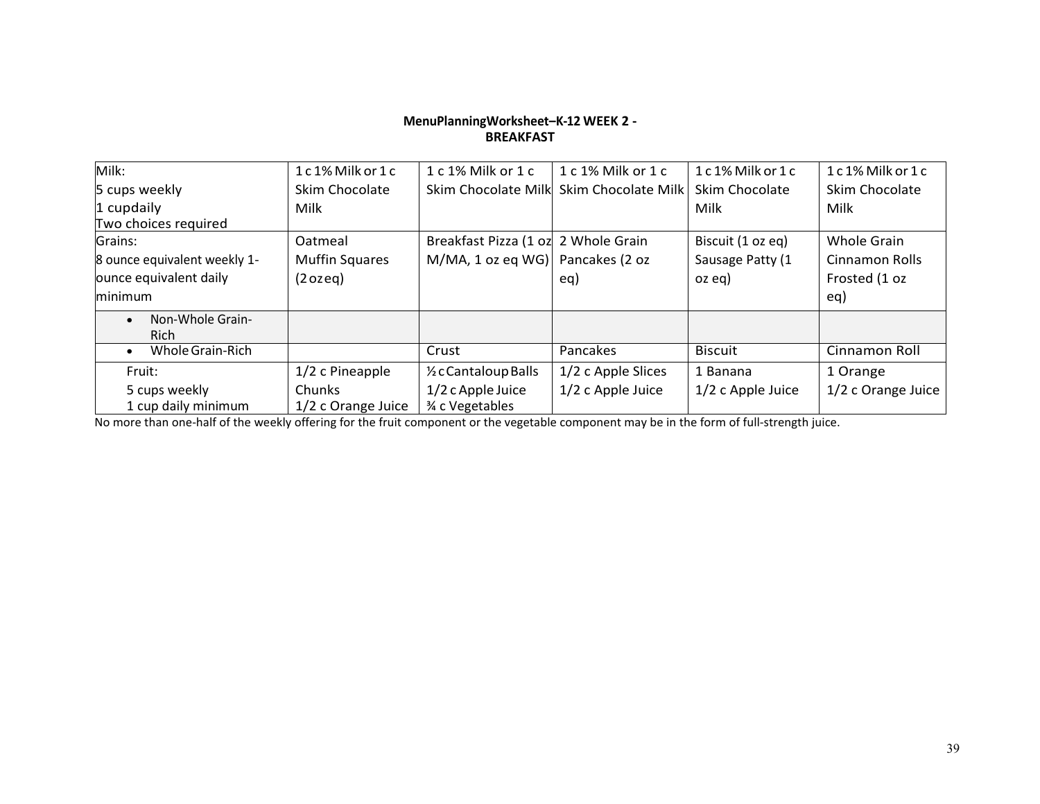**MenuPlanningWorksheet–K-12 WEEK 2 - BREAKFAST**

| | | | | | |
|---|---|---|---|---|---|
| Milk:<br>5 cups weekly<br>1 cupdaily<br>Two choices required | 1 c 1% Milk or 1 c Skim Chocolate Milk | 1 c 1% Milk or 1 c Skim Chocolate Milk | 1 c 1% Milk or 1 c Skim Chocolate Milk | 1 c 1% Milk or 1 c Skim Chocolate Milk | 1 c 1% Milk or 1 c Skim Chocolate Milk |
| Grains:<br>8 ounce equivalent weekly 1-ounce equivalent daily minimum | Oatmeal Muffin Squares (2 oz eq) | Breakfast Pizza (1 oz M/MA, 1 oz eq WG) | 2 Whole Grain Pancakes (2 oz eq) | Biscuit (1 oz eq) Sausage Patty (1 oz eq) | Whole Grain Cinnamon Rolls Frosted (1 oz eq) |
| • Non-Whole Grain-Rich | | | | | |
| • Whole Grain-Rich | | Crust | Pancakes | Biscuit | Cinnamon Roll |
| Fruit:<br>5 cups weekly<br>1 cup daily minimum | 1/2 c Pineapple Chunks<br>1/2 c Orange Juice | ½ c Cantaloup Balls<br>1/2 c Apple Juice<br>¾ c Vegetables | 1/2 c Apple Slices<br>1/2 c Apple Juice | 1 Banana<br>1/2 c Apple Juice | 1 Orange<br>1/2 c Orange Juice |

No more than one-half of the weekly offering for the fruit component or the vegetable component may be in the form of full-strength juice.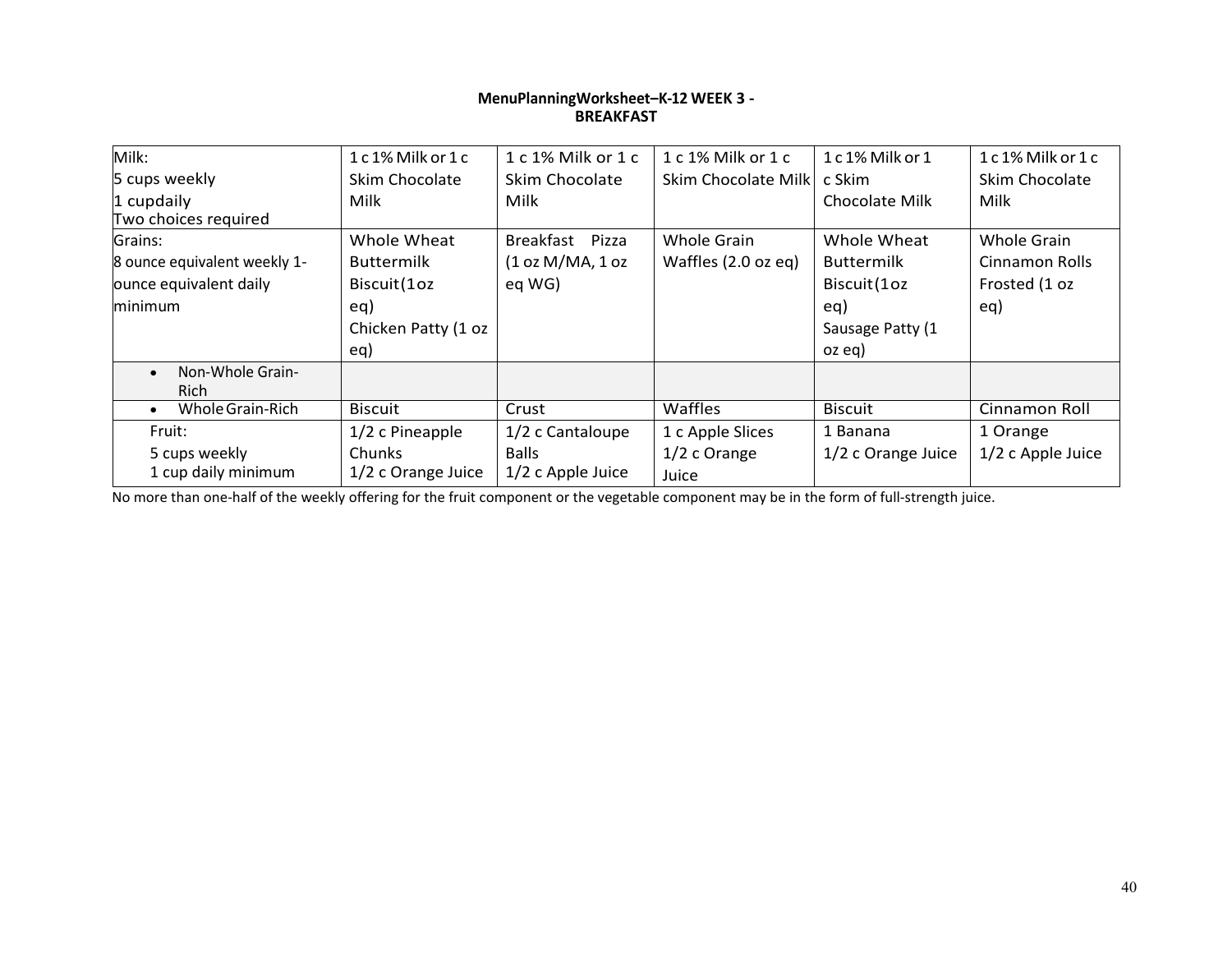**MenuPlanningWorksheet–K-12 WEEK 3 - BREAKFAST**

| | | | | | |
|---|---|---|---|---|---|
| Milk:<br>5 cups weekly<br>1 cupdaily<br>Two choices required | 1 c 1% Milk or 1 c Skim Chocolate Milk | 1 c 1% Milk or 1 c Skim Chocolate Milk | 1 c 1% Milk or 1 c Skim Chocolate Milk | 1 c 1% Milk or 1 c Skim Chocolate Milk | 1 c 1% Milk or 1 c Skim Chocolate Milk |
| Grains:<br>8 ounce equivalent weekly 1-ounce equivalent daily minimum | Whole Wheat Buttermilk Biscuit(1oz eq)<br>Chicken Patty (1 oz eq) | Breakfast Pizza (1 oz M/MA, 1 oz eq WG) | Whole Grain Waffles (2.0 oz eq) | Whole Wheat Buttermilk Biscuit(1oz eq)<br>Sausage Patty (1 oz eq) | Whole Grain Cinnamon Rolls Frosted (1 oz eq) |
| • Non-Whole Grain-Rich | | | | | |
| • Whole Grain-Rich | Biscuit | Crust | Waffles | Biscuit | Cinnamon Roll |
| Fruit:<br>5 cups weekly<br>1 cup daily minimum | 1/2 c Pineapple Chunks<br>1/2 c Orange Juice | 1/2 c Cantaloupe Balls<br>1/2 c Apple Juice | 1 c Apple Slices<br>1/2 c Orange Juice | 1 Banana<br>1/2 c Orange Juice | 1 Orange<br>1/2 c Apple Juice |

No more than one-half of the weekly offering for the fruit component or the vegetable component may be in the form of full-strength juice.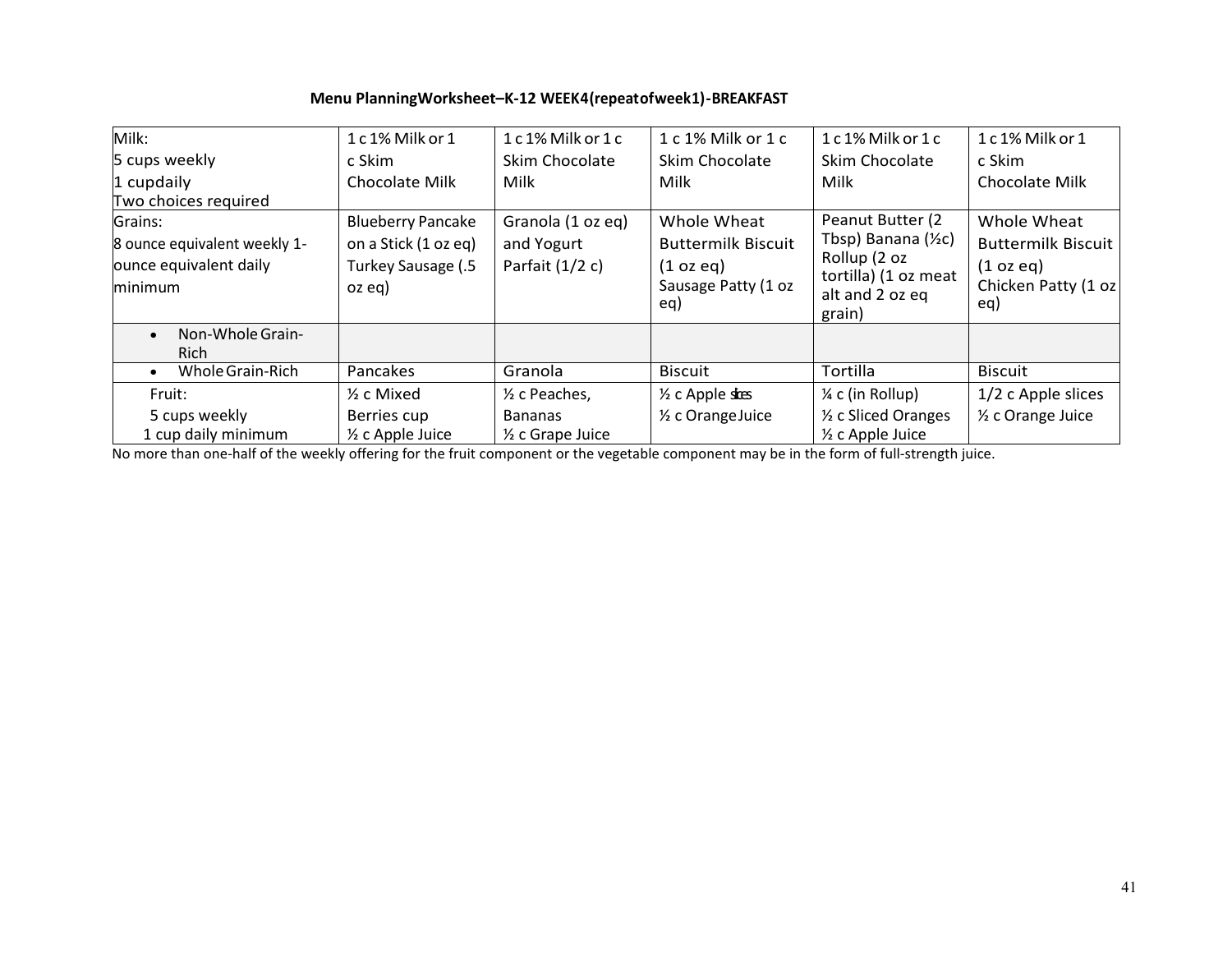**Menu PlanningWorksheet–K-12 WEEK4(repeatofweek1)-BREAKFAST**

| Milk:<br>5 cups weekly<br>1 cupdaily<br>Two choices required | 1 c 1% Milk or 1 c Skim Chocolate Milk | 1 c 1% Milk or 1 c Skim Chocolate Milk | 1 c 1% Milk or 1 c Skim Chocolate Milk | 1 c 1% Milk or 1 c Skim Chocolate Milk | 1 c 1% Milk or 1 c Skim Chocolate Milk |
|---|---|---|---|---|---|
| Grains:<br>8 ounce equivalent weekly 1-ounce equivalent daily minimum | Blueberry Pancake on a Stick (1 oz eq)<br>Turkey Sausage (.5 oz eq) | Granola (1 oz eq) and Yogurt Parfait (1/2 c) | Whole Wheat Buttermilk Biscuit (1 oz eq)<br>Sausage Patty (1 oz eq) | Peanut Butter (2 Tbsp) Banana (½c) Rollup (2 oz tortilla) (1 oz meat alt and 2 oz eq grain) | Whole Wheat Buttermilk Biscuit (1 oz eq)<br>Chicken Patty (1 oz eq) |
| • Non-Whole Grain-Rich | | | | | |
| • Whole Grain-Rich | Pancakes | Granola | Biscuit | Tortilla | Biscuit |
| Fruit:<br>5 cups weekly<br>1 cup daily minimum | ½ c Mixed Berries cup<br>½ c Apple Juice | ½ c Peaches, Bananas<br>½ c Grape Juice | ½ c Apple slices<br>½ c Orange Juice | ¼ c (in Rollup)<br>½ c Sliced Oranges<br>½ c Apple Juice | 1/2 c Apple slices<br>½ c Orange Juice |

No more than one-half of the weekly offering for the fruit component or the vegetable component may be in the form of full-strength juice.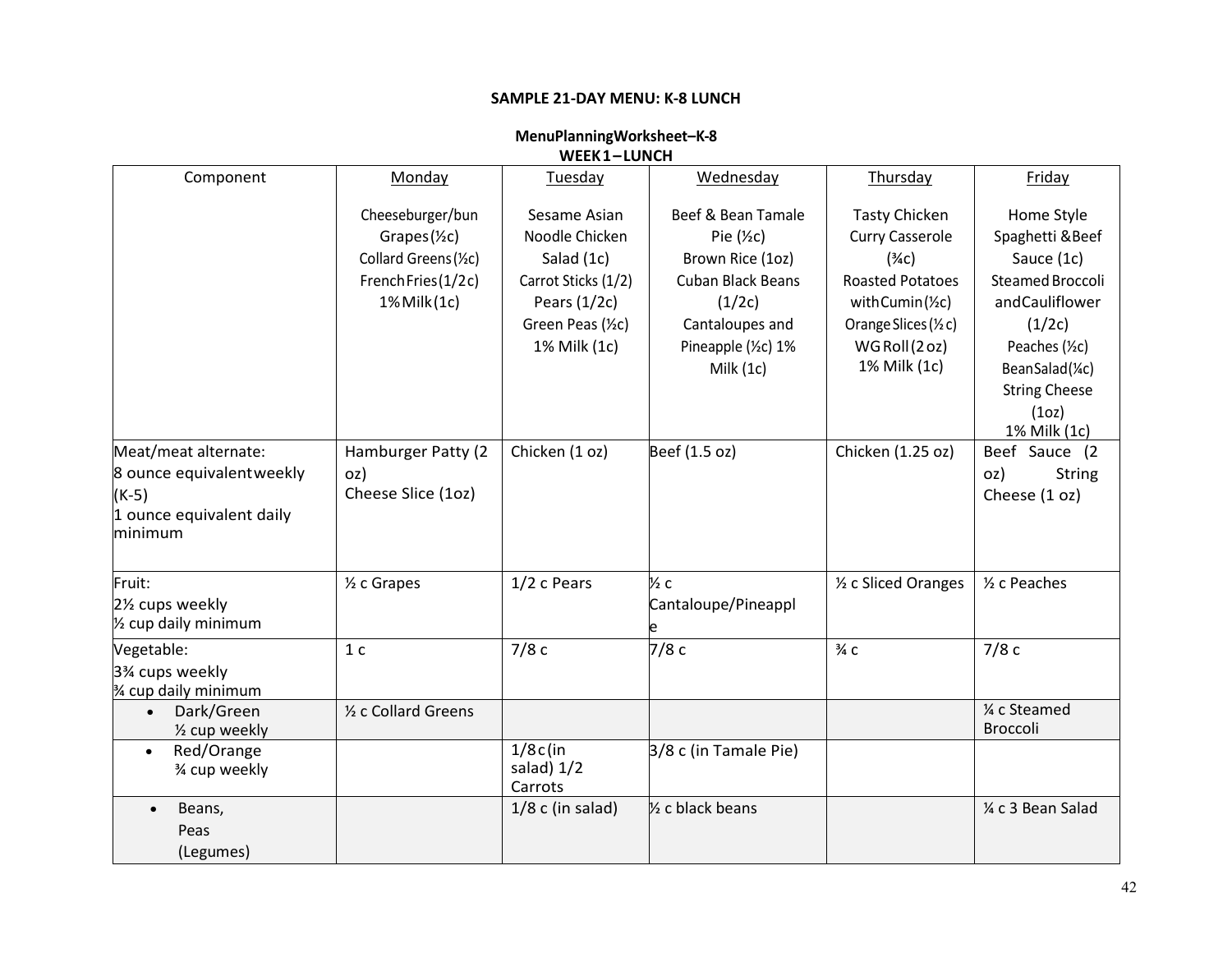**SAMPLE 21-DAY MENU: K-8 LUNCH**

**MenuPlanningWorksheet–K-8**
**WEEK 1 – LUNCH**

| Component | Monday | Tuesday | Wednesday | Thursday | Friday |
|---|---|---|---|---|---|
| | Cheeseburger/bun<br>Grapes (½c)<br>Collard Greens (½c)<br>French Fries (1/2c)<br>1% Milk (1c) | Sesame Asian Noodle Chicken Salad (1c)<br>Carrot Sticks (1/2)<br>Pears (1/2c)<br>Green Peas (½c)<br>1% Milk (1c) | Beef & Bean Tamale Pie (½c)<br>Brown Rice (1oz)<br>Cuban Black Beans (1/2c)<br>Cantaloupes and Pineapple (½c) 1% Milk (1c) | Tasty Chicken Curry Casserole (¾c)<br>Roasted Potatoes with Cumin (½c)<br>Orange Slices (½ c)<br>WG Roll (2 oz)<br>1% Milk (1c) | Home Style Spaghetti & Beef Sauce (1c)<br>Steamed Broccoli and Cauliflower (1/2c)<br>Peaches (½c)<br>Bean Salad (¼c)<br>String Cheese (1oz)<br>1% Milk (1c) |
| Meat/meat alternate:<br>8 ounce equivalent weekly (K-5)<br>1 ounce equivalent daily minimum | Hamburger Patty (2 oz)<br>Cheese Slice (1oz) | Chicken (1 oz) | Beef (1.5 oz) | Chicken (1.25 oz) | Beef Sauce (2 oz) String Cheese (1 oz) |
| Fruit:<br>2½ cups weekly<br>½ cup daily minimum | ½ c Grapes | 1/2 c Pears | ½ c Cantaloupe/Pineapple | ½ c Sliced Oranges | ½ c Peaches |
| Vegetable:<br>3¾ cups weekly<br>¾ cup daily minimum | 1 c | 7/8 c | 7/8 c | ¾ c | 7/8 c |
| • Dark/Green<br>½ cup weekly | ½ c Collard Greens | | | | ¼ c Steamed Broccoli |
| • Red/Orange<br>¾ cup weekly | | 1/8 c (in salad) 1/2 Carrots | 3/8 c (in Tamale Pie) | | |
| • Beans, Peas (Legumes) | | 1/8 c (in salad) | ½ c black beans | | ¼ c 3 Bean Salad |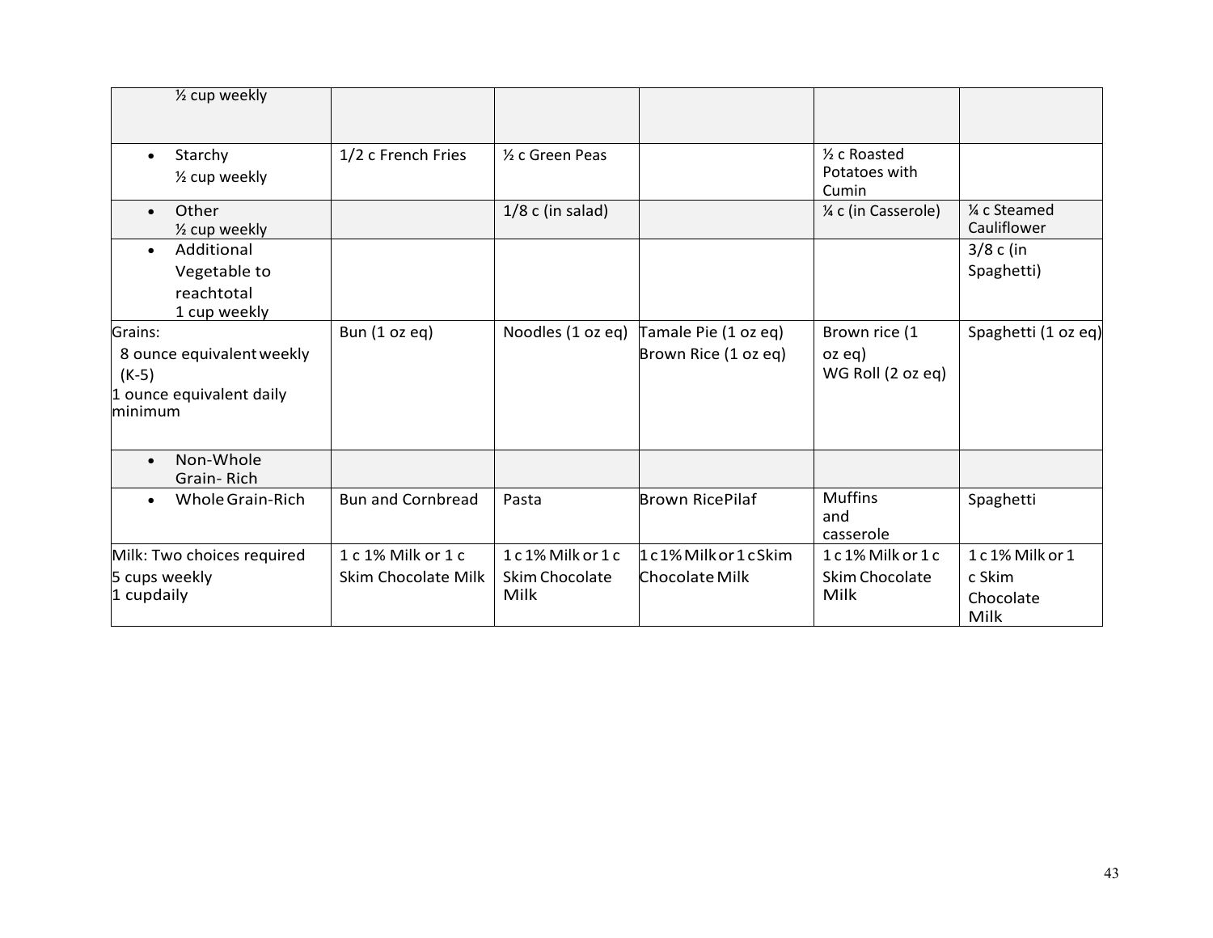| ½ cup weekly | | | | | |
|---|---|---|---|---|---|
| • Starchy ½ cup weekly | 1/2 c French Fries | ½ c Green Peas | | ½ c Roasted Potatoes with Cumin | |
| • Other ½ cup weekly | | 1/8 c (in salad) | | ¼ c (in Casserole) | ¼ c Steamed Cauliflower |
| • Additional Vegetable to reachtotal 1 cup weekly | | | | | 3/8 c (in Spaghetti) |
| Grains: 8 ounce equivalent weekly (K-5) 1 ounce equivalent daily minimum | Bun (1 oz eq) | Noodles (1 oz eq) | Tamale Pie (1 oz eq) Brown Rice (1 oz eq) | Brown rice (1 oz eq) WG Roll (2 oz eq) | Spaghetti (1 oz eq) |
| • Non-Whole Grain- Rich | | | | | |
| • Whole Grain-Rich | Bun and Cornbread | Pasta | Brown RicePilaf | Muffins and casserole | Spaghetti |
| Milk: Two choices required 5 cups weekly 1 cupdaily | 1 c 1% Milk or 1 c Skim Chocolate Milk | 1 c 1% Milk or 1 c Skim Chocolate Milk | 1 c 1% Milk or 1 c Skim Chocolate Milk | 1 c 1% Milk or 1 c Skim Chocolate Milk | 1 c 1% Milk or 1 c Skim Chocolate Milk |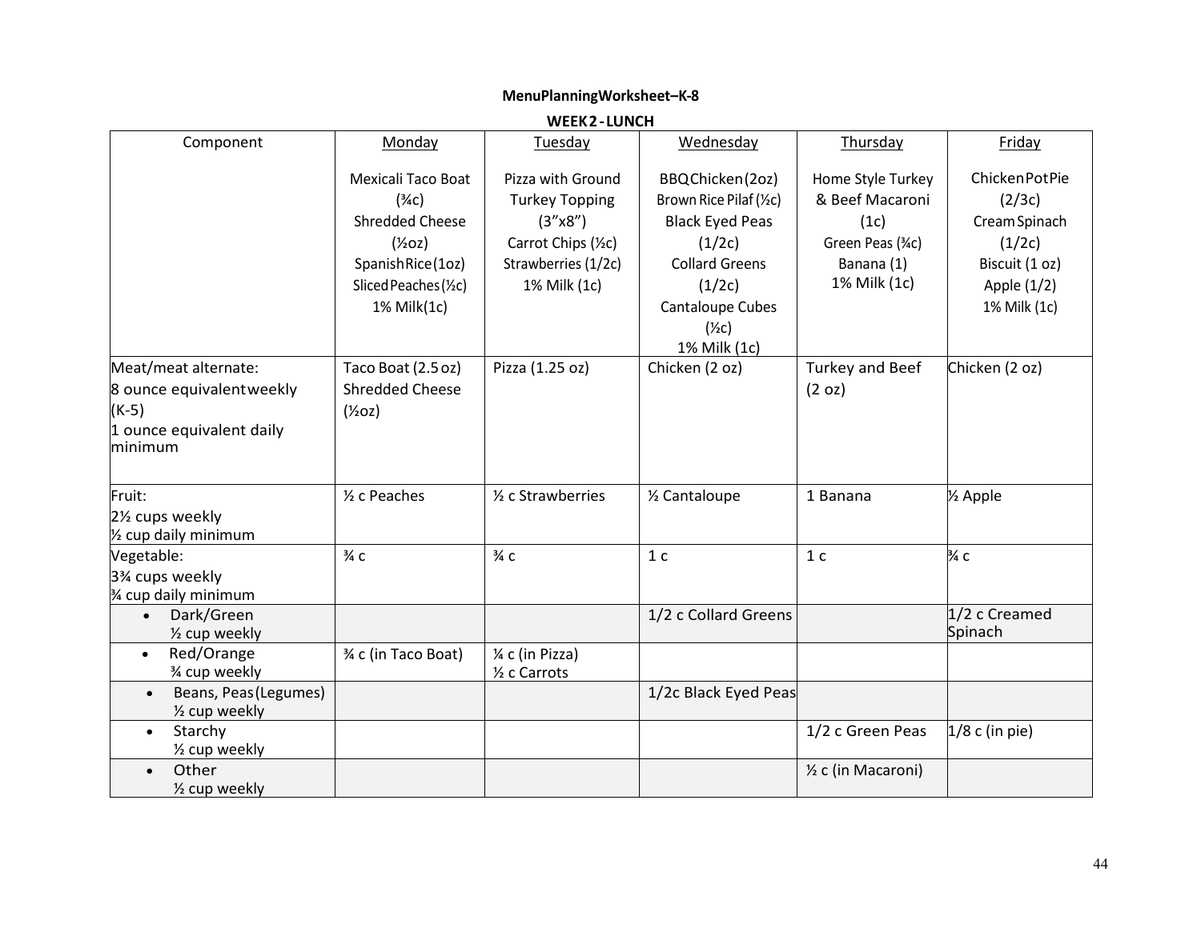**MenuPlanningWorksheet–K-8**

**WEEK2-LUNCH**

| Component | Monday | Tuesday | Wednesday | Thursday | Friday |
|---|---|---|---|---|---|
| | Mexicali Taco Boat (¾c)<br>Shredded Cheese (½oz)<br>SpanishRice(1oz)<br>SlicedPeaches(½c)<br>1% Milk(1c) | Pizza with Ground Turkey Topping (3"x8")<br>Carrot Chips (½c)<br>Strawberries (1/2c)<br>1% Milk (1c) | BBQChicken(2oz)<br>Brown Rice Pilaf (½c)<br>Black Eyed Peas (1/2c)<br>Collard Greens (1/2c)<br>Cantaloupe Cubes (½c)<br>1% Milk (1c) | Home Style Turkey & Beef Macaroni (1c)<br>Green Peas (¾c)<br>Banana (1)<br>1% Milk (1c) | ChickenPotPie (2/3c)<br>CreamSpinach (1/2c)<br>Biscuit (1 oz)<br>Apple (1/2)<br>1% Milk (1c) |
| Meat/meat alternate:<br>8 ounce equivalentweekly (K-5)<br>1 ounce equivalent daily minimum | Taco Boat (2.5 oz)<br>Shredded Cheese (½oz) | Pizza (1.25 oz) | Chicken (2 oz) | Turkey and Beef (2 oz) | Chicken (2 oz) |
| Fruit:<br>2½ cups weekly<br>½ cup daily minimum | ½ c Peaches | ½ c Strawberries | ½ Cantaloupe | 1 Banana | ½ Apple |
| Vegetable:<br>3¾ cups weekly<br>¾ cup daily minimum | ¾ c | ¾ c | 1 c | 1 c | ¾ c |
| • Dark/Green<br>½ cup weekly | | | 1/2 c Collard Greens | | 1/2 c Creamed Spinach |
| • Red/Orange<br>¾ cup weekly | ¾ c (in Taco Boat) | ¼ c (in Pizza)<br>½ c Carrots | | | |
| • Beans, Peas(Legumes)<br>½ cup weekly | | | 1/2c Black Eyed Peas | | |
| • Starchy<br>½ cup weekly | | | | 1/2 c Green Peas | 1/8 c (in pie) |
| • Other<br>½ cup weekly | | | | ½ c (in Macaroni) | |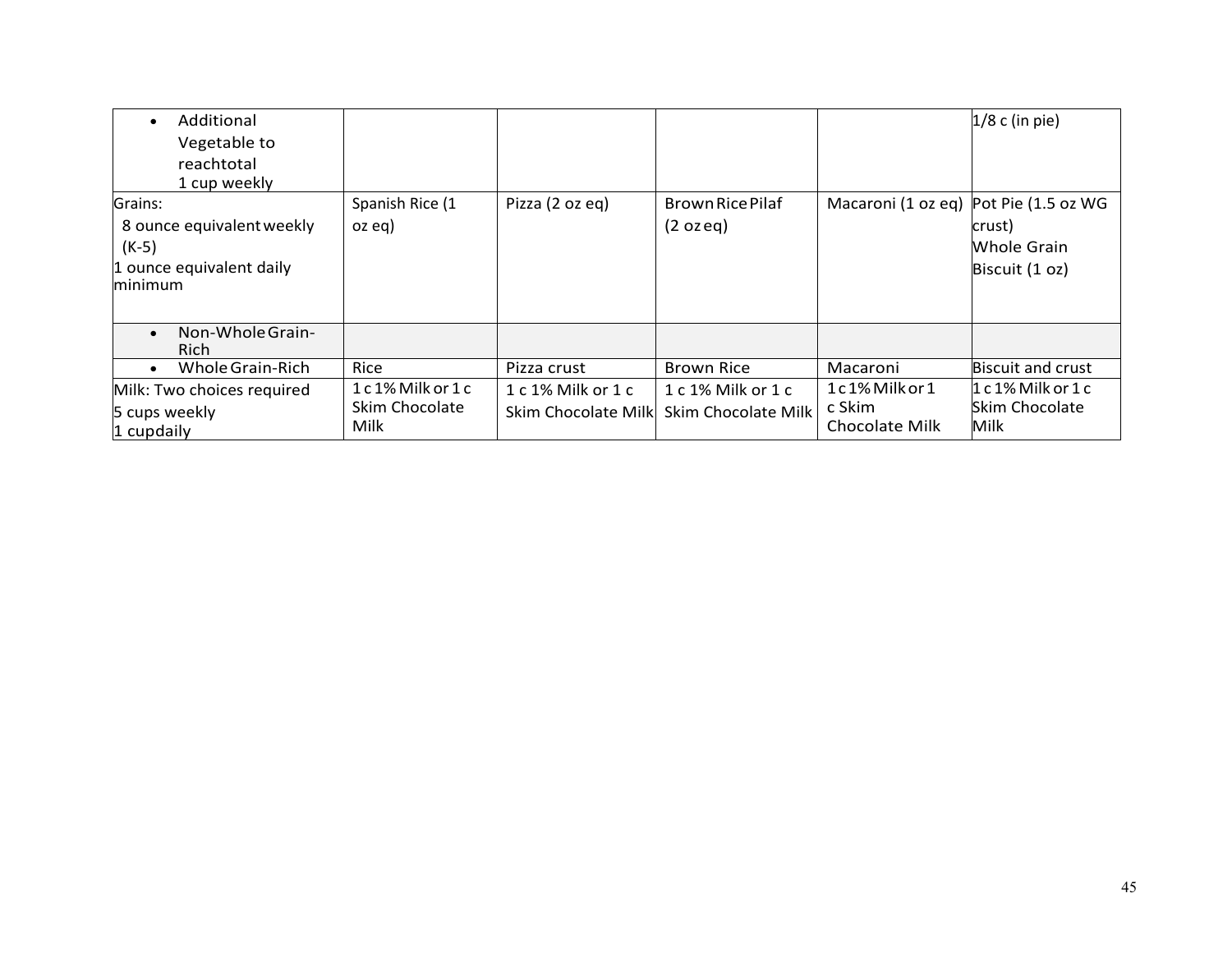| | | | | | |
|---|---|---|---|---|---|
| • Additional Vegetable to reachtotal 1 cup weekly | | | | | 1/8 c (in pie) |
| Grains: 8 ounce equivalent weekly (K-5) 1 ounce equivalent daily minimum | Spanish Rice (1 oz eq) | Pizza (2 oz eq) | Brown Rice Pilaf (2 oz eq) | Macaroni (1 oz eq) | Pot Pie (1.5 oz WG crust) Whole Grain Biscuit (1 oz) |
| • Non-Whole Grain-Rich | | | | | |
| • Whole Grain-Rich | Rice | Pizza crust | Brown Rice | Macaroni | Biscuit and crust |
| Milk: Two choices required 5 cups weekly 1 cupdaily | 1 c 1% Milk or 1 c Skim Chocolate Milk | 1 c 1% Milk or 1 c Skim Chocolate Milk | 1 c 1% Milk or 1 c Skim Chocolate Milk | 1 c 1% Milk or 1 c Skim Chocolate Milk | 1 c 1% Milk or 1 c Skim Chocolate Milk |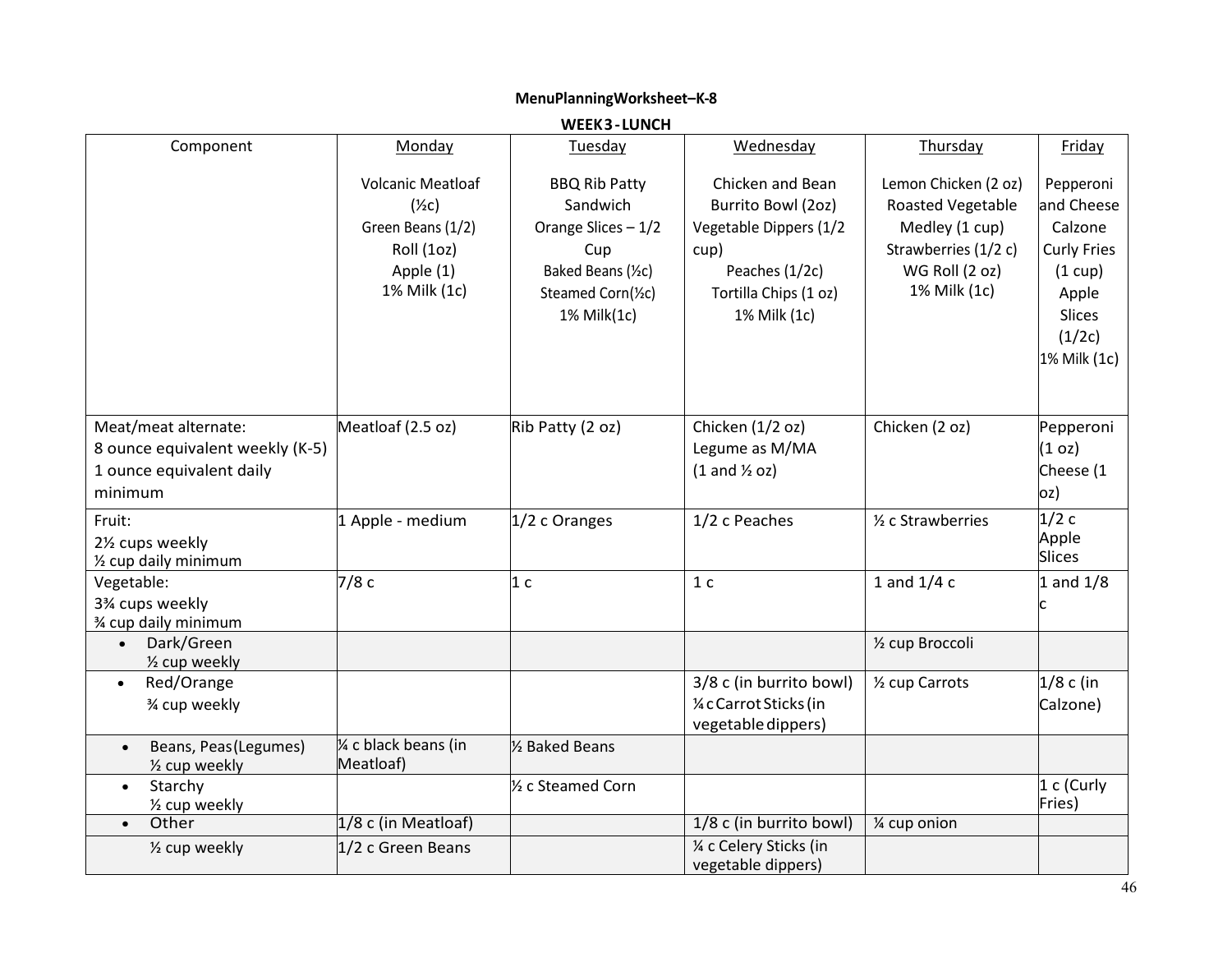**MenuPlanningWorksheet–K-8**

**WEEK3 - LUNCH**

| Component | Monday | Tuesday | Wednesday | Thursday | Friday |
|---|---|---|---|---|---|
| | Volcanic Meatloaf (½c)<br>Green Beans (1/2)<br>Roll (1oz)<br>Apple (1)<br>1% Milk (1c) | BBQ Rib Patty Sandwich<br>Orange Slices – 1/2 Cup<br>Baked Beans (½c)<br>Steamed Corn(½c)<br>1% Milk(1c) | Chicken and Bean Burrito Bowl (2oz)<br>Vegetable Dippers (1/2 cup)<br>Peaches (1/2c)<br>Tortilla Chips (1 oz)<br>1% Milk (1c) | Lemon Chicken (2 oz)<br>Roasted Vegetable Medley (1 cup)<br>Strawberries (1/2 c)<br>WG Roll (2 oz)<br>1% Milk (1c) | Pepperoni and Cheese Calzone<br>Curly Fries (1 cup)<br>Apple Slices (1/2c)<br>1% Milk (1c) |
| Meat/meat alternate:<br>8 ounce equivalent weekly (K-5)<br>1 ounce equivalent daily minimum | Meatloaf (2.5 oz) | Rib Patty (2 oz) | Chicken (1/2 oz)<br>Legume as M/MA<br>(1 and ½ oz) | Chicken (2 oz) | Pepperoni (1 oz)<br>Cheese (1 oz) |
| Fruit:<br>2½ cups weekly<br>½ cup daily minimum | 1 Apple - medium | 1/2 c Oranges | 1/2 c Peaches | ½ c Strawberries | 1/2 c Apple Slices |
| Vegetable:<br>3¾ cups weekly<br>¾ cup daily minimum | 7/8 c | 1 c | 1 c | 1 and 1/4 c | 1 and 1/8 c |
| • Dark/Green<br>½ cup weekly | | | | ½ cup Broccoli | |
| • Red/Orange<br>¾ cup weekly | | | 3/8 c (in burrito bowl)<br>¼ c Carrot Sticks (in vegetable dippers) | ½ cup Carrots | 1/8 c (in Calzone) |
| • Beans, Peas(Legumes)<br>½ cup weekly | ¼ c black beans (in Meatloaf) | ½ Baked Beans | | | |
| • Starchy<br>½ cup weekly | | ½ c Steamed Corn | | | 1 c (Curly Fries) |
| • Other | 1/8 c (in Meatloaf) | | 1/8 c (in burrito bowl) | ¼ cup onion | |
| ½ cup weekly | 1/2 c Green Beans | | ¼ c Celery Sticks (in vegetable dippers) | | |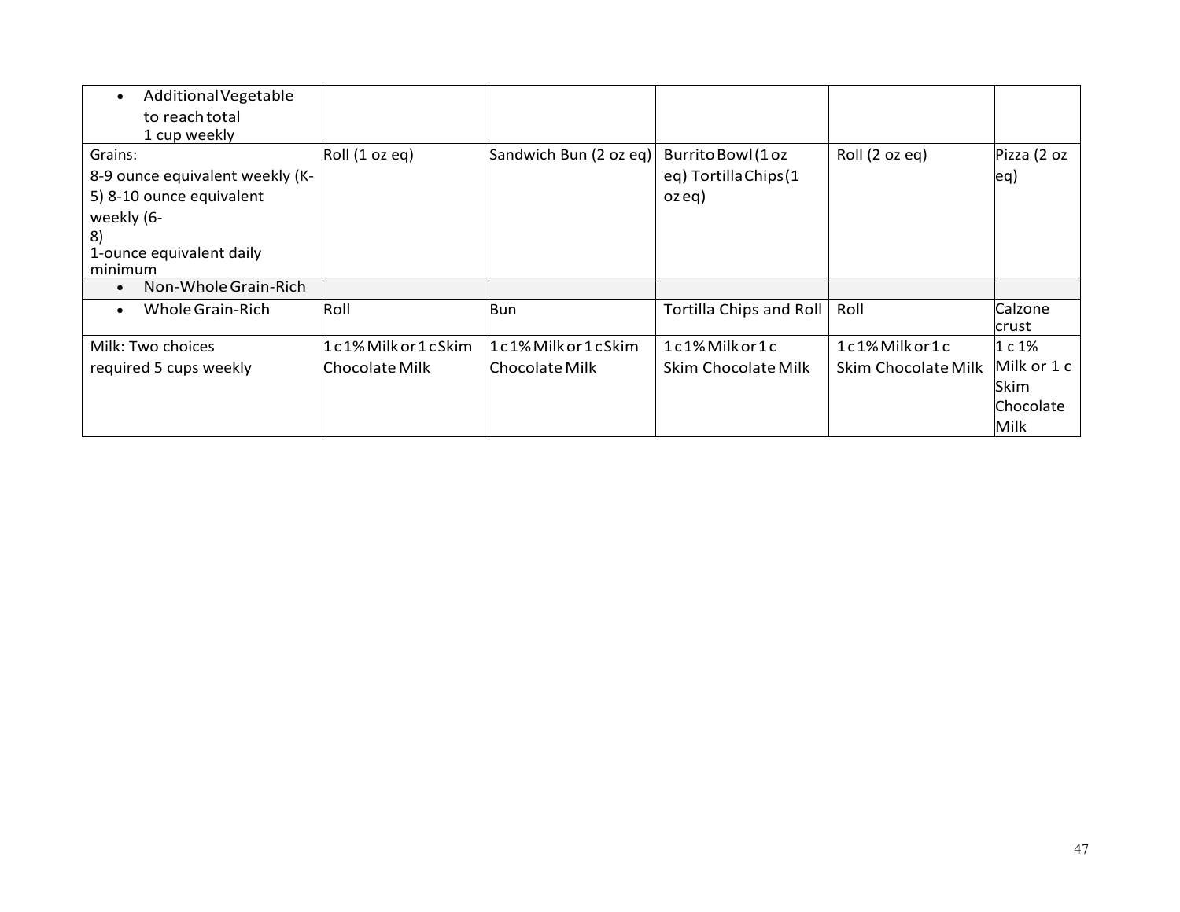| • Additional Vegetable to reach total 1 cup weekly | | | | | |
|---|---|---|---|---|---|
| Grains:<br>8-9 ounce equivalent weekly (K-5) 8-10 ounce equivalent weekly (6-8)<br>1-ounce equivalent daily minimum | Roll (1 oz eq) | Sandwich Bun (2 oz eq) | Burrito Bowl (1 oz eq) Tortilla Chips (1 oz eq) | Roll (2 oz eq) | Pizza (2 oz eq) |
| • Non-Whole Grain-Rich | | | | | |
| • Whole Grain-Rich | Roll | Bun | Tortilla Chips and Roll | Roll | Calzone crust |
| Milk: Two choices<br>required 5 cups weekly | 1 c 1% Milk or 1 c Skim Chocolate Milk | 1 c 1% Milk or 1 c Skim Chocolate Milk | 1 c 1% Milk or 1 c Skim Chocolate Milk | 1 c 1% Milk or 1 c Skim Chocolate Milk | 1 c 1% Milk or 1 c Skim Chocolate Milk |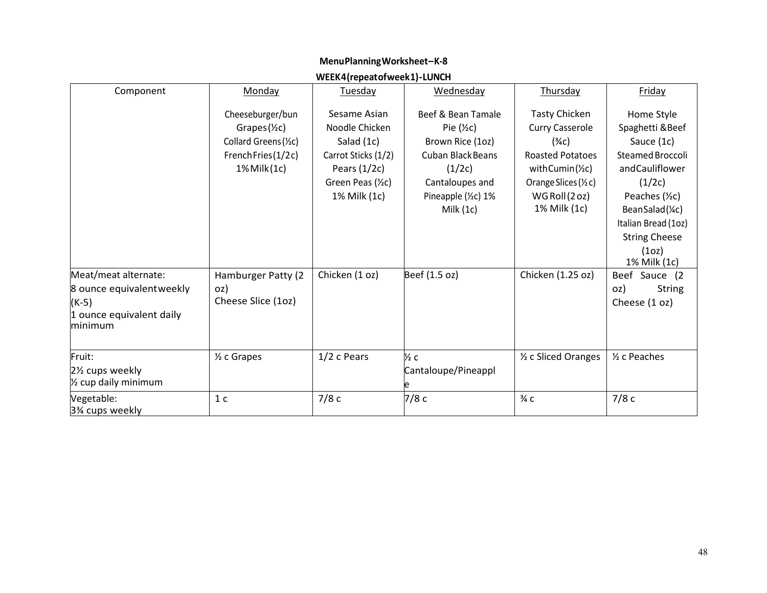**MenuPlanningWorksheet–K-8**

**WEEK4(repeatofweek1)-LUNCH**

| Component | Monday | Tuesday | Wednesday | Thursday | Friday |
|---|---|---|---|---|---|
| | Cheeseburger/bun<br>Grapes(½c)<br>Collard Greens(½c)<br>FrenchFries(1/2c)<br>1%Milk(1c) | Sesame Asian Noodle Chicken Salad (1c)<br>Carrot Sticks (1/2)<br>Pears (1/2c)<br>Green Peas (½c)<br>1% Milk (1c) | Beef & Bean Tamale Pie (½c)<br>Brown Rice (1oz)<br>Cuban BlackBeans (1/2c)<br>Cantaloupes and Pineapple (½c) 1% Milk (1c) | Tasty Chicken Curry Casserole (¾c)<br>Roasted Potatoes withCumin(½c)<br>OrangeSlices(½c)<br>WGRoll(2oz)<br>1% Milk (1c) | Home Style Spaghetti &Beef Sauce (1c)<br>SteamedBroccoli andCauliflower (1/2c)<br>Peaches (½c)<br>BeanSalad(¼c)<br>Italian Bread (1oz)<br>String Cheese (1oz)<br>1% Milk (1c) |
| Meat/meat alternate:<br>8 ounce equivalentweekly (K-5)<br>1 ounce equivalent daily minimum | Hamburger Patty (2 oz)<br>Cheese Slice (1oz) | Chicken (1 oz) | Beef (1.5 oz) | Chicken (1.25 oz) | Beef Sauce (2 oz) String Cheese (1 oz) |
| Fruit:<br>2½ cups weekly<br>½ cup daily minimum | ½ c Grapes | 1/2 c Pears | ½ c Cantaloupe/Pineapple | ½ c Sliced Oranges | ½ c Peaches |
| Vegetable:<br>3¾ cups weekly | 1 c | 7/8 c | 7/8 c | ¾ c | 7/8 c |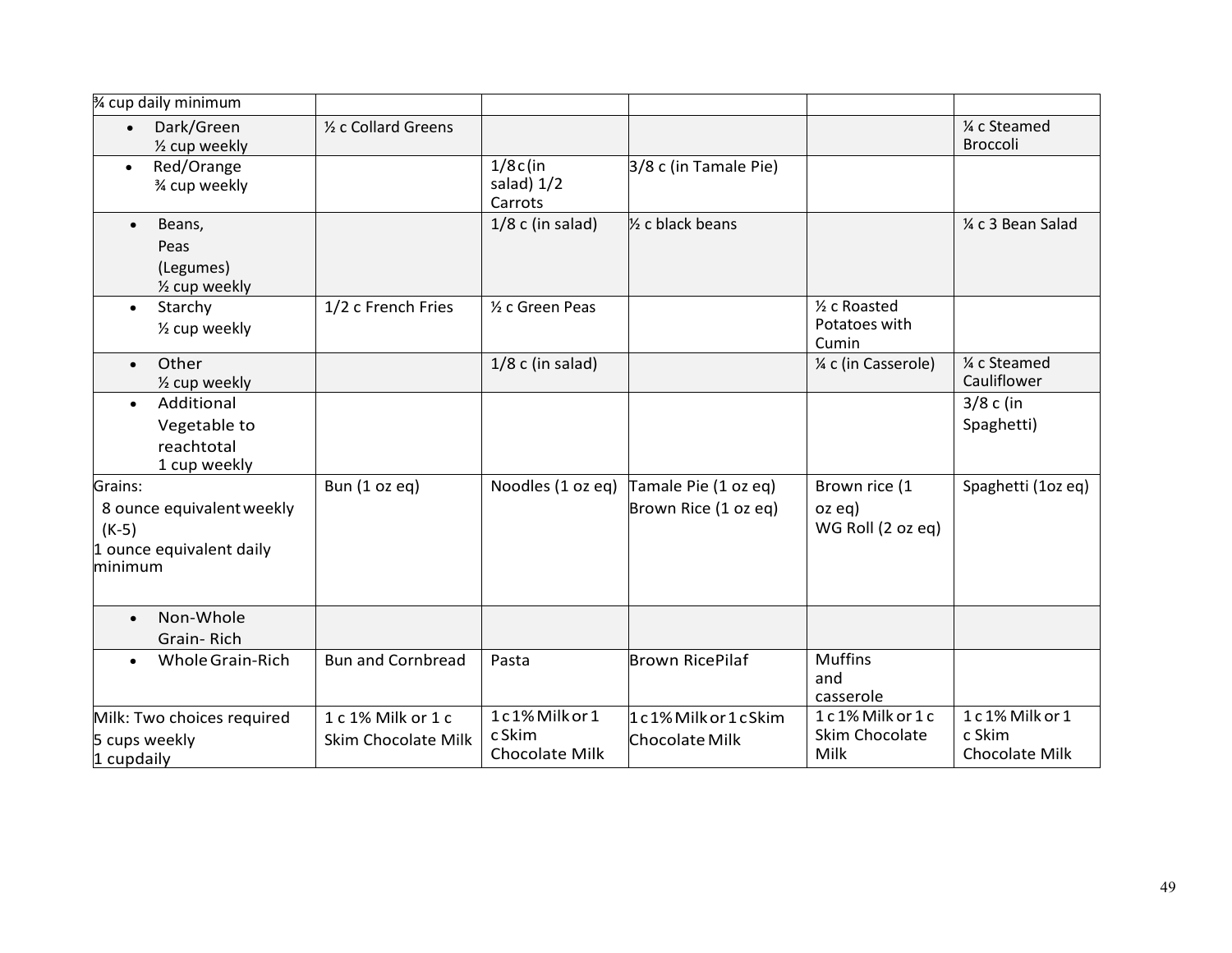| ¾ cup daily minimum | | | | | |
|---|---|---|---|---|---|
| • Dark/Green ½ cup weekly | ½ c Collard Greens | | | | ¼ c Steamed Broccoli |
| • Red/Orange ¾ cup weekly | | 1/8 c (in salad) 1/2 Carrots | 3/8 c (in Tamale Pie) | | |
| • Beans, Peas (Legumes) ½ cup weekly | | 1/8 c (in salad) | ½ c black beans | | ¼ c 3 Bean Salad |
| • Starchy ½ cup weekly | 1/2 c French Fries | ½ c Green Peas | | ½ c Roasted Potatoes with Cumin | |
| • Other ½ cup weekly | | 1/8 c (in salad) | | ¼ c (in Casserole) | ¼ c Steamed Cauliflower |
| • Additional Vegetable to reachtotal 1 cup weekly | | | | | 3/8 c (in Spaghetti) |
| Grains: 8 ounce equivalent weekly (K-5) 1 ounce equivalent daily minimum | Bun (1 oz eq) | Noodles (1 oz eq) | Tamale Pie (1 oz eq) Brown Rice (1 oz eq) | Brown rice (1 oz eq) WG Roll (2 oz eq) | Spaghetti (1oz eq) |
| • Non-Whole Grain- Rich | | | | | |
| • Whole Grain-Rich | Bun and Cornbread | Pasta | Brown RicePilaf | Muffins and casserole | |
| Milk: Two choices required 5 cups weekly 1 cupdaily | 1 c 1% Milk or 1 c Skim Chocolate Milk | 1 c 1% Milk or 1 c Skim Chocolate Milk | 1 c 1% Milk or 1 c Skim Chocolate Milk | 1 c 1% Milk or 1 c Skim Chocolate Milk | 1 c 1% Milk or 1 c Skim Chocolate Milk |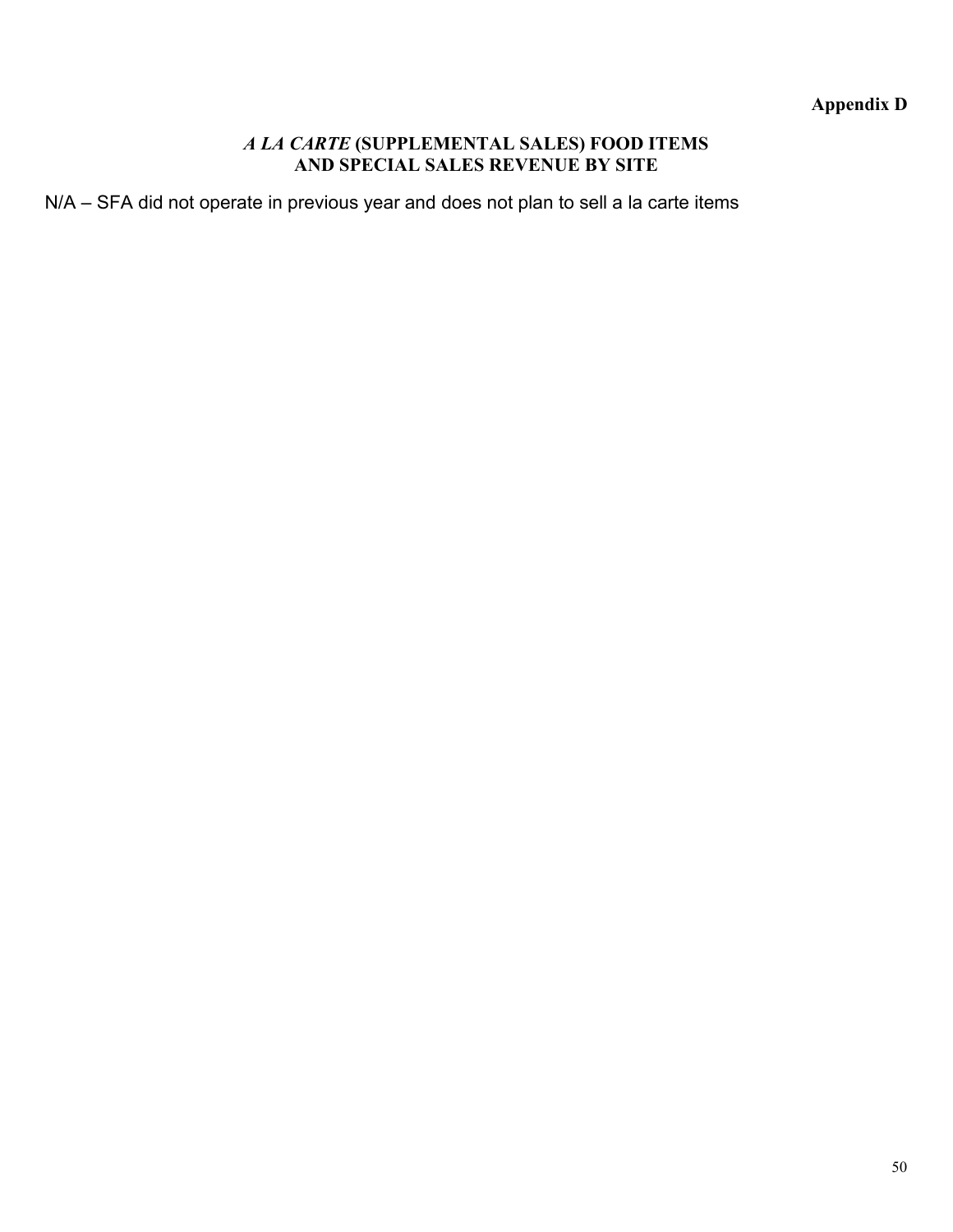**Appendix D**

## *A LA CARTE* (SUPPLEMENTAL SALES) FOOD ITEMS AND SPECIAL SALES REVENUE BY SITE

N/A – SFA did not operate in previous year and does not plan to sell a la carte items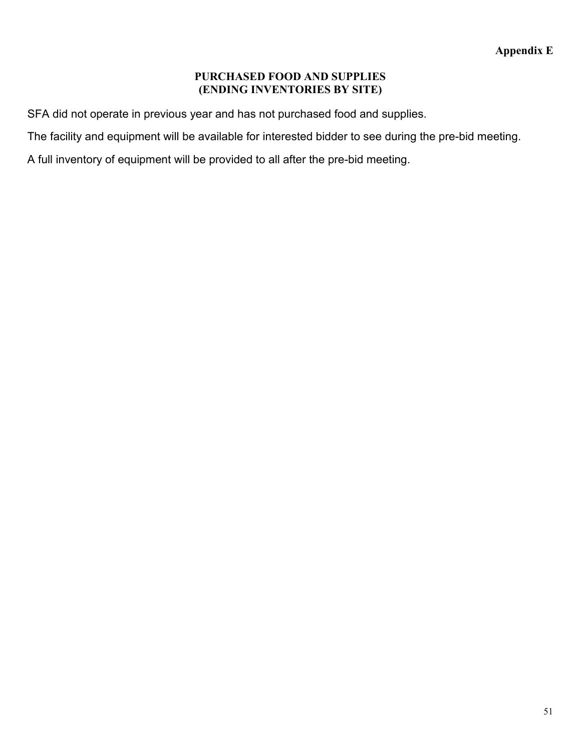**Appendix E**

## PURCHASED FOOD AND SUPPLIES
## (ENDING INVENTORIES BY SITE)

SFA did not operate in previous year and has not purchased food and supplies.

The facility and equipment will be available for interested bidder to see during the pre-bid meeting.

A full inventory of equipment will be provided to all after the pre-bid meeting.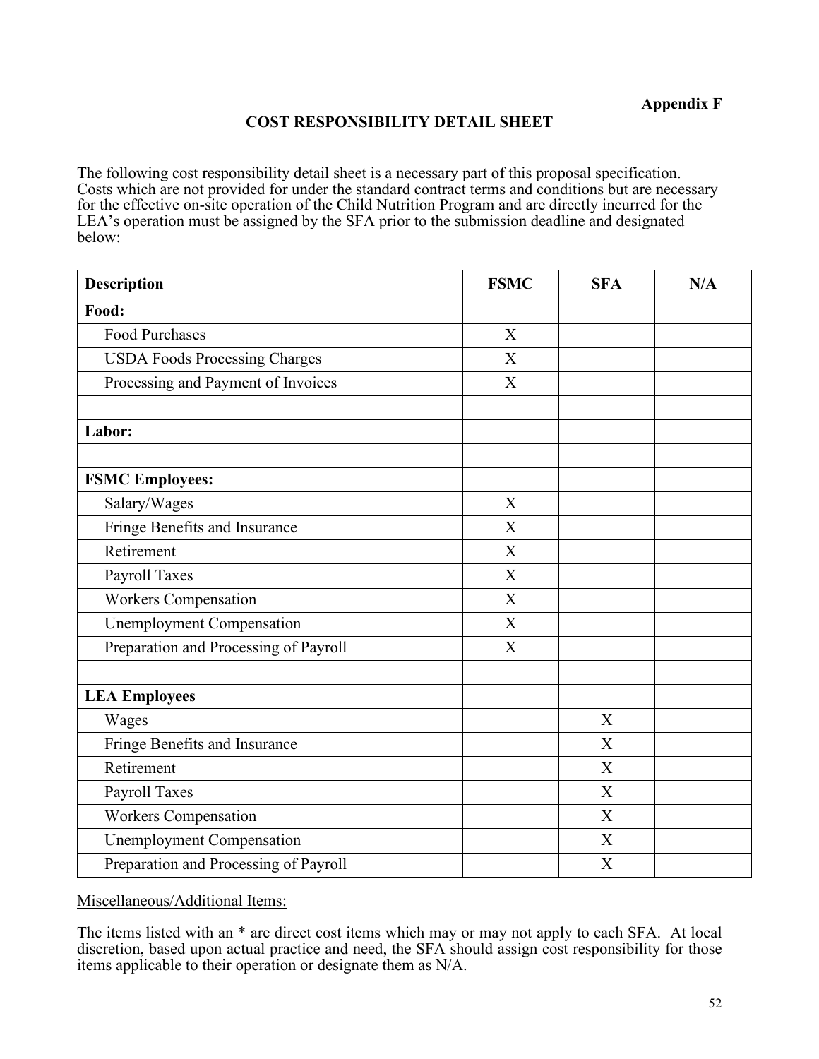**Appendix F**

## COST RESPONSIBILITY DETAIL SHEET

The following cost responsibility detail sheet is a necessary part of this proposal specification. Costs which are not provided for under the standard contract terms and conditions but are necessary for the effective on-site operation of the Child Nutrition Program and are directly incurred for the LEA's operation must be assigned by the SFA prior to the submission deadline and designated below:

| Description | FSMC | SFA | N/A |
|---|---|---|---|
| **Food:** | | | |
| Food Purchases | X | | |
| USDA Foods Processing Charges | X | | |
| Processing and Payment of Invoices | X | | |
| | | | |
| **Labor:** | | | |
| | | | |
| **FSMC Employees:** | | | |
| Salary/Wages | X | | |
| Fringe Benefits and Insurance | X | | |
| Retirement | X | | |
| Payroll Taxes | X | | |
| Workers Compensation | X | | |
| Unemployment Compensation | X | | |
| Preparation and Processing of Payroll | X | | |
| | | | |
| **LEA Employees** | | | |
| Wages | | X | |
| Fringe Benefits and Insurance | | X | |
| Retirement | | X | |
| Payroll Taxes | | X | |
| Workers Compensation | | X | |
| Unemployment Compensation | | X | |
| Preparation and Processing of Payroll | | X | |

Miscellaneous/Additional Items:

The items listed with an * are direct cost items which may or may not apply to each SFA. At local discretion, based upon actual practice and need, the SFA should assign cost responsibility for those items applicable to their operation or designate them as N/A.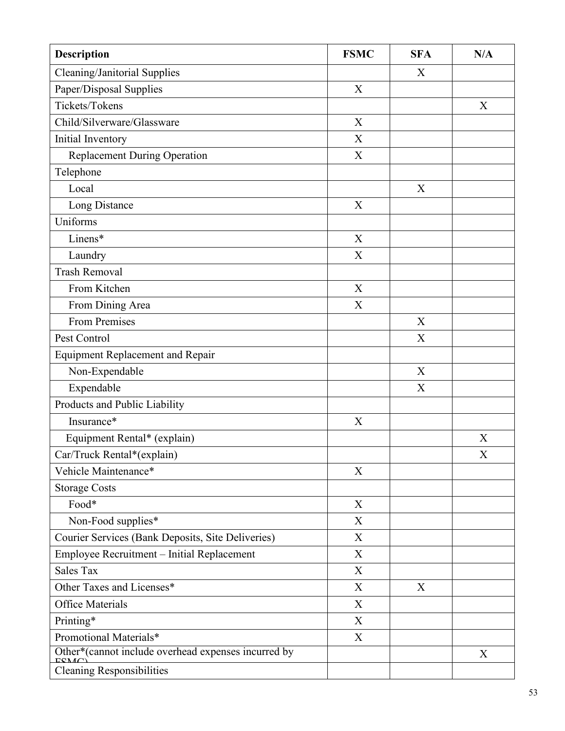| Description | FSMC | SFA | N/A |
|---|---|---|---|
| Cleaning/Janitorial Supplies | | X | |
| Paper/Disposal Supplies | X | | |
| Tickets/Tokens | | | X |
| Child/Silverware/Glassware | X | | |
| Initial Inventory | X | | |
| Replacement During Operation | X | | |
| Telephone | | | |
| Local | | X | |
| Long Distance | X | | |
| Uniforms | | | |
| Linens* | X | | |
| Laundry | X | | |
| Trash Removal | | | |
| From Kitchen | X | | |
| From Dining Area | X | | |
| From Premises | | X | |
| Pest Control | | X | |
| Equipment Replacement and Repair | | | |
| Non-Expendable | | X | |
| Expendable | | X | |
| Products and Public Liability | | | |
| Insurance* | X | | |
| Equipment Rental* (explain) | | | X |
| Car/Truck Rental*(explain) | | | X |
| Vehicle Maintenance* | X | | |
| Storage Costs | | | |
| Food* | X | | |
| Non-Food supplies* | X | | |
| Courier Services (Bank Deposits, Site Deliveries) | X | | |
| Employee Recruitment – Initial Replacement | X | | |
| Sales Tax | X | | |
| Other Taxes and Licenses* | X | X | |
| Office Materials | X | | |
| Printing* | X | | |
| Promotional Materials* | X | | |
| Other*(cannot include overhead expenses incurred by FSMC) | | | X |
| Cleaning Responsibilities | | | |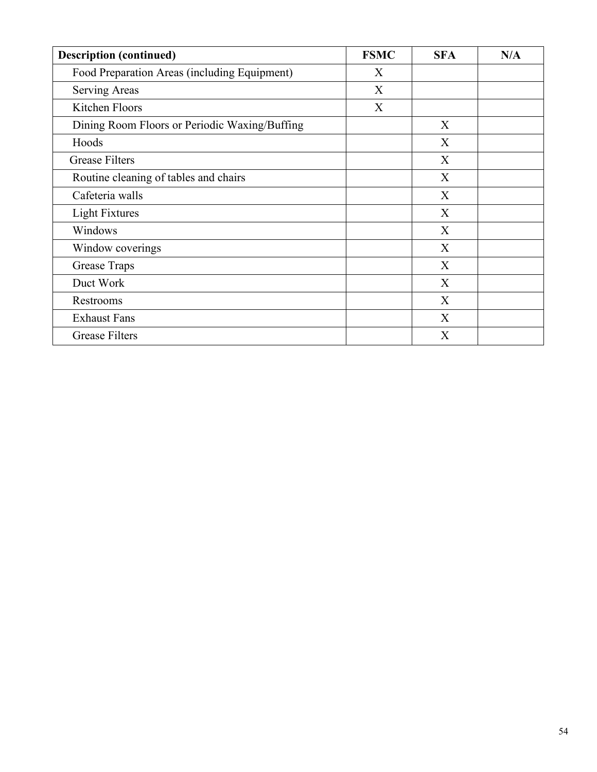| Description (continued) | FSMC | SFA | N/A |
| --- | --- | --- | --- |
| Food Preparation Areas (including Equipment) | X | | |
| Serving Areas | X | | |
| Kitchen Floors | X | | |
| Dining Room Floors or Periodic Waxing/Buffing | | X | |
| Hoods | | X | |
| Grease Filters | | X | |
| Routine cleaning of tables and chairs | | X | |
| Cafeteria walls | | X | |
| Light Fixtures | | X | |
| Windows | | X | |
| Window coverings | | X | |
| Grease Traps | | X | |
| Duct Work | | X | |
| Restrooms | | X | |
| Exhaust Fans | | X | |
| Grease Filters | | X | |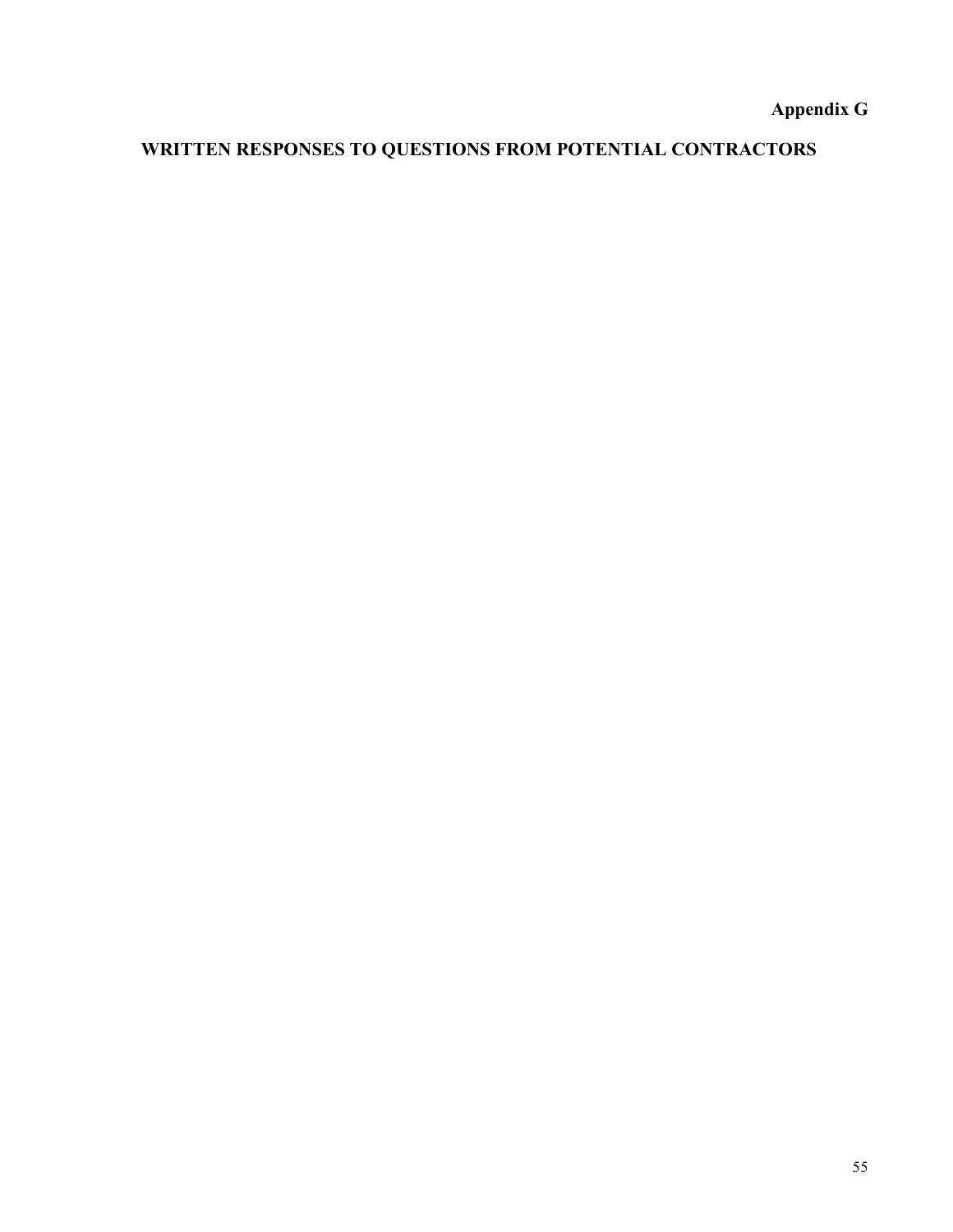**Appendix G**

# WRITTEN RESPONSES TO QUESTIONS FROM POTENTIAL CONTRACTORS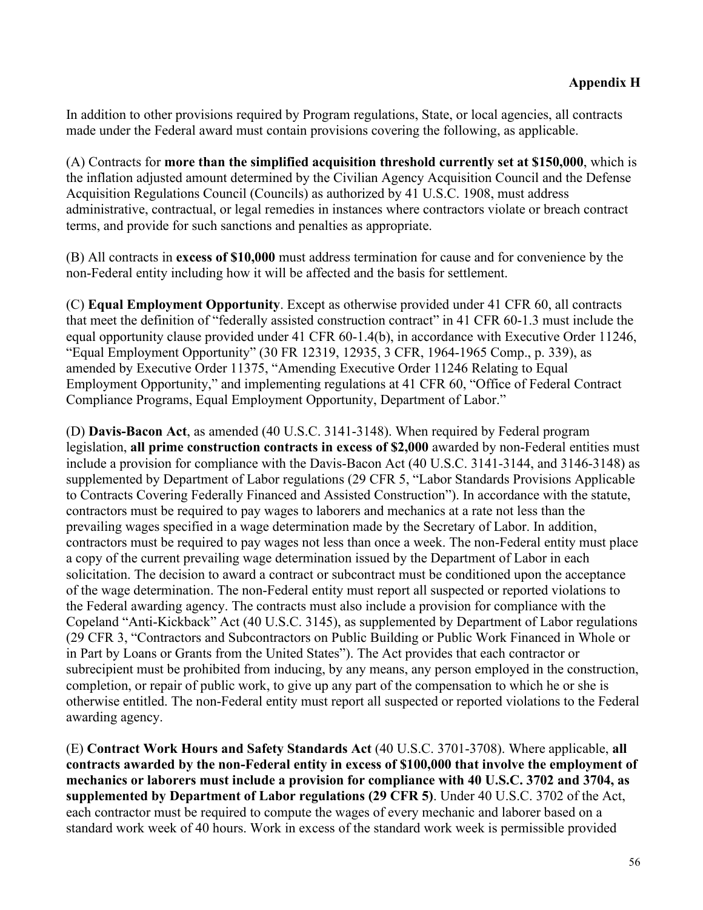**Appendix H**

In addition to other provisions required by Program regulations, State, or local agencies, all contracts made under the Federal award must contain provisions covering the following, as applicable.

(A) Contracts for **more than the simplified acquisition threshold currently set at $150,000**, which is the inflation adjusted amount determined by the Civilian Agency Acquisition Council and the Defense Acquisition Regulations Council (Councils) as authorized by 41 U.S.C. 1908, must address administrative, contractual, or legal remedies in instances where contractors violate or breach contract terms, and provide for such sanctions and penalties as appropriate.

(B) All contracts in **excess of $10,000** must address termination for cause and for convenience by the non-Federal entity including how it will be affected and the basis for settlement.

(C) **Equal Employment Opportunity**. Except as otherwise provided under 41 CFR 60, all contracts that meet the definition of "federally assisted construction contract" in 41 CFR 60-1.3 must include the equal opportunity clause provided under 41 CFR 60-1.4(b), in accordance with Executive Order 11246, "Equal Employment Opportunity" (30 FR 12319, 12935, 3 CFR, 1964-1965 Comp., p. 339), as amended by Executive Order 11375, "Amending Executive Order 11246 Relating to Equal Employment Opportunity," and implementing regulations at 41 CFR 60, "Office of Federal Contract Compliance Programs, Equal Employment Opportunity, Department of Labor."

(D) **Davis-Bacon Act**, as amended (40 U.S.C. 3141-3148). When required by Federal program legislation, **all prime construction contracts in excess of $2,000** awarded by non-Federal entities must include a provision for compliance with the Davis-Bacon Act (40 U.S.C. 3141-3144, and 3146-3148) as supplemented by Department of Labor regulations (29 CFR 5, "Labor Standards Provisions Applicable to Contracts Covering Federally Financed and Assisted Construction"). In accordance with the statute, contractors must be required to pay wages to laborers and mechanics at a rate not less than the prevailing wages specified in a wage determination made by the Secretary of Labor. In addition, contractors must be required to pay wages not less than once a week. The non-Federal entity must place a copy of the current prevailing wage determination issued by the Department of Labor in each solicitation. The decision to award a contract or subcontract must be conditioned upon the acceptance of the wage determination. The non-Federal entity must report all suspected or reported violations to the Federal awarding agency. The contracts must also include a provision for compliance with the Copeland "Anti-Kickback" Act (40 U.S.C. 3145), as supplemented by Department of Labor regulations (29 CFR 3, "Contractors and Subcontractors on Public Building or Public Work Financed in Whole or in Part by Loans or Grants from the United States"). The Act provides that each contractor or subrecipient must be prohibited from inducing, by any means, any person employed in the construction, completion, or repair of public work, to give up any part of the compensation to which he or she is otherwise entitled. The non-Federal entity must report all suspected or reported violations to the Federal awarding agency.

(E) **Contract Work Hours and Safety Standards Act** (40 U.S.C. 3701-3708). Where applicable, **all contracts awarded by the non-Federal entity in excess of $100,000 that involve the employment of mechanics or laborers must include a provision for compliance with 40 U.S.C. 3702 and 3704, as supplemented by Department of Labor regulations (29 CFR 5)**. Under 40 U.S.C. 3702 of the Act, each contractor must be required to compute the wages of every mechanic and laborer based on a standard work week of 40 hours. Work in excess of the standard work week is permissible provided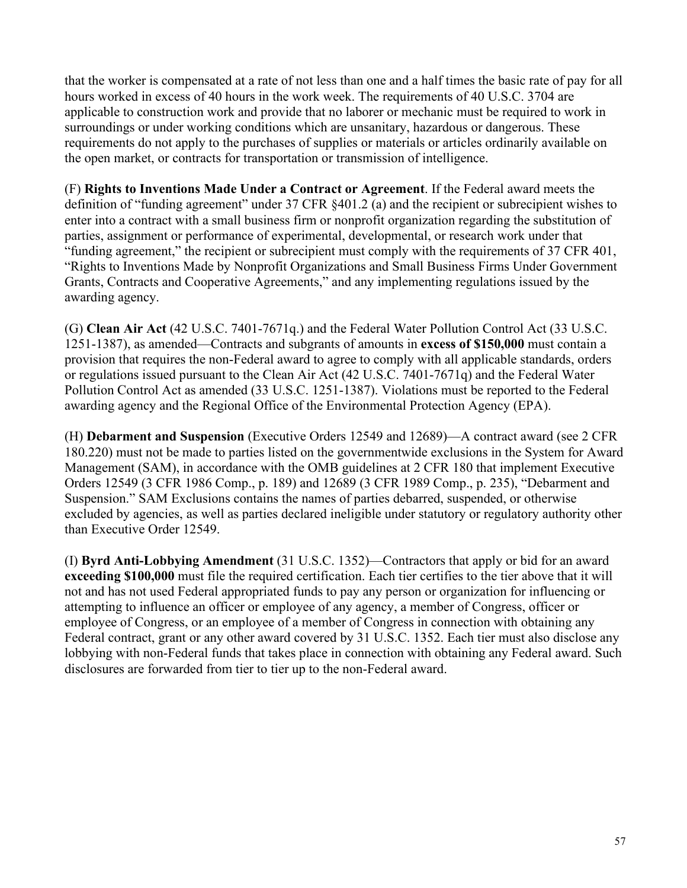that the worker is compensated at a rate of not less than one and a half times the basic rate of pay for all hours worked in excess of 40 hours in the work week. The requirements of 40 U.S.C. 3704 are applicable to construction work and provide that no laborer or mechanic must be required to work in surroundings or under working conditions which are unsanitary, hazardous or dangerous. These requirements do not apply to the purchases of supplies or materials or articles ordinarily available on the open market, or contracts for transportation or transmission of intelligence.

(F) **Rights to Inventions Made Under a Contract or Agreement**. If the Federal award meets the definition of "funding agreement" under 37 CFR §401.2 (a) and the recipient or subrecipient wishes to enter into a contract with a small business firm or nonprofit organization regarding the substitution of parties, assignment or performance of experimental, developmental, or research work under that "funding agreement," the recipient or subrecipient must comply with the requirements of 37 CFR 401, "Rights to Inventions Made by Nonprofit Organizations and Small Business Firms Under Government Grants, Contracts and Cooperative Agreements," and any implementing regulations issued by the awarding agency.

(G) **Clean Air Act** (42 U.S.C. 7401-7671q.) and the Federal Water Pollution Control Act (33 U.S.C. 1251-1387), as amended—Contracts and subgrants of amounts in **excess of $150,000** must contain a provision that requires the non-Federal award to agree to comply with all applicable standards, orders or regulations issued pursuant to the Clean Air Act (42 U.S.C. 7401-7671q) and the Federal Water Pollution Control Act as amended (33 U.S.C. 1251-1387). Violations must be reported to the Federal awarding agency and the Regional Office of the Environmental Protection Agency (EPA).

(H) **Debarment and Suspension** (Executive Orders 12549 and 12689)—A contract award (see 2 CFR 180.220) must not be made to parties listed on the governmentwide exclusions in the System for Award Management (SAM), in accordance with the OMB guidelines at 2 CFR 180 that implement Executive Orders 12549 (3 CFR 1986 Comp., p. 189) and 12689 (3 CFR 1989 Comp., p. 235), "Debarment and Suspension." SAM Exclusions contains the names of parties debarred, suspended, or otherwise excluded by agencies, as well as parties declared ineligible under statutory or regulatory authority other than Executive Order 12549.

(I) **Byrd Anti-Lobbying Amendment** (31 U.S.C. 1352)—Contractors that apply or bid for an award **exceeding $100,000** must file the required certification. Each tier certifies to the tier above that it will not and has not used Federal appropriated funds to pay any person or organization for influencing or attempting to influence an officer or employee of any agency, a member of Congress, officer or employee of Congress, or an employee of a member of Congress in connection with obtaining any Federal contract, grant or any other award covered by 31 U.S.C. 1352. Each tier must also disclose any lobbying with non-Federal funds that takes place in connection with obtaining any Federal award. Such disclosures are forwarded from tier to tier up to the non-Federal award.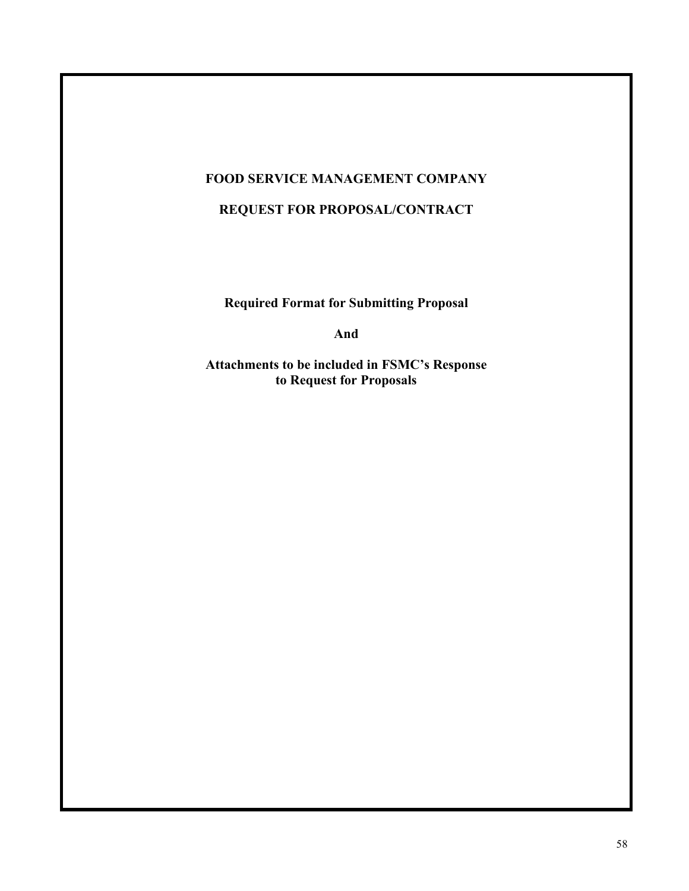**FOOD SERVICE MANAGEMENT COMPANY**

**REQUEST FOR PROPOSAL/CONTRACT**

**Required Format for Submitting Proposal**

**And**

**Attachments to be included in FSMC's Response to Request for Proposals**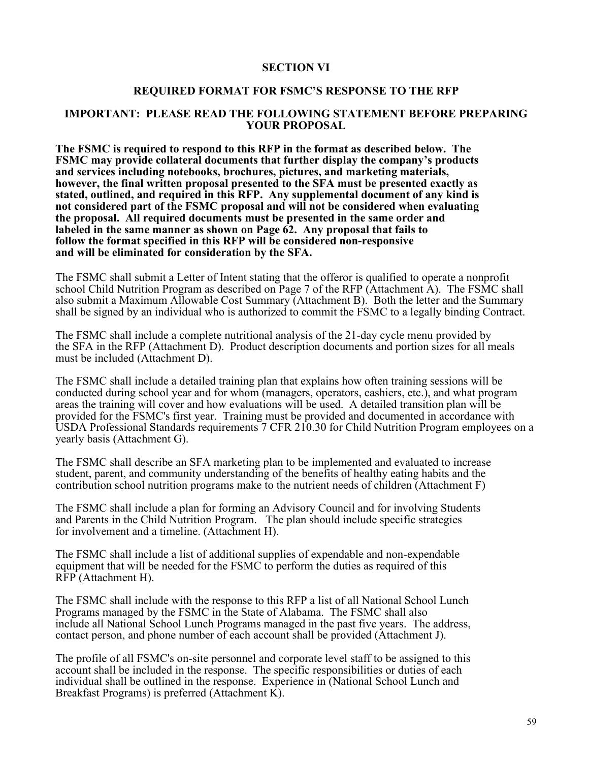# SECTION VI

## REQUIRED FORMAT FOR FSMC'S RESPONSE TO THE RFP

### IMPORTANT: PLEASE READ THE FOLLOWING STATEMENT BEFORE PREPARING YOUR PROPOSAL

**The FSMC is required to respond to this RFP in the format as described below. The FSMC may provide collateral documents that further display the company's products and services including notebooks, brochures, pictures, and marketing materials, however, the final written proposal presented to the SFA must be presented exactly as stated, outlined, and required in this RFP. Any supplemental document of any kind is not considered part of the FSMC proposal and will not be considered when evaluating the proposal. All required documents must be presented in the same order and labeled in the same manner as shown on Page 62. Any proposal that fails to follow the format specified in this RFP will be considered non-responsive and will be eliminated for consideration by the SFA.**

The FSMC shall submit a Letter of Intent stating that the offeror is qualified to operate a nonprofit school Child Nutrition Program as described on Page 7 of the RFP (Attachment A). The FSMC shall also submit a Maximum Allowable Cost Summary (Attachment B). Both the letter and the Summary shall be signed by an individual who is authorized to commit the FSMC to a legally binding Contract.

The FSMC shall include a complete nutritional analysis of the 21-day cycle menu provided by the SFA in the RFP (Attachment D). Product description documents and portion sizes for all meals must be included (Attachment D).

The FSMC shall include a detailed training plan that explains how often training sessions will be conducted during school year and for whom (managers, operators, cashiers, etc.), and what program areas the training will cover and how evaluations will be used. A detailed transition plan will be provided for the FSMC's first year. Training must be provided and documented in accordance with USDA Professional Standards requirements 7 CFR 210.30 for Child Nutrition Program employees on a yearly basis (Attachment G).

The FSMC shall describe an SFA marketing plan to be implemented and evaluated to increase student, parent, and community understanding of the benefits of healthy eating habits and the contribution school nutrition programs make to the nutrient needs of children (Attachment F)

The FSMC shall include a plan for forming an Advisory Council and for involving Students and Parents in the Child Nutrition Program. The plan should include specific strategies for involvement and a timeline. (Attachment H).

The FSMC shall include a list of additional supplies of expendable and non-expendable equipment that will be needed for the FSMC to perform the duties as required of this RFP (Attachment H).

The FSMC shall include with the response to this RFP a list of all National School Lunch Programs managed by the FSMC in the State of Alabama. The FSMC shall also include all National School Lunch Programs managed in the past five years. The address, contact person, and phone number of each account shall be provided (Attachment J).

The profile of all FSMC's on-site personnel and corporate level staff to be assigned to this account shall be included in the response. The specific responsibilities or duties of each individual shall be outlined in the response. Experience in (National School Lunch and Breakfast Programs) is preferred (Attachment K).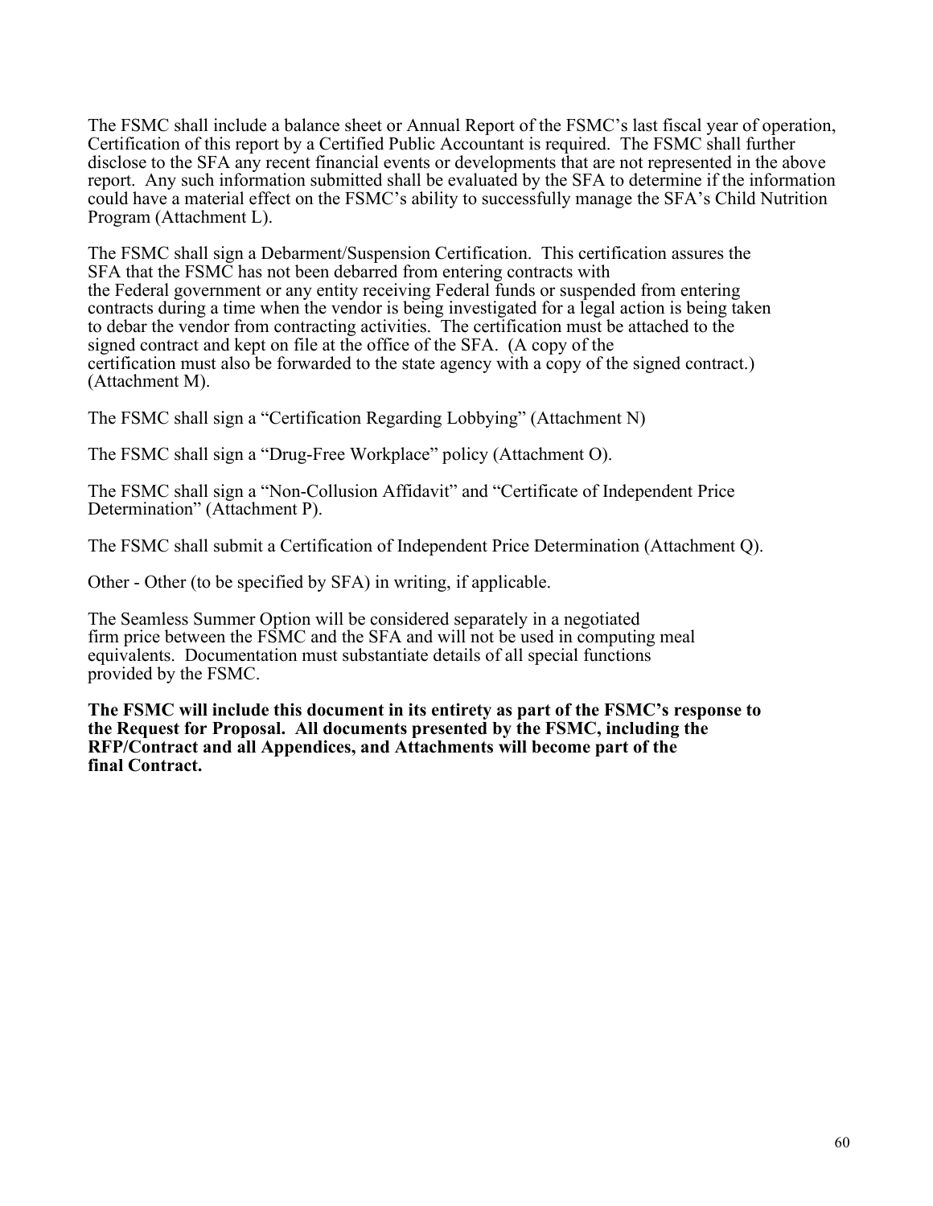The FSMC shall include a balance sheet or Annual Report of the FSMC's last fiscal year of operation, Certification of this report by a Certified Public Accountant is required. The FSMC shall further disclose to the SFA any recent financial events or developments that are not represented in the above report. Any such information submitted shall be evaluated by the SFA to determine if the information could have a material effect on the FSMC's ability to successfully manage the SFA's Child Nutrition Program (Attachment L).

The FSMC shall sign a Debarment/Suspension Certification. This certification assures the SFA that the FSMC has not been debarred from entering contracts with the Federal government or any entity receiving Federal funds or suspended from entering contracts during a time when the vendor is being investigated for a legal action is being taken to debar the vendor from contracting activities. The certification must be attached to the signed contract and kept on file at the office of the SFA. (A copy of the certification must also be forwarded to the state agency with a copy of the signed contract.) (Attachment M).

The FSMC shall sign a "Certification Regarding Lobbying" (Attachment N)

The FSMC shall sign a "Drug-Free Workplace" policy (Attachment O).

The FSMC shall sign a "Non-Collusion Affidavit" and "Certificate of Independent Price Determination" (Attachment P).

The FSMC shall submit a Certification of Independent Price Determination (Attachment Q).

Other - Other (to be specified by SFA) in writing, if applicable.

The Seamless Summer Option will be considered separately in a negotiated firm price between the FSMC and the SFA and will not be used in computing meal equivalents. Documentation must substantiate details of all special functions provided by the FSMC.

**The FSMC will include this document in its entirety as part of the FSMC's response to the Request for Proposal. All documents presented by the FSMC, including the RFP/Contract and all Appendices, and Attachments will become part of the final Contract.**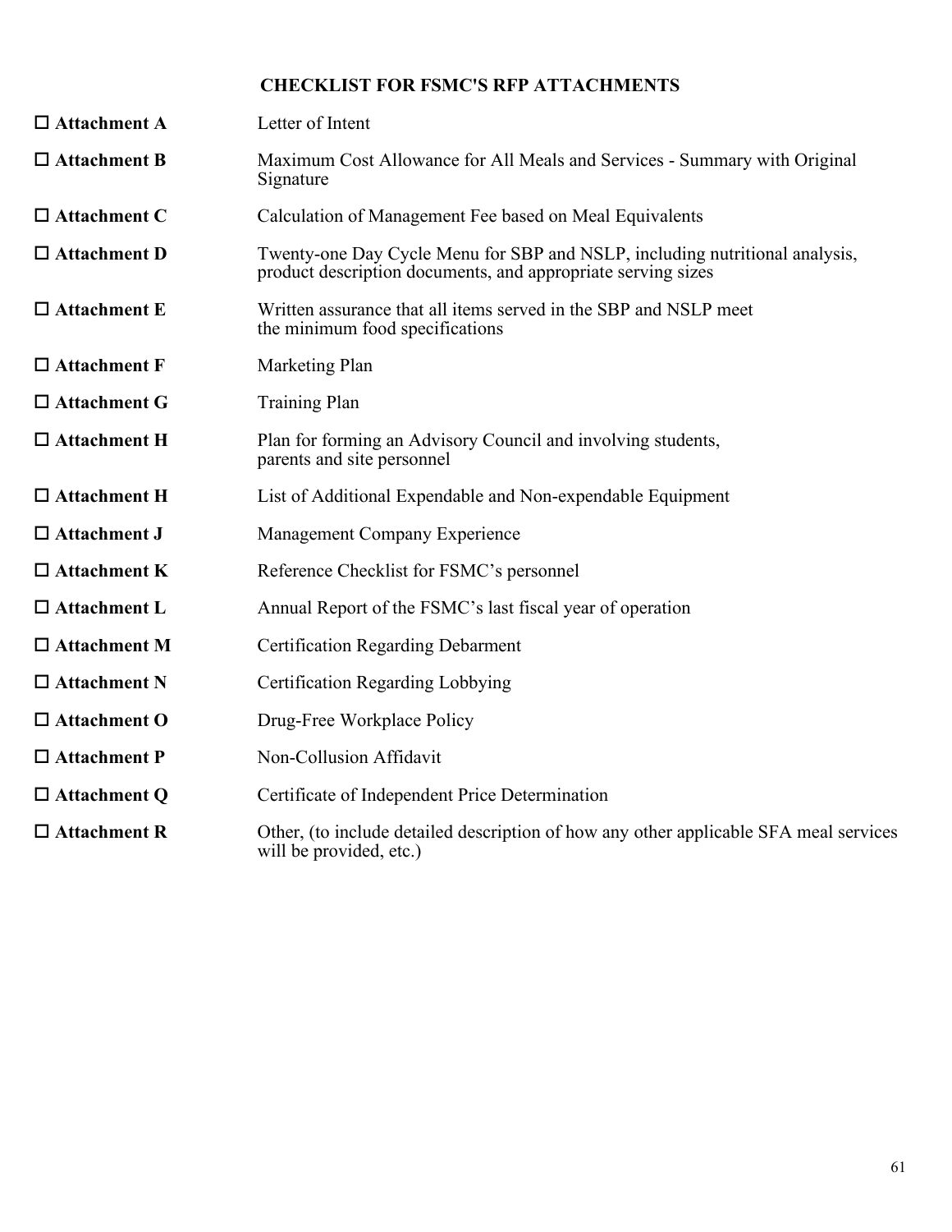## CHECKLIST FOR FSMC'S RFP ATTACHMENTS

- ☐ **Attachment A** — Letter of Intent
- ☐ **Attachment B** — Maximum Cost Allowance for All Meals and Services - Summary with Original Signature
- ☐ **Attachment C** — Calculation of Management Fee based on Meal Equivalents
- ☐ **Attachment D** — Twenty-one Day Cycle Menu for SBP and NSLP, including nutritional analysis, product description documents, and appropriate serving sizes
- ☐ **Attachment E** — Written assurance that all items served in the SBP and NSLP meet the minimum food specifications
- ☐ **Attachment F** — Marketing Plan
- ☐ **Attachment G** — Training Plan
- ☐ **Attachment H** — Plan for forming an Advisory Council and involving students, parents and site personnel
- ☐ **Attachment H** — List of Additional Expendable and Non-expendable Equipment
- ☐ **Attachment J** — Management Company Experience
- ☐ **Attachment K** — Reference Checklist for FSMC's personnel
- ☐ **Attachment L** — Annual Report of the FSMC's last fiscal year of operation
- ☐ **Attachment M** — Certification Regarding Debarment
- ☐ **Attachment N** — Certification Regarding Lobbying
- ☐ **Attachment O** — Drug-Free Workplace Policy
- ☐ **Attachment P** — Non-Collusion Affidavit
- ☐ **Attachment Q** — Certificate of Independent Price Determination
- ☐ **Attachment R** — Other, (to include detailed description of how any other applicable SFA meal services will be provided, etc.)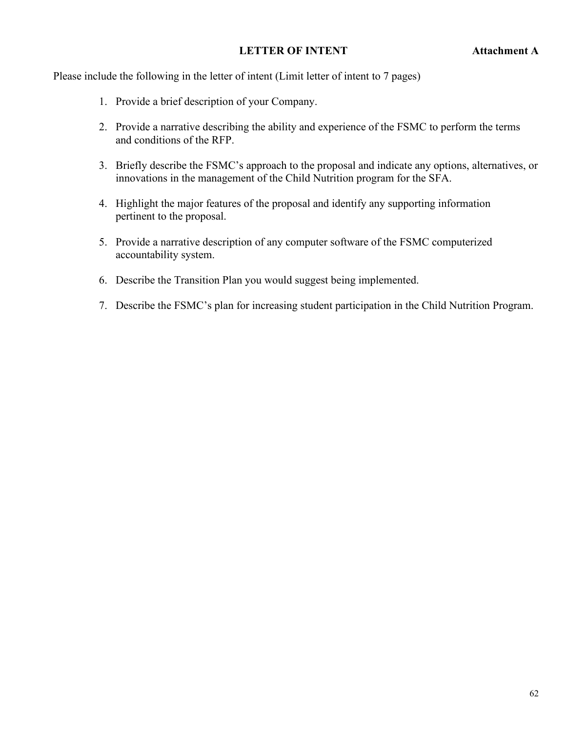**LETTER OF INTENT** **Attachment A**

Please include the following in the letter of intent (Limit letter of intent to 7 pages)

1. Provide a brief description of your Company.

2. Provide a narrative describing the ability and experience of the FSMC to perform the terms and conditions of the RFP.

3. Briefly describe the FSMC's approach to the proposal and indicate any options, alternatives, or innovations in the management of the Child Nutrition program for the SFA.

4. Highlight the major features of the proposal and identify any supporting information pertinent to the proposal.

5. Provide a narrative description of any computer software of the FSMC computerized accountability system.

6. Describe the Transition Plan you would suggest being implemented.

7. Describe the FSMC's plan for increasing student participation in the Child Nutrition Program.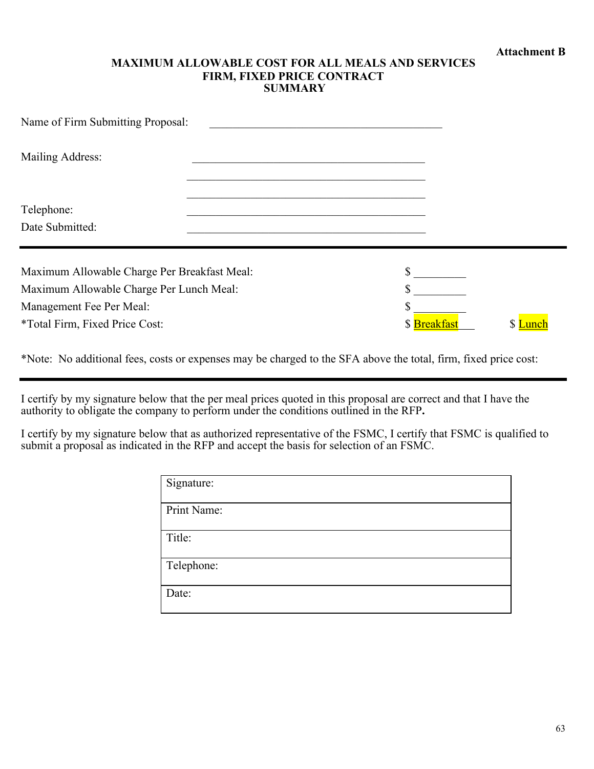**Attachment B**

## MAXIMUM ALLOWABLE COST FOR ALL MEALS AND SERVICES
## FIRM, FIXED PRICE CONTRACT
## SUMMARY

Name of Firm Submitting Proposal: ________________________________________

Mailing Address: ________________________________________

________________________________________

________________________________________

Telephone: ________________________________________

Date Submitted: ________________________________________

---

| | | |
|---|---|---|
| Maximum Allowable Charge Per Breakfast Meal: | $ _________ | |
| Maximum Allowable Charge Per Lunch Meal: | $ _________ | |
| Management Fee Per Meal: | $ _________ | |
| *Total Firm, Fixed Price Cost: | $ Breakfast | $ Lunch |

*Note: No additional fees, costs or expenses may be charged to the SFA above the total, firm, fixed price cost:

---

I certify by my signature below that the per meal prices quoted in this proposal are correct and that I have the authority to obligate the company to perform under the conditions outlined in the RFP**.**

I certify by my signature below that as authorized representative of the FSMC, I certify that FSMC is qualified to submit a proposal as indicated in the RFP and accept the basis for selection of an FSMC.

| |
|---|
| Signature: |
| Print Name: |
| Title: |
| Telephone: |
| Date: |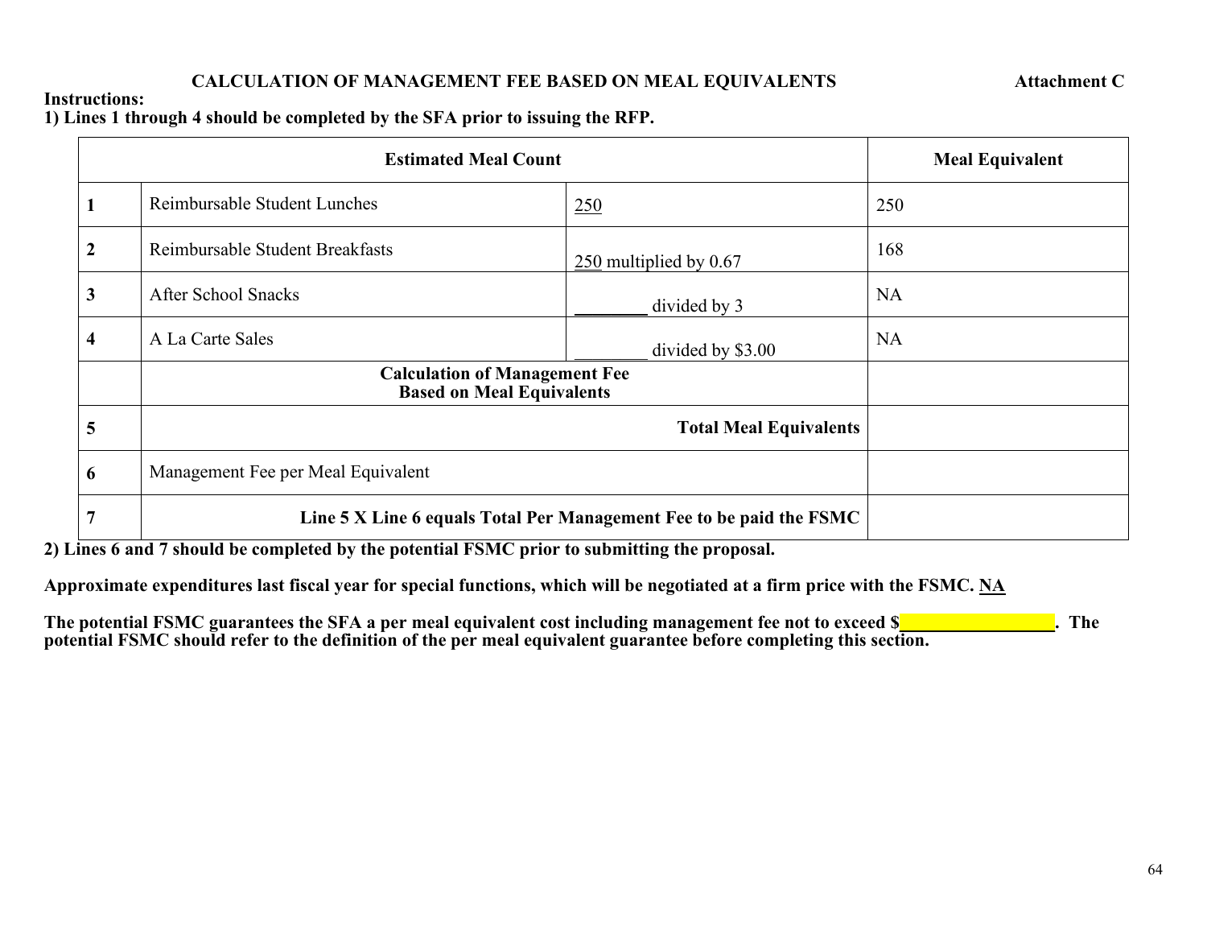**CALCULATION OF MANAGEMENT FEE BASED ON MEAL EQUIVALENTS** **Attachment C**

**Instructions:**

**1) Lines 1 through 4 should be completed by the SFA prior to issuing the RFP.**

| | Estimated Meal Count | | Meal Equivalent |
|---|---|---|---|
| 1 | Reimbursable Student Lunches | 250 | 250 |
| 2 | Reimbursable Student Breakfasts | 250 multiplied by 0.67 | 168 |
| 3 | After School Snacks | ________ divided by 3 | NA |
| 4 | A La Carte Sales | ________ divided by $3.00 | NA |
| | **Calculation of Management Fee Based on Meal Equivalents** | | |
| 5 | **Total Meal Equivalents** | | |
| 6 | Management Fee per Meal Equivalent | | |
| 7 | **Line 5 X Line 6 equals Total Per Management Fee to be paid the FSMC** | | |

**2) Lines 6 and 7 should be completed by the potential FSMC prior to submitting the proposal.**

**Approximate expenditures last fiscal year for special functions, which will be negotiated at a firm price with the FSMC. NA**

**The potential FSMC guarantees the SFA a per meal equivalent cost including management fee not to exceed $________________. The potential FSMC should refer to the definition of the per meal equivalent guarantee before completing this section.**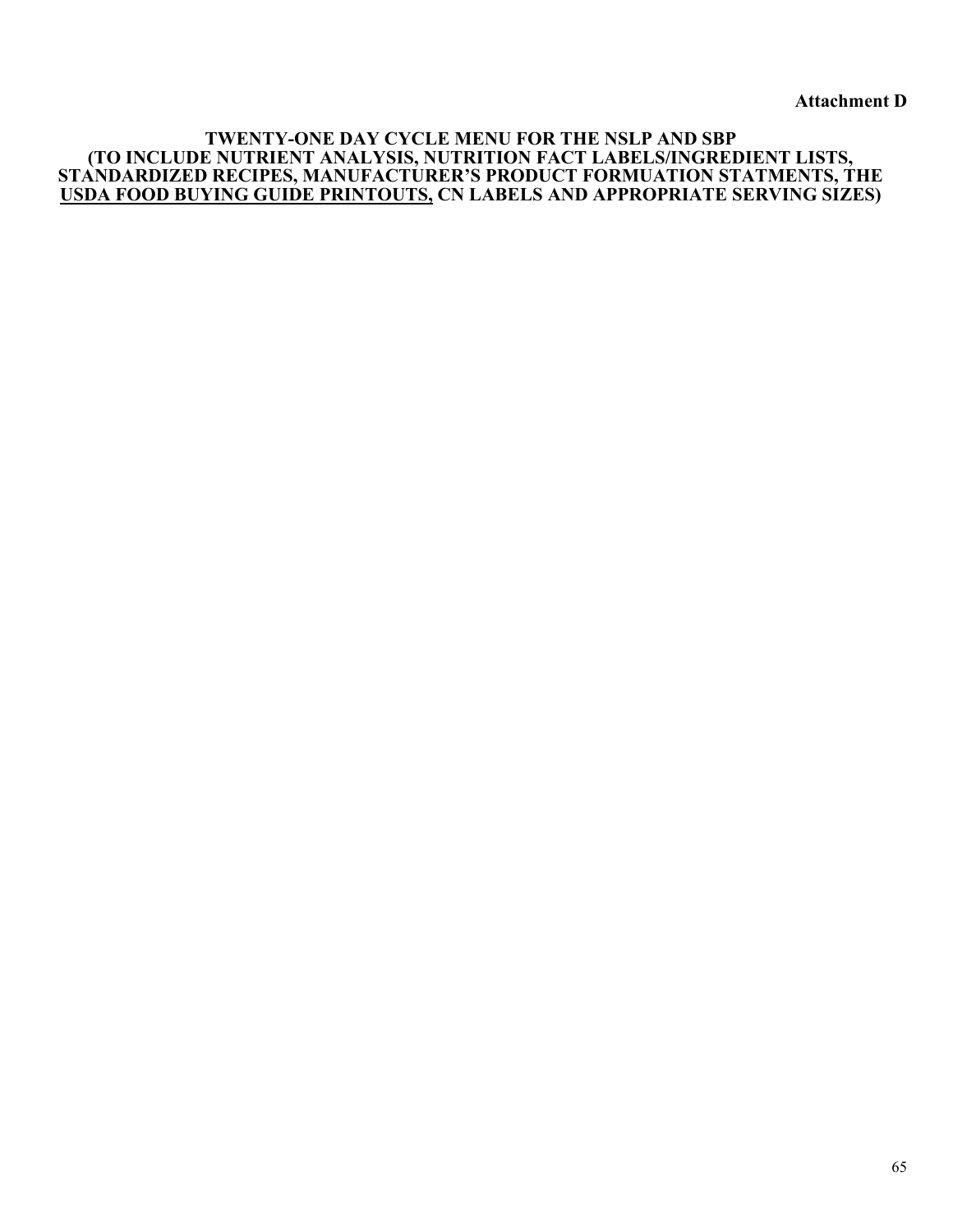**Attachment D**

**TWENTY-ONE DAY CYCLE MENU FOR THE NSLP AND SBP (TO INCLUDE NUTRIENT ANALYSIS, NUTRITION FACT LABELS/INGREDIENT LISTS, STANDARDIZED RECIPES, MANUFACTURER'S PRODUCT FORMUATION STATMENTS, THE USDA FOOD BUYING GUIDE PRINTOUTS, CN LABELS AND APPROPRIATE SERVING SIZES)**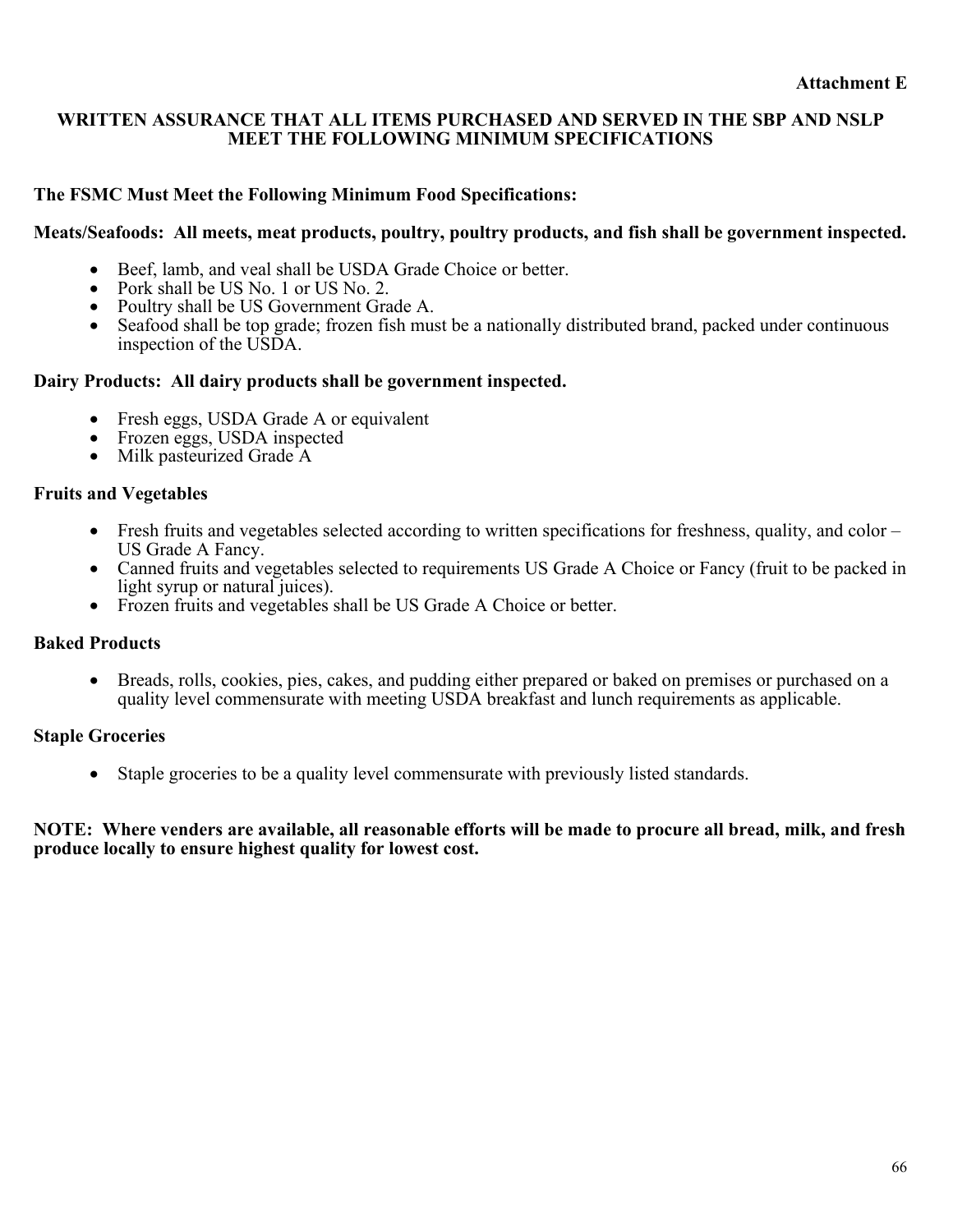**Attachment E**

## WRITTEN ASSURANCE THAT ALL ITEMS PURCHASED AND SERVED IN THE SBP AND NSLP MEET THE FOLLOWING MINIMUM SPECIFICATIONS

**The FSMC Must Meet the Following Minimum Food Specifications:**

**Meats/Seafoods: All meets, meat products, poultry, poultry products, and fish shall be government inspected.**

- Beef, lamb, and veal shall be USDA Grade Choice or better.
- Pork shall be US No. 1 or US No. 2.
- Poultry shall be US Government Grade A.
- Seafood shall be top grade; frozen fish must be a nationally distributed brand, packed under continuous inspection of the USDA.

**Dairy Products: All dairy products shall be government inspected.**

- Fresh eggs, USDA Grade A or equivalent
- Frozen eggs, USDA inspected
- Milk pasteurized Grade A

**Fruits and Vegetables**

- Fresh fruits and vegetables selected according to written specifications for freshness, quality, and color – US Grade A Fancy.
- Canned fruits and vegetables selected to requirements US Grade A Choice or Fancy (fruit to be packed in light syrup or natural juices).
- Frozen fruits and vegetables shall be US Grade A Choice or better.

**Baked Products**

- Breads, rolls, cookies, pies, cakes, and pudding either prepared or baked on premises or purchased on a quality level commensurate with meeting USDA breakfast and lunch requirements as applicable.

**Staple Groceries**

- Staple groceries to be a quality level commensurate with previously listed standards.

**NOTE: Where venders are available, all reasonable efforts will be made to procure all bread, milk, and fresh produce locally to ensure highest quality for lowest cost.**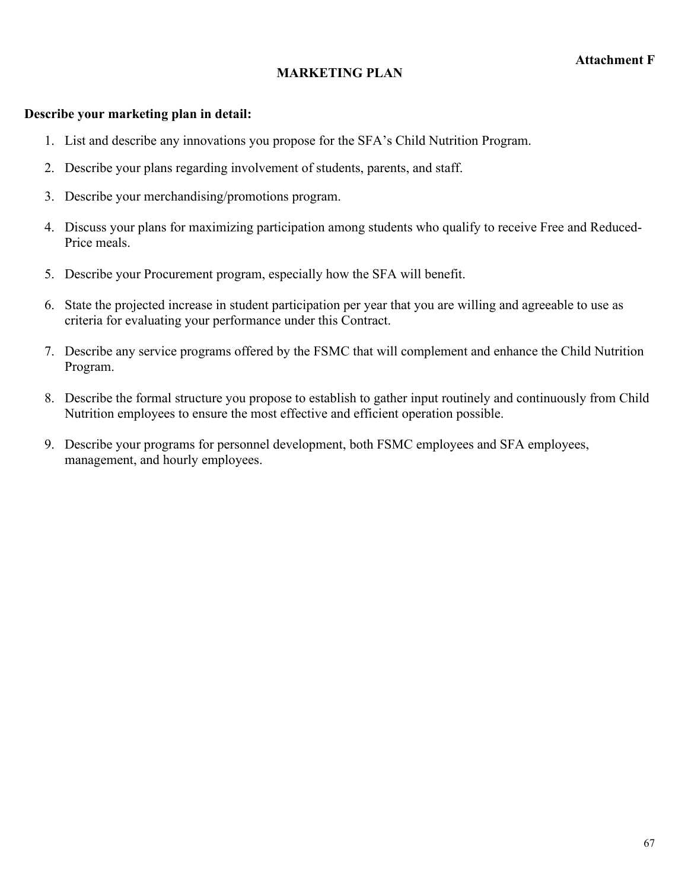**Attachment F**

# MARKETING PLAN

**Describe your marketing plan in detail:**

1. List and describe any innovations you propose for the SFA's Child Nutrition Program.
2. Describe your plans regarding involvement of students, parents, and staff.
3. Describe your merchandising/promotions program.
4. Discuss your plans for maximizing participation among students who qualify to receive Free and Reduced-Price meals.
5. Describe your Procurement program, especially how the SFA will benefit.
6. State the projected increase in student participation per year that you are willing and agreeable to use as criteria for evaluating your performance under this Contract.
7. Describe any service programs offered by the FSMC that will complement and enhance the Child Nutrition Program.
8. Describe the formal structure you propose to establish to gather input routinely and continuously from Child Nutrition employees to ensure the most effective and efficient operation possible.
9. Describe your programs for personnel development, both FSMC employees and SFA employees, management, and hourly employees.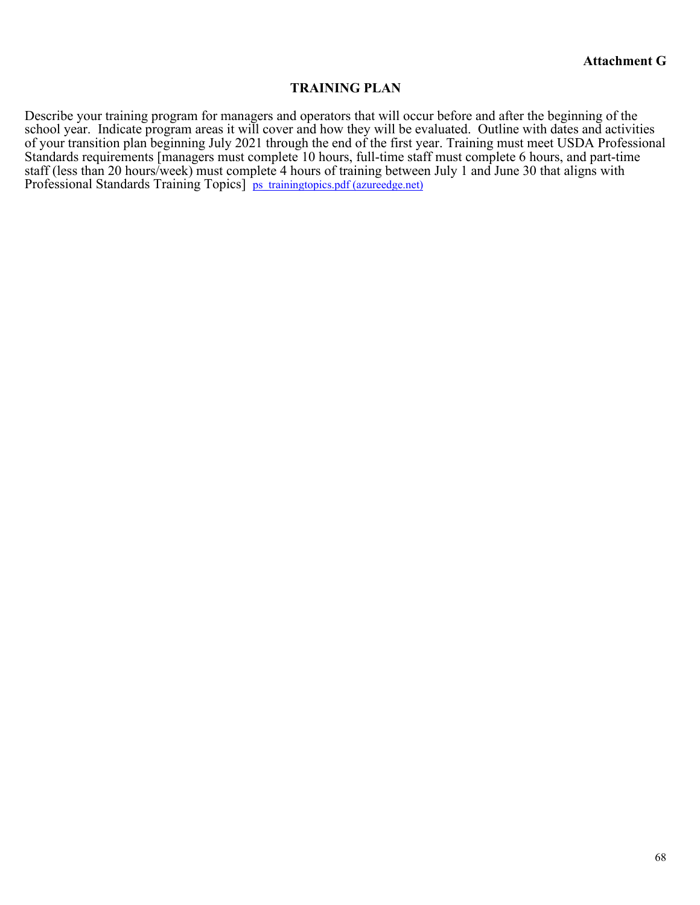**Attachment G**

## TRAINING PLAN

Describe your training program for managers and operators that will occur before and after the beginning of the school year. Indicate program areas it will cover and how they will be evaluated. Outline with dates and activities of your transition plan beginning July 2021 through the end of the first year. Training must meet USDA Professional Standards requirements [managers must complete 10 hours, full-time staff must complete 6 hours, and part-time staff (less than 20 hours/week) must complete 4 hours of training between July 1 and June 30 that aligns with Professional Standards Training Topics] ps_trainingtopics.pdf (azureedge.net)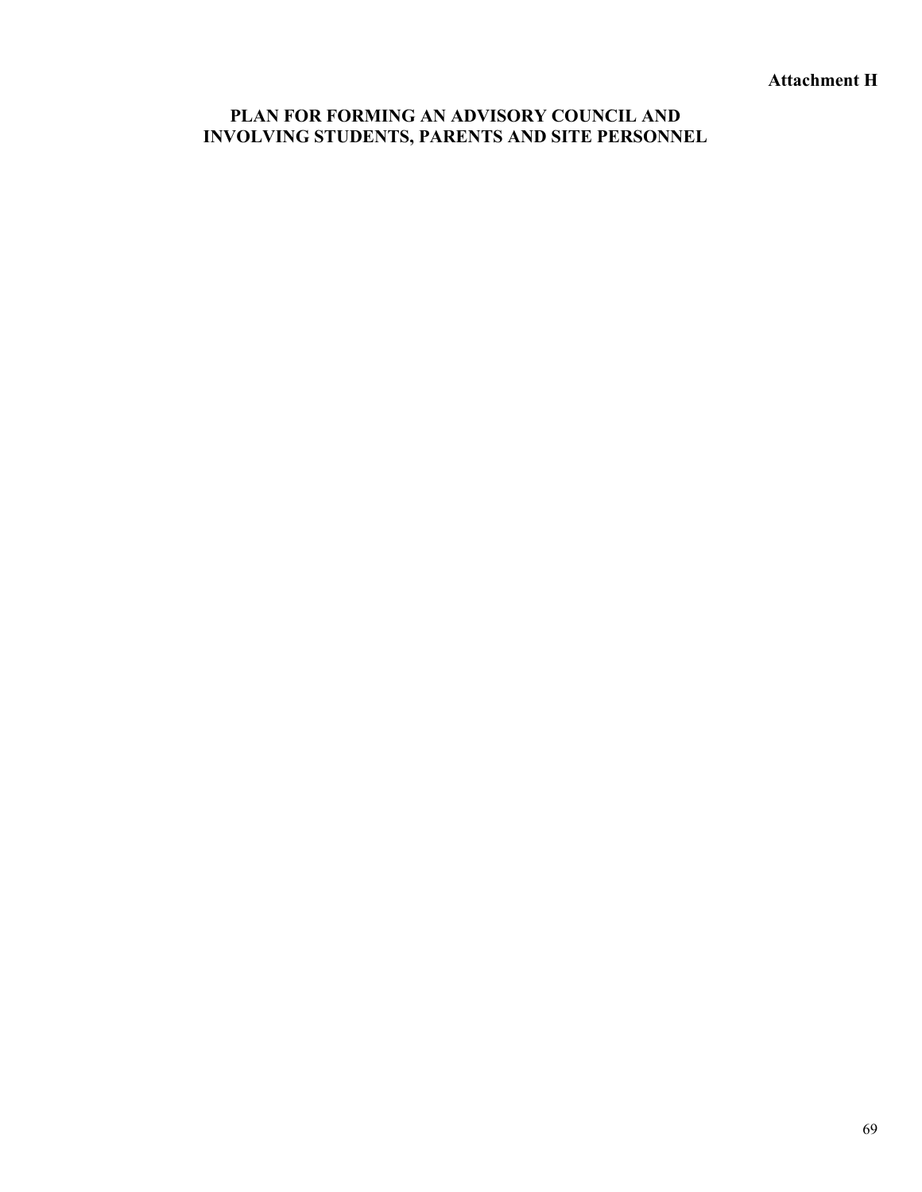**Attachment H**

# PLAN FOR FORMING AN ADVISORY COUNCIL AND INVOLVING STUDENTS, PARENTS AND SITE PERSONNEL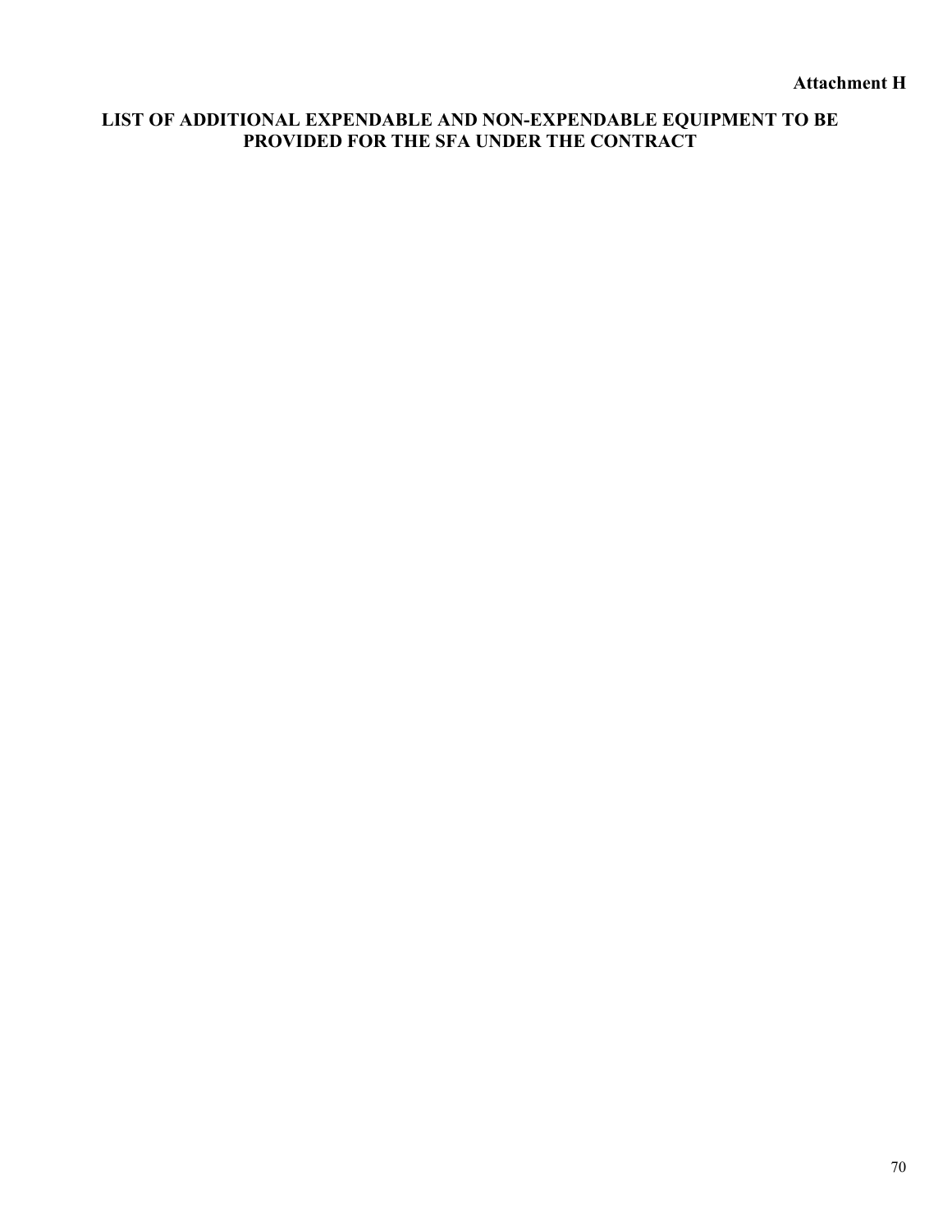**Attachment H**

# LIST OF ADDITIONAL EXPENDABLE AND NON-EXPENDABLE EQUIPMENT TO BE PROVIDED FOR THE SFA UNDER THE CONTRACT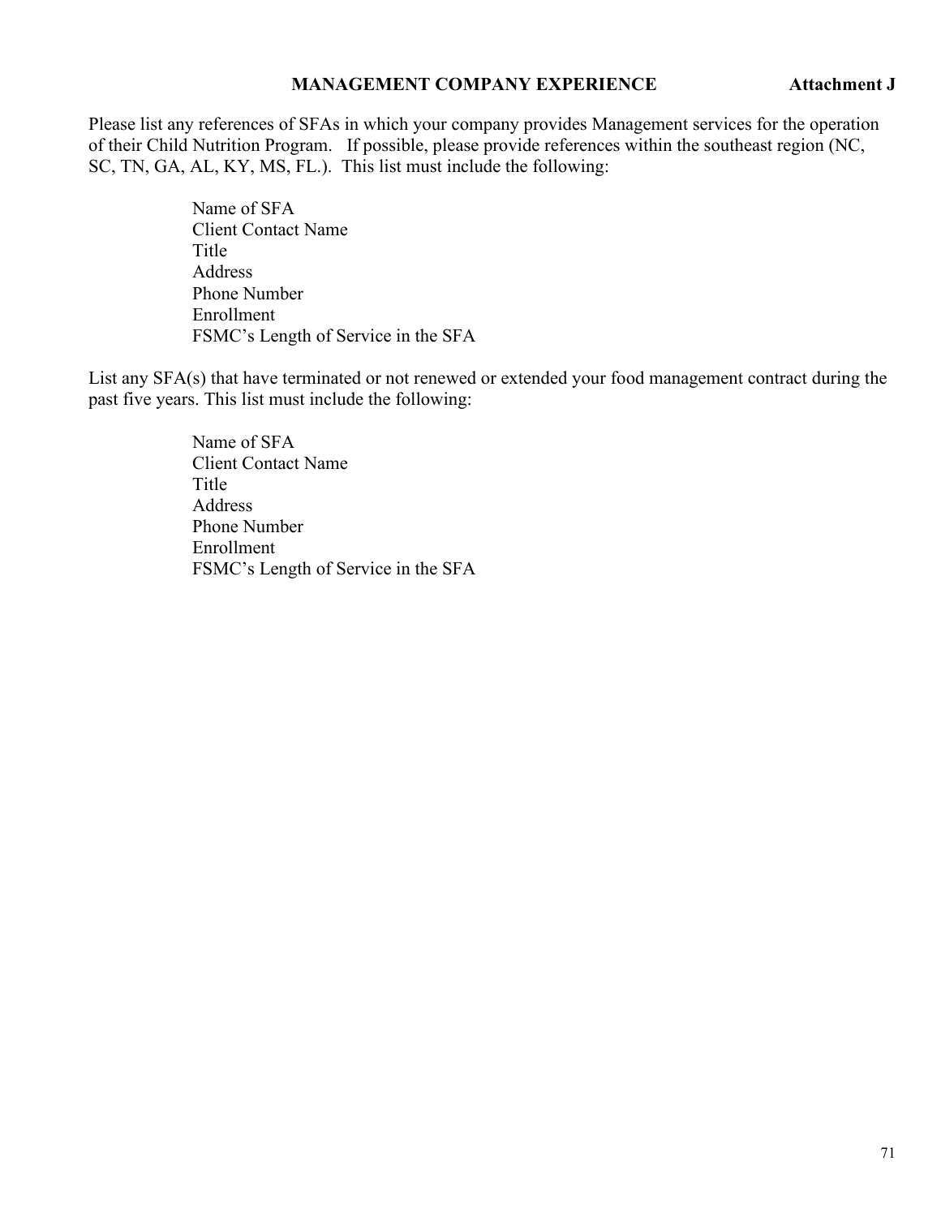## MANAGEMENT COMPANY EXPERIENCE **Attachment J**

Please list any references of SFAs in which your company provides Management services for the operation of their Child Nutrition Program. If possible, please provide references within the southeast region (NC, SC, TN, GA, AL, KY, MS, FL.). This list must include the following:

Name of SFA
Client Contact Name
Title
Address
Phone Number
Enrollment
FSMC's Length of Service in the SFA

List any SFA(s) that have terminated or not renewed or extended your food management contract during the past five years. This list must include the following:

Name of SFA
Client Contact Name
Title
Address
Phone Number
Enrollment
FSMC's Length of Service in the SFA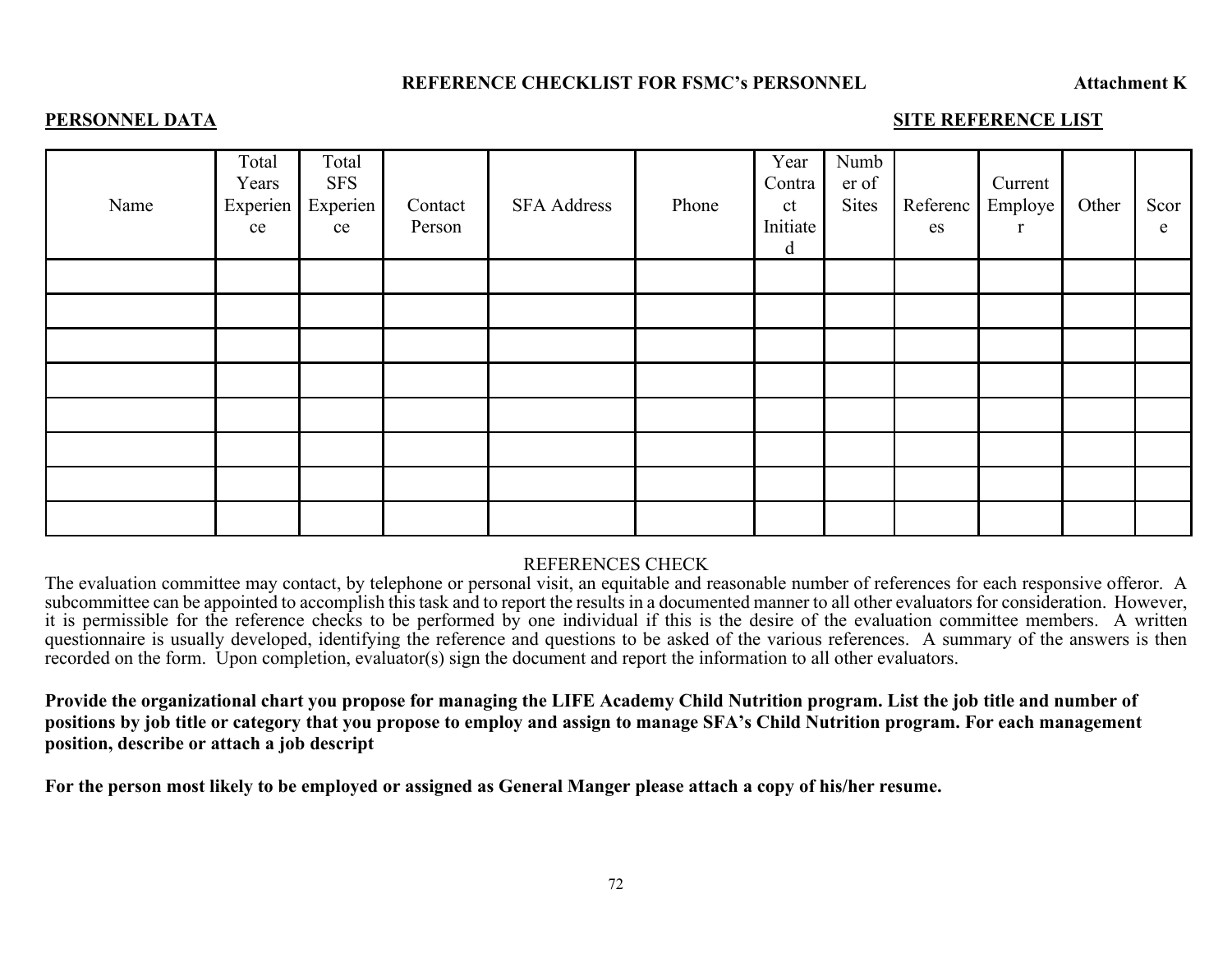**REFERENCE CHECKLIST FOR FSMC's PERSONNEL** **Attachment K**

**PERSONNEL DATA** **SITE REFERENCE LIST**

| Name | Total Years Experience | Total SFS Experience | Contact Person | SFA Address | Phone | Year Contract Initiated | Number of Sites | References | Current Employer | Other | Score |
|---|---|---|---|---|---|---|---|---|---|---|---|
| | | | | | | | | | | | |
| | | | | | | | | | | | |
| | | | | | | | | | | | |
| | | | | | | | | | | | |
| | | | | | | | | | | | |
| | | | | | | | | | | | |
| | | | | | | | | | | | |
| | | | | | | | | | | | |

REFERENCES CHECK

The evaluation committee may contact, by telephone or personal visit, an equitable and reasonable number of references for each responsive offeror. A subcommittee can be appointed to accomplish this task and to report the results in a documented manner to all other evaluators for consideration. However, it is permissible for the reference checks to be performed by one individual if this is the desire of the evaluation committee members. A written questionnaire is usually developed, identifying the reference and questions to be asked of the various references. A summary of the answers is then recorded on the form. Upon completion, evaluator(s) sign the document and report the information to all other evaluators.

**Provide the organizational chart you propose for managing the LIFE Academy Child Nutrition program. List the job title and number of positions by job title or category that you propose to employ and assign to manage SFA's Child Nutrition program. For each management position, describe or attach a job descript**

**For the person most likely to be employed or assigned as General Manger please attach a copy of his/her resume.**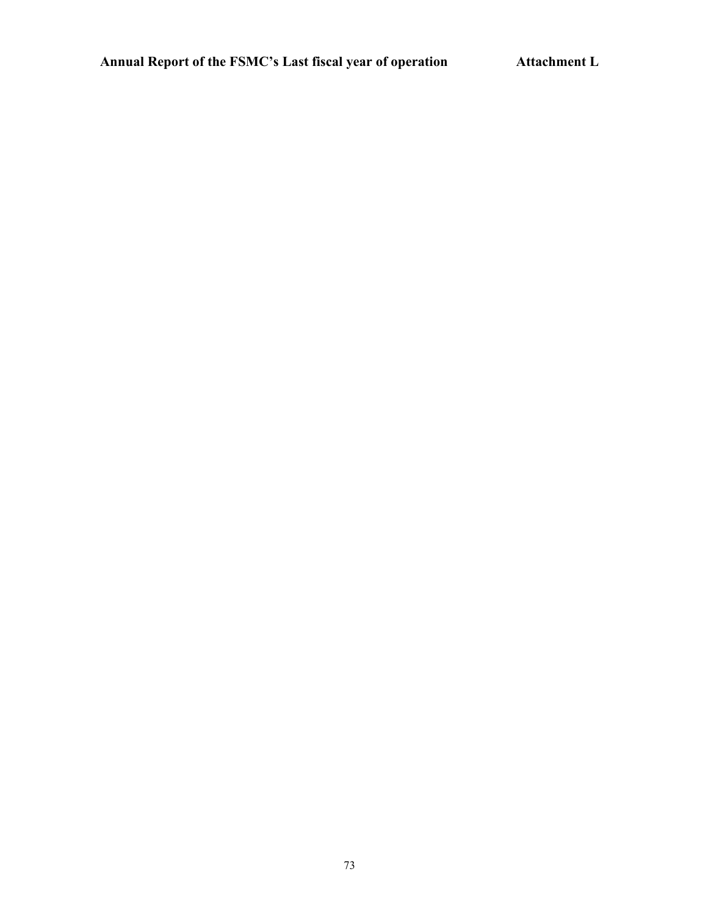**Annual Report of the FSMC's Last fiscal year of operation Attachment L**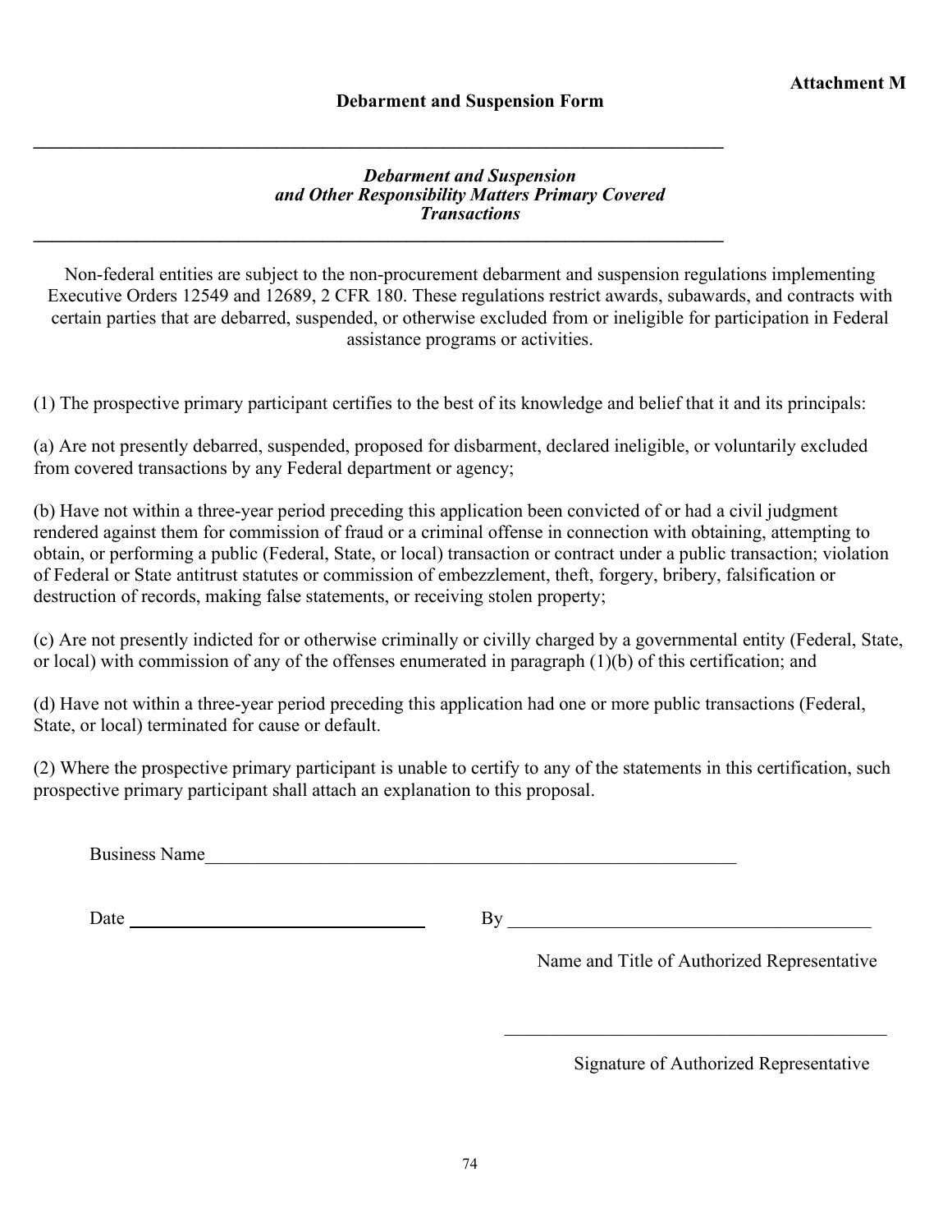**Attachment M**

## Debarment and Suspension Form

---

***Debarment and Suspension and Other Responsibility Matters Primary Covered Transactions***

---

Non-federal entities are subject to the non-procurement debarment and suspension regulations implementing Executive Orders 12549 and 12689, 2 CFR 180. These regulations restrict awards, subawards, and contracts with certain parties that are debarred, suspended, or otherwise excluded from or ineligible for participation in Federal assistance programs or activities.

(1) The prospective primary participant certifies to the best of its knowledge and belief that it and its principals:

(a) Are not presently debarred, suspended, proposed for disbarment, declared ineligible, or voluntarily excluded from covered transactions by any Federal department or agency;

(b) Have not within a three-year period preceding this application been convicted of or had a civil judgment rendered against them for commission of fraud or a criminal offense in connection with obtaining, attempting to obtain, or performing a public (Federal, State, or local) transaction or contract under a public transaction; violation of Federal or State antitrust statutes or commission of embezzlement, theft, forgery, bribery, falsification or destruction of records, making false statements, or receiving stolen property;

(c) Are not presently indicted for or otherwise criminally or civilly charged by a governmental entity (Federal, State, or local) with commission of any of the offenses enumerated in paragraph (1)(b) of this certification; and

(d) Have not within a three-year period preceding this application had one or more public transactions (Federal, State, or local) terminated for cause or default.

(2) Where the prospective primary participant is unable to certify to any of the statements in this certification, such prospective primary participant shall attach an explanation to this proposal.

Business Name\_\_\_\_\_\_\_\_\_\_\_\_\_\_\_\_\_\_\_\_\_\_\_\_\_\_\_\_\_\_\_\_\_\_\_\_\_\_\_\_\_\_\_\_\_\_\_\_

Date \_\_\_\_\_\_\_\_\_\_\_\_\_\_\_\_\_\_\_\_\_\_\_\_\_\_\_ By \_\_\_\_\_\_\_\_\_\_\_\_\_\_\_\_\_\_\_\_\_\_\_\_\_\_\_\_\_\_\_\_\_

Name and Title of Authorized Representative

\_\_\_\_\_\_\_\_\_\_\_\_\_\_\_\_\_\_\_\_\_\_\_\_\_\_\_\_\_\_\_\_\_\_\_

Signature of Authorized Representative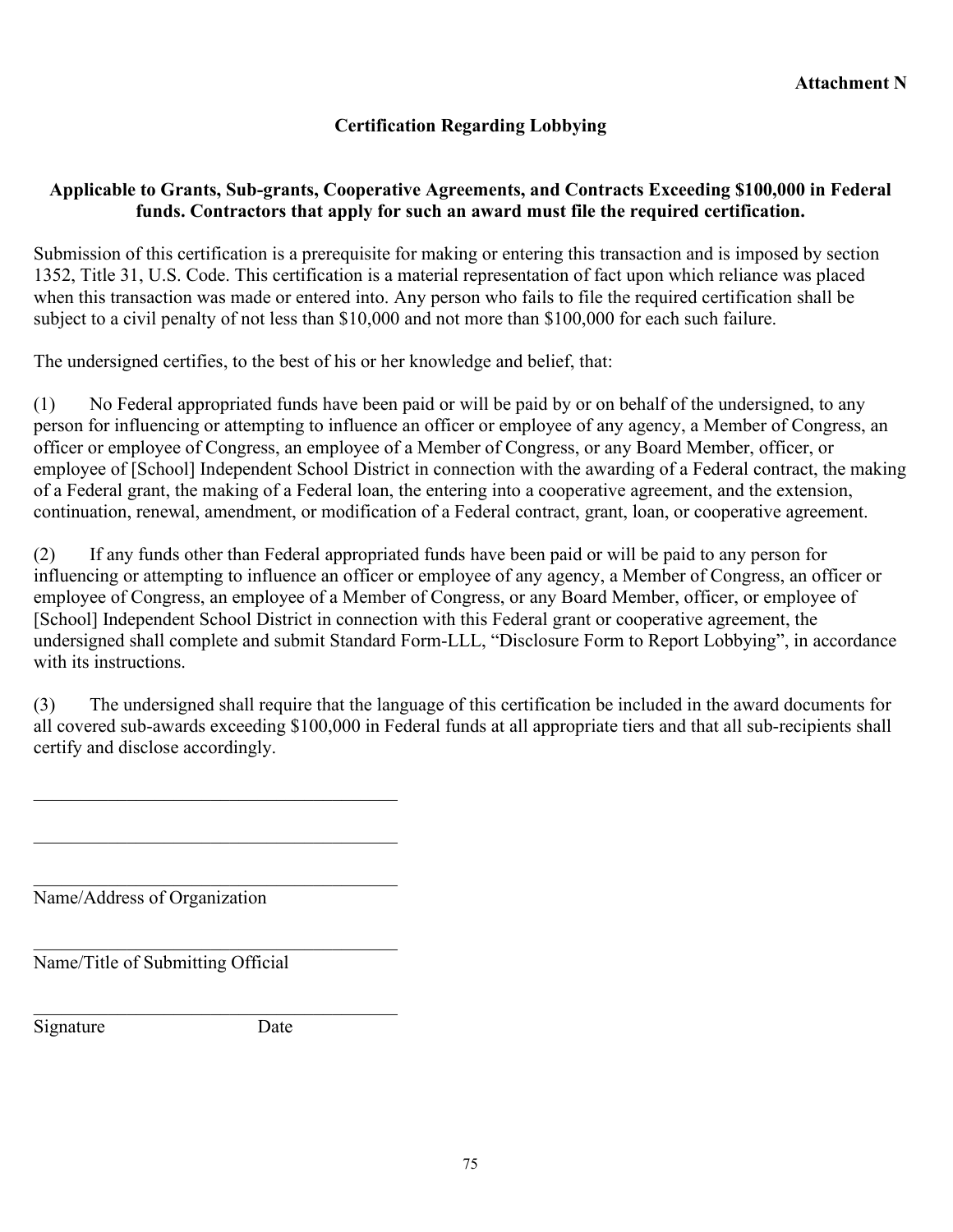**Attachment N**

## Certification Regarding Lobbying

**Applicable to Grants, Sub-grants, Cooperative Agreements, and Contracts Exceeding $100,000 in Federal funds. Contractors that apply for such an award must file the required certification.**

Submission of this certification is a prerequisite for making or entering this transaction and is imposed by section 1352, Title 31, U.S. Code. This certification is a material representation of fact upon which reliance was placed when this transaction was made or entered into. Any person who fails to file the required certification shall be subject to a civil penalty of not less than $10,000 and not more than $100,000 for each such failure.

The undersigned certifies, to the best of his or her knowledge and belief, that:

(1) No Federal appropriated funds have been paid or will be paid by or on behalf of the undersigned, to any person for influencing or attempting to influence an officer or employee of any agency, a Member of Congress, an officer or employee of Congress, an employee of a Member of Congress, or any Board Member, officer, or employee of [School] Independent School District in connection with the awarding of a Federal contract, the making of a Federal grant, the making of a Federal loan, the entering into a cooperative agreement, and the extension, continuation, renewal, amendment, or modification of a Federal contract, grant, loan, or cooperative agreement.

(2) If any funds other than Federal appropriated funds have been paid or will be paid to any person for influencing or attempting to influence an officer or employee of any agency, a Member of Congress, an officer or employee of Congress, an employee of a Member of Congress, or any Board Member, officer, or employee of [School] Independent School District in connection with this Federal grant or cooperative agreement, the undersigned shall complete and submit Standard Form-LLL, "Disclosure Form to Report Lobbying", in accordance with its instructions.

(3) The undersigned shall require that the language of this certification be included in the award documents for all covered sub-awards exceeding $100,000 in Federal funds at all appropriate tiers and that all sub-recipients shall certify and disclose accordingly.

\_\_\_\_\_\_\_\_\_\_\_\_\_\_\_\_\_\_\_\_\_\_\_\_\_\_\_\_\_\_\_\_\_\_\_\_\_\_\_\_

\_\_\_\_\_\_\_\_\_\_\_\_\_\_\_\_\_\_\_\_\_\_\_\_\_\_\_\_\_\_\_\_\_\_\_\_\_\_\_\_

\_\_\_\_\_\_\_\_\_\_\_\_\_\_\_\_\_\_\_\_\_\_\_\_\_\_\_\_\_\_\_\_\_\_\_\_\_\_\_\_
Name/Address of Organization

\_\_\_\_\_\_\_\_\_\_\_\_\_\_\_\_\_\_\_\_\_\_\_\_\_\_\_\_\_\_\_\_\_\_\_\_\_\_\_\_
Name/Title of Submitting Official

\_\_\_\_\_\_\_\_\_\_\_\_\_\_\_\_\_\_\_\_\_\_\_\_\_\_\_\_\_\_\_\_\_\_\_\_\_\_\_\_
Signature Date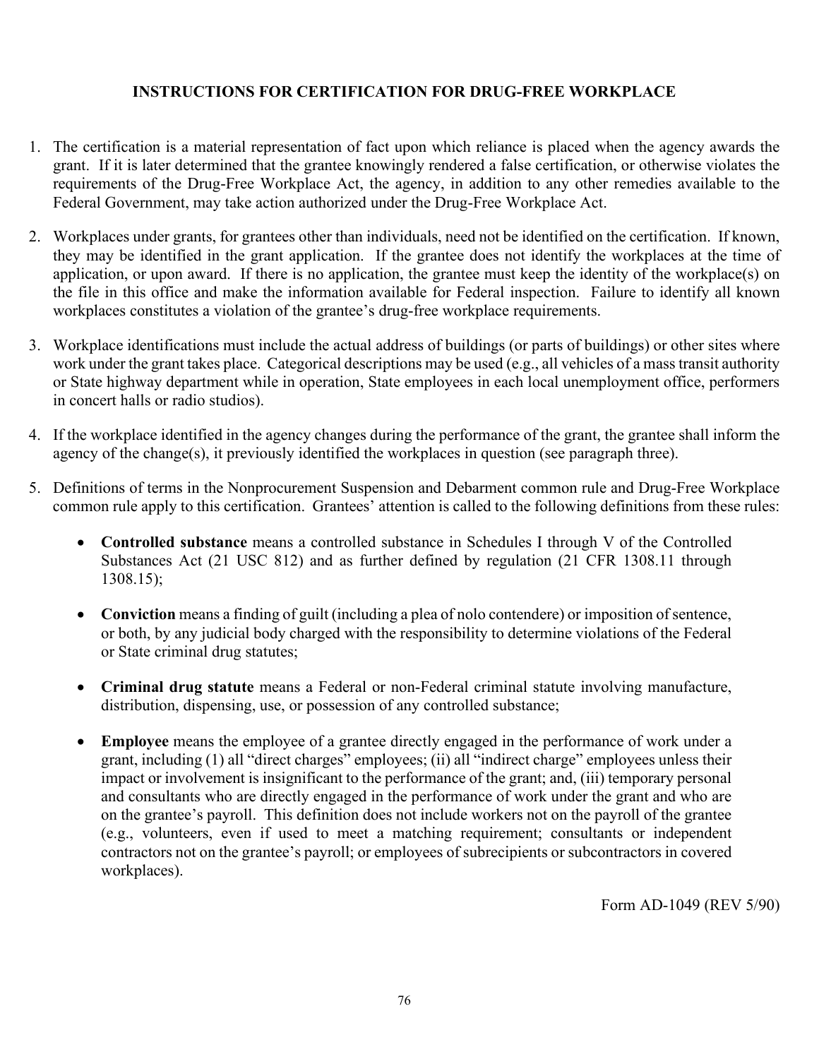## INSTRUCTIONS FOR CERTIFICATION FOR DRUG-FREE WORKPLACE

1. The certification is a material representation of fact upon which reliance is placed when the agency awards the grant. If it is later determined that the grantee knowingly rendered a false certification, or otherwise violates the requirements of the Drug-Free Workplace Act, the agency, in addition to any other remedies available to the Federal Government, may take action authorized under the Drug-Free Workplace Act.

2. Workplaces under grants, for grantees other than individuals, need not be identified on the certification. If known, they may be identified in the grant application. If the grantee does not identify the workplaces at the time of application, or upon award. If there is no application, the grantee must keep the identity of the workplace(s) on the file in this office and make the information available for Federal inspection. Failure to identify all known workplaces constitutes a violation of the grantee's drug-free workplace requirements.

3. Workplace identifications must include the actual address of buildings (or parts of buildings) or other sites where work under the grant takes place. Categorical descriptions may be used (e.g., all vehicles of a mass transit authority or State highway department while in operation, State employees in each local unemployment office, performers in concert halls or radio studios).

4. If the workplace identified in the agency changes during the performance of the grant, the grantee shall inform the agency of the change(s), it previously identified the workplaces in question (see paragraph three).

5. Definitions of terms in the Nonprocurement Suspension and Debarment common rule and Drug-Free Workplace common rule apply to this certification. Grantees' attention is called to the following definitions from these rules:

   - **Controlled substance** means a controlled substance in Schedules I through V of the Controlled Substances Act (21 USC 812) and as further defined by regulation (21 CFR 1308.11 through 1308.15);

   - **Conviction** means a finding of guilt (including a plea of nolo contendere) or imposition of sentence, or both, by any judicial body charged with the responsibility to determine violations of the Federal or State criminal drug statutes;

   - **Criminal drug statute** means a Federal or non-Federal criminal statute involving manufacture, distribution, dispensing, use, or possession of any controlled substance;

   - **Employee** means the employee of a grantee directly engaged in the performance of work under a grant, including (1) all "direct charges" employees; (ii) all "indirect charge" employees unless their impact or involvement is insignificant to the performance of the grant; and, (iii) temporary personal and consultants who are directly engaged in the performance of work under the grant and who are on the grantee's payroll. This definition does not include workers not on the payroll of the grantee (e.g., volunteers, even if used to meet a matching requirement; consultants or independent contractors not on the grantee's payroll; or employees of subrecipients or subcontractors in covered workplaces).

Form AD-1049 (REV 5/90)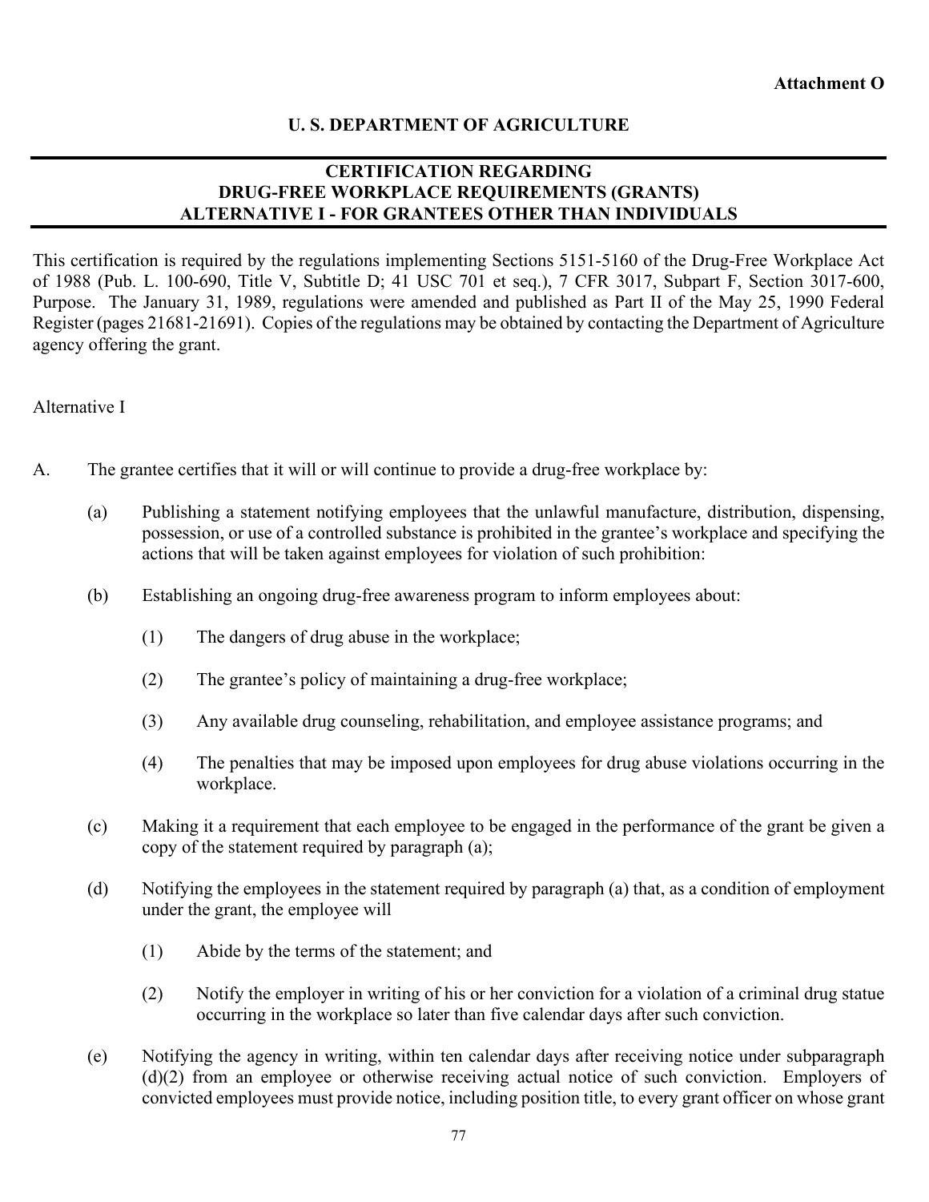**Attachment O**

**U. S. DEPARTMENT OF AGRICULTURE**

---

**CERTIFICATION REGARDING**
**DRUG-FREE WORKPLACE REQUIREMENTS (GRANTS)**
**ALTERNATIVE I - FOR GRANTEES OTHER THAN INDIVIDUALS**

---

This certification is required by the regulations implementing Sections 5151-5160 of the Drug-Free Workplace Act of 1988 (Pub. L. 100-690, Title V, Subtitle D; 41 USC 701 et seq.), 7 CFR 3017, Subpart F, Section 3017-600, Purpose. The January 31, 1989, regulations were amended and published as Part II of the May 25, 1990 Federal Register (pages 21681-21691). Copies of the regulations may be obtained by contacting the Department of Agriculture agency offering the grant.

Alternative I

A. The grantee certifies that it will or will continue to provide a drug-free workplace by:

(a) Publishing a statement notifying employees that the unlawful manufacture, distribution, dispensing, possession, or use of a controlled substance is prohibited in the grantee's workplace and specifying the actions that will be taken against employees for violation of such prohibition:

(b) Establishing an ongoing drug-free awareness program to inform employees about:

(1) The dangers of drug abuse in the workplace;

(2) The grantee's policy of maintaining a drug-free workplace;

(3) Any available drug counseling, rehabilitation, and employee assistance programs; and

(4) The penalties that may be imposed upon employees for drug abuse violations occurring in the workplace.

(c) Making it a requirement that each employee to be engaged in the performance of the grant be given a copy of the statement required by paragraph (a);

(d) Notifying the employees in the statement required by paragraph (a) that, as a condition of employment under the grant, the employee will

(1) Abide by the terms of the statement; and

(2) Notify the employer in writing of his or her conviction for a violation of a criminal drug statue occurring in the workplace so later than five calendar days after such conviction.

(e) Notifying the agency in writing, within ten calendar days after receiving notice under subparagraph (d)(2) from an employee or otherwise receiving actual notice of such conviction. Employers of convicted employees must provide notice, including position title, to every grant officer on whose grant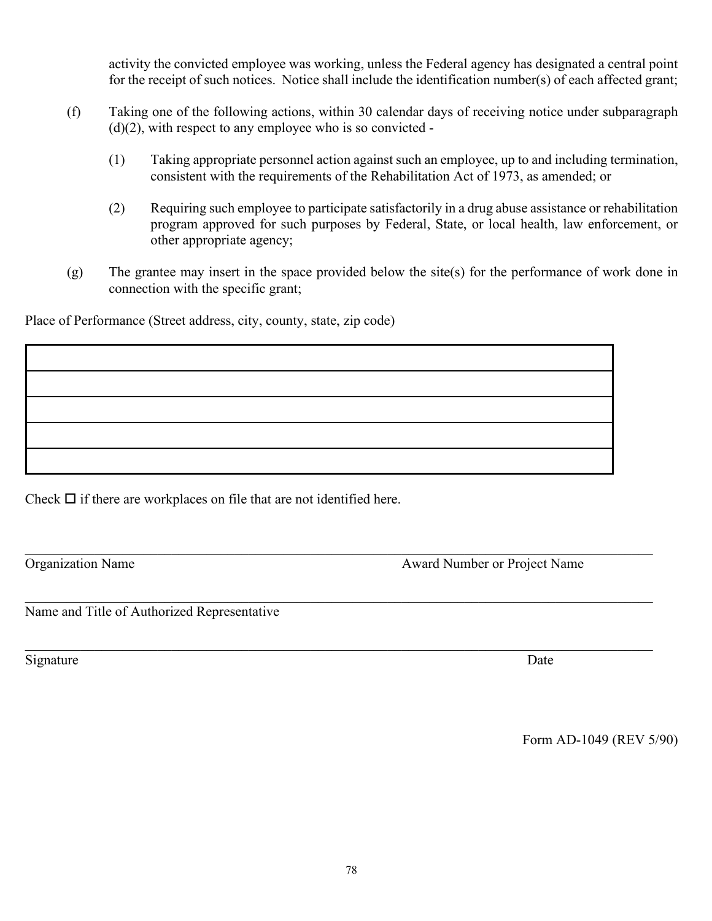activity the convicted employee was working, unless the Federal agency has designated a central point for the receipt of such notices. Notice shall include the identification number(s) of each affected grant;

(f) Taking one of the following actions, within 30 calendar days of receiving notice under subparagraph (d)(2), with respect to any employee who is so convicted -

   (1) Taking appropriate personnel action against such an employee, up to and including termination, consistent with the requirements of the Rehabilitation Act of 1973, as amended; or

   (2) Requiring such employee to participate satisfactorily in a drug abuse assistance or rehabilitation program approved for such purposes by Federal, State, or local health, law enforcement, or other appropriate agency;

(g) The grantee may insert in the space provided below the site(s) for the performance of work done in connection with the specific grant;

Place of Performance (Street address, city, county, state, zip code)

| |
|---|
| |
| |
| |
| |
| |

Check ☐ if there are workplaces on file that are not identified here.

______________________________________________________________________

Organization Name                                        Award Number or Project Name

______________________________________________________________________

Name and Title of Authorized Representative

______________________________________________________________________

Signature                                                                Date

Form AD-1049 (REV 5/90)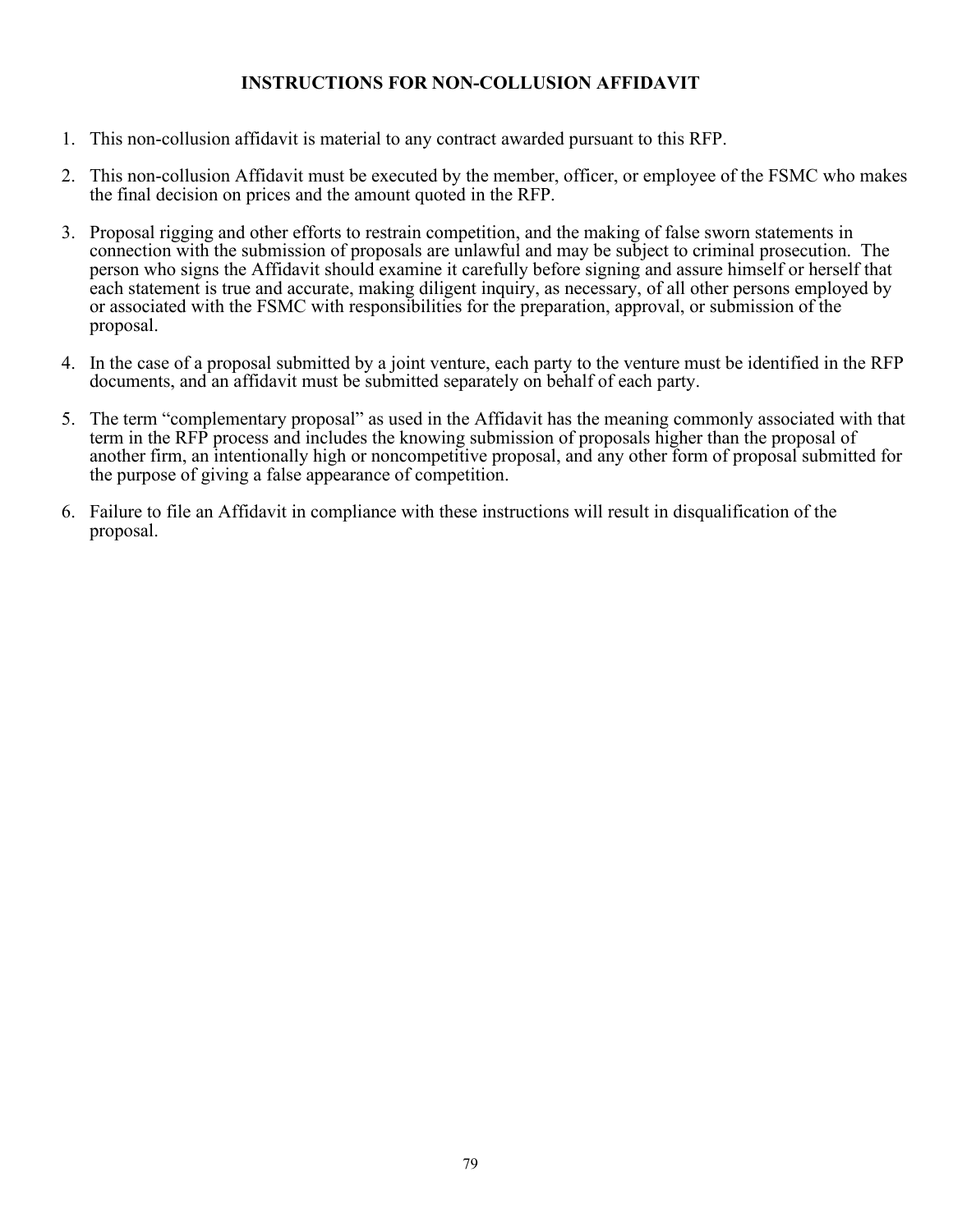# INSTRUCTIONS FOR NON-COLLUSION AFFIDAVIT

1. This non-collusion affidavit is material to any contract awarded pursuant to this RFP.

2. This non-collusion Affidavit must be executed by the member, officer, or employee of the FSMC who makes the final decision on prices and the amount quoted in the RFP.

3. Proposal rigging and other efforts to restrain competition, and the making of false sworn statements in connection with the submission of proposals are unlawful and may be subject to criminal prosecution. The person who signs the Affidavit should examine it carefully before signing and assure himself or herself that each statement is true and accurate, making diligent inquiry, as necessary, of all other persons employed by or associated with the FSMC with responsibilities for the preparation, approval, or submission of the proposal.

4. In the case of a proposal submitted by a joint venture, each party to the venture must be identified in the RFP documents, and an affidavit must be submitted separately on behalf of each party.

5. The term "complementary proposal" as used in the Affidavit has the meaning commonly associated with that term in the RFP process and includes the knowing submission of proposals higher than the proposal of another firm, an intentionally high or noncompetitive proposal, and any other form of proposal submitted for the purpose of giving a false appearance of competition.

6. Failure to file an Affidavit in compliance with these instructions will result in disqualification of the proposal.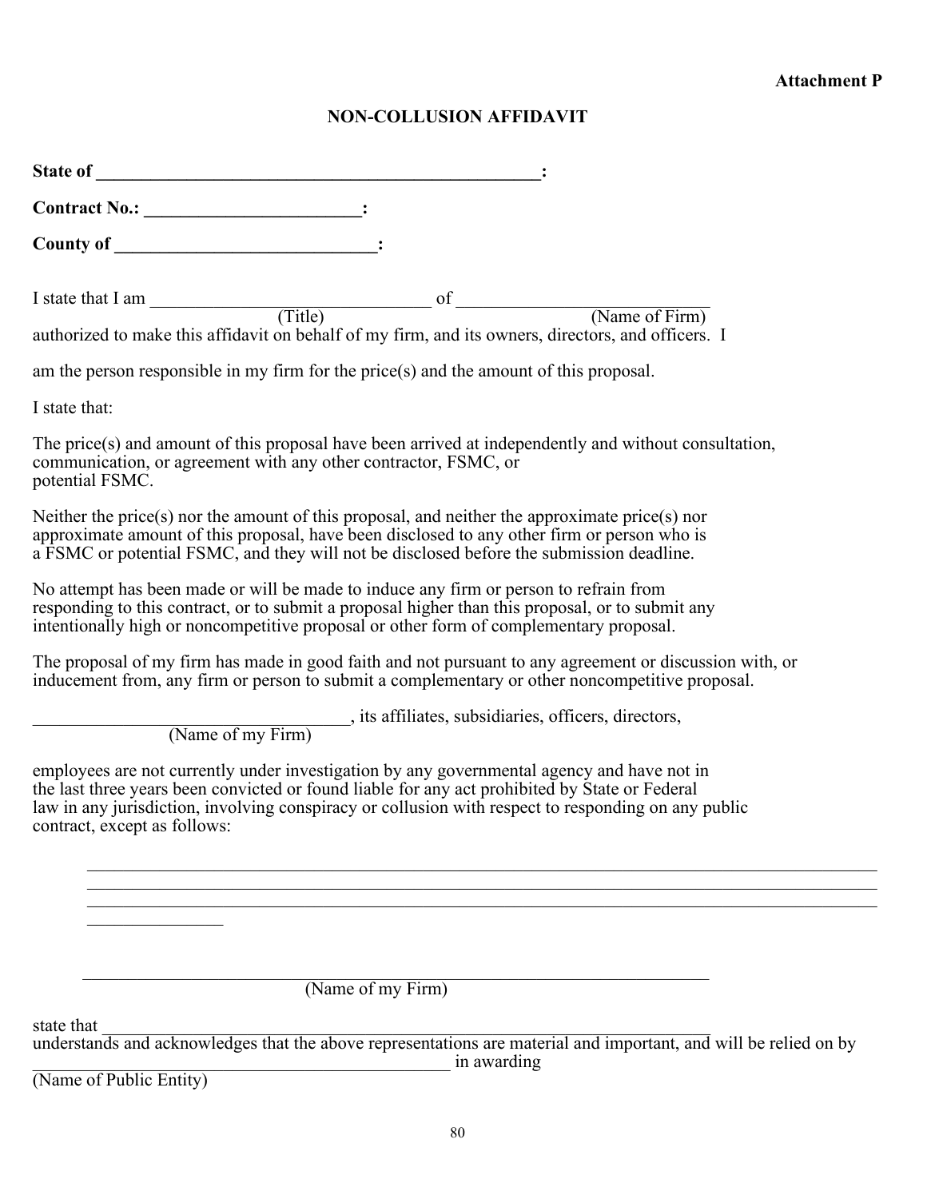**Attachment P**

# NON-COLLUSION AFFIDAVIT

**State of \_\_\_\_\_\_\_\_\_\_\_\_\_\_\_\_\_\_\_\_\_\_\_\_\_\_\_\_\_\_\_\_\_\_\_\_\_\_\_\_\_\_\_\_\_\_\_\_\_\_:**

**Contract No.: \_\_\_\_\_\_\_\_\_\_\_\_\_\_\_\_\_\_\_\_\_\_\_\_:**

**County of \_\_\_\_\_\_\_\_\_\_\_\_\_\_\_\_\_\_\_\_\_\_\_\_\_\_\_\_\_\_:**

I state that I am \_\_\_\_\_\_\_\_\_\_\_\_\_\_\_\_\_\_\_\_\_\_\_\_\_\_\_\_\_\_\_\_ of \_\_\_\_\_\_\_\_\_\_\_\_\_\_\_\_\_\_\_\_\_\_\_\_\_\_\_\_\_\_
(Title) (Name of Firm)
authorized to make this affidavit on behalf of my firm, and its owners, directors, and officers. I

am the person responsible in my firm for the price(s) and the amount of this proposal.

I state that:

The price(s) and amount of this proposal have been arrived at independently and without consultation, communication, or agreement with any other contractor, FSMC, or potential FSMC.

Neither the price(s) nor the amount of this proposal, and neither the approximate price(s) nor approximate amount of this proposal, have been disclosed to any other firm or person who is a FSMC or potential FSMC, and they will not be disclosed before the submission deadline.

No attempt has been made or will be made to induce any firm or person to refrain from responding to this contract, or to submit a proposal higher than this proposal, or to submit any intentionally high or noncompetitive proposal or other form of complementary proposal.

The proposal of my firm has made in good faith and not pursuant to any agreement or discussion with, or inducement from, any firm or person to submit a complementary or other noncompetitive proposal.

\_\_\_\_\_\_\_\_\_\_\_\_\_\_\_\_\_\_\_\_\_\_\_\_\_\_\_\_\_\_\_\_\_\_\_, its affiliates, subsidiaries, officers, directors,
(Name of my Firm)

employees are not currently under investigation by any governmental agency and have not in the last three years been convicted or found liable for any act prohibited by State or Federal law in any jurisdiction, involving conspiracy or collusion with respect to responding on any public contract, except as follows:

\_\_\_\_\_\_\_\_\_\_\_\_\_\_\_\_\_\_\_\_\_\_\_\_\_\_\_\_\_\_\_\_\_\_\_\_\_\_\_\_\_\_\_\_\_\_\_\_\_\_\_\_\_\_\_\_\_\_\_\_\_\_\_\_\_\_\_\_\_\_\_\_\_\_\_\_\_\_\_\_\_\_
\_\_\_\_\_\_\_\_\_\_\_\_\_\_\_\_\_\_\_\_\_\_\_\_\_\_\_\_\_\_\_\_\_\_\_\_\_\_\_\_\_\_\_\_\_\_\_\_\_\_\_\_\_\_\_\_\_\_\_\_\_\_\_\_\_\_\_\_\_\_\_\_\_\_\_\_\_\_\_\_\_\_
\_\_\_\_\_\_\_\_\_\_\_\_\_\_\_\_\_\_\_\_\_\_\_\_\_\_\_\_\_\_\_\_\_\_\_\_\_\_\_\_\_\_\_\_\_\_\_\_\_\_\_\_\_\_\_\_\_\_\_\_\_\_\_\_\_\_\_\_\_\_\_\_\_\_\_\_\_\_\_\_\_\_
\_\_\_\_\_\_\_\_\_\_\_\_\_\_\_

\_\_\_\_\_\_\_\_\_\_\_\_\_\_\_\_\_\_\_\_\_\_\_\_\_\_\_\_\_\_\_\_\_\_\_\_\_\_\_\_\_\_\_\_\_\_\_\_\_\_\_\_\_\_\_\_\_\_\_\_\_\_\_\_\_\_\_\_\_\_
(Name of my Firm)

state that \_\_\_\_\_\_\_\_\_\_\_\_\_\_\_\_\_\_\_\_\_\_\_\_\_\_\_\_\_\_\_\_\_\_\_\_\_\_\_\_\_\_\_\_\_\_\_\_\_\_\_\_\_\_\_\_\_\_\_\_\_\_\_\_\_\_\_\_
understands and acknowledges that the above representations are material and important, and will be relied on by \_\_\_\_\_\_\_\_\_\_\_\_\_\_\_\_\_\_\_\_\_\_\_\_\_\_\_\_\_\_\_\_\_\_\_\_\_\_\_\_\_\_\_\_\_\_\_\_ in awarding
(Name of Public Entity)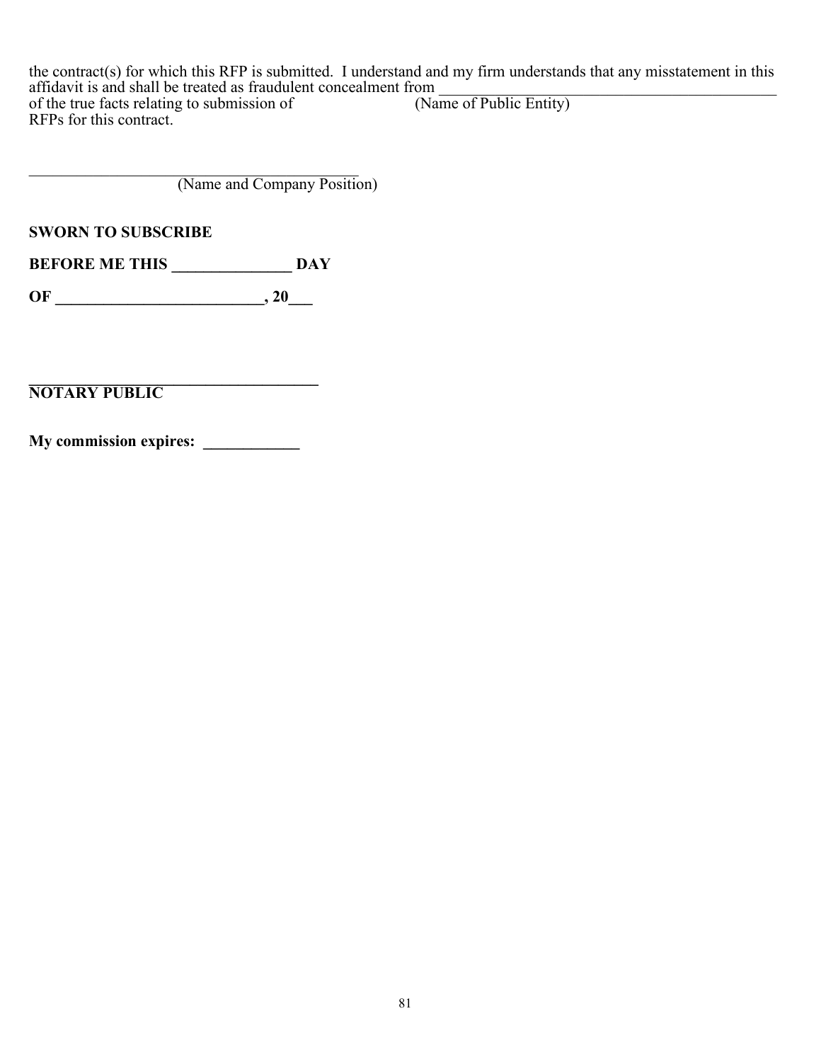the contract(s) for which this RFP is submitted. I understand and my firm understands that any misstatement in this affidavit is and shall be treated as fraudulent concealment from ____________________________________________ of the true facts relating to submission of RFPs for this contract.

(Name of Public Entity)

___________________________________________
(Name and Company Position)

**SWORN TO SUBSCRIBE**

**BEFORE ME THIS ______________ DAY**

**OF _________________________, 20___**

**_____________________________________**
**NOTARY PUBLIC**

**My commission expires: ____________**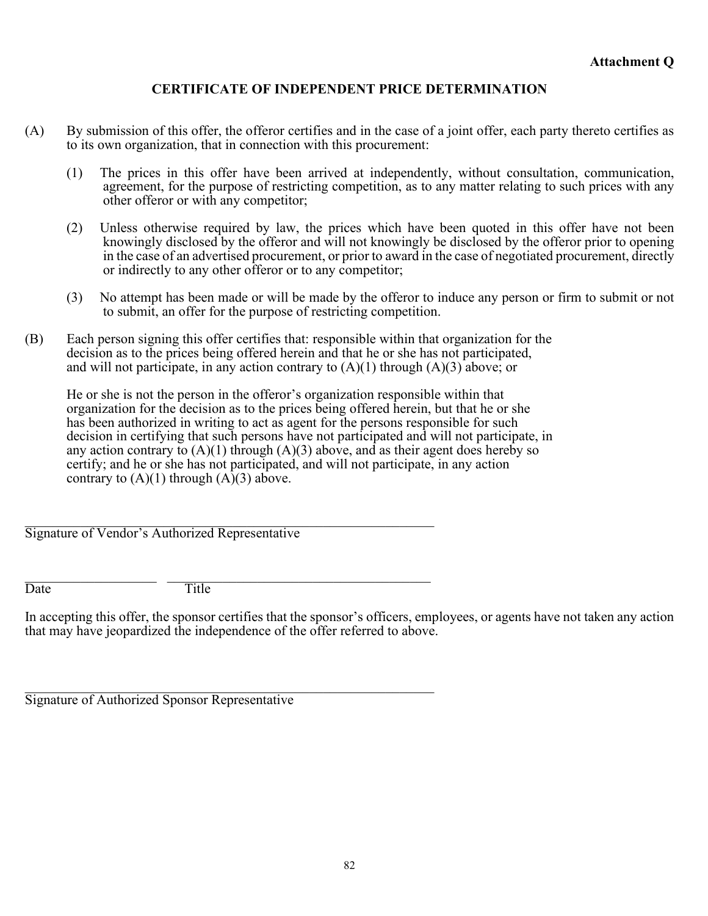**Attachment Q**

## CERTIFICATE OF INDEPENDENT PRICE DETERMINATION

(A) By submission of this offer, the offeror certifies and in the case of a joint offer, each party thereto certifies as to its own organization, that in connection with this procurement:

(1) The prices in this offer have been arrived at independently, without consultation, communication, agreement, for the purpose of restricting competition, as to any matter relating to such prices with any other offeror or with any competitor;

(2) Unless otherwise required by law, the prices which have been quoted in this offer have not been knowingly disclosed by the offeror and will not knowingly be disclosed by the offeror prior to opening in the case of an advertised procurement, or prior to award in the case of negotiated procurement, directly or indirectly to any other offeror or to any competitor;

(3) No attempt has been made or will be made by the offeror to induce any person or firm to submit or not to submit, an offer for the purpose of restricting competition.

(B) Each person signing this offer certifies that: responsible within that organization for the decision as to the prices being offered herein and that he or she has not participated, and will not participate, in any action contrary to (A)(1) through (A)(3) above; or

He or she is not the person in the offeror's organization responsible within that organization for the decision as to the prices being offered herein, but that he or she has been authorized in writing to act as agent for the persons responsible for such decision in certifying that such persons have not participated and will not participate, in any action contrary to (A)(1) through (A)(3) above, and as their agent does hereby so certify; and he or she has not participated, and will not participate, in any action contrary to (A)(1) through (A)(3) above.

\_\_\_\_\_\_\_\_\_\_\_\_\_\_\_\_\_\_\_\_\_\_\_\_\_\_\_\_\_\_\_\_\_\_\_\_\_\_\_\_\_\_\_\_\_\_\_\_
Signature of Vendor's Authorized Representative

\_\_\_\_\_\_\_\_\_\_\_\_\_\_\_ \_\_\_\_\_\_\_\_\_\_\_\_\_\_\_\_\_\_\_\_\_\_\_\_\_\_\_\_\_\_\_
Date Title

In accepting this offer, the sponsor certifies that the sponsor's officers, employees, or agents have not taken any action that may have jeopardized the independence of the offer referred to above.

\_\_\_\_\_\_\_\_\_\_\_\_\_\_\_\_\_\_\_\_\_\_\_\_\_\_\_\_\_\_\_\_\_\_\_\_\_\_\_\_\_\_\_\_\_\_\_\_
Signature of Authorized Sponsor Representative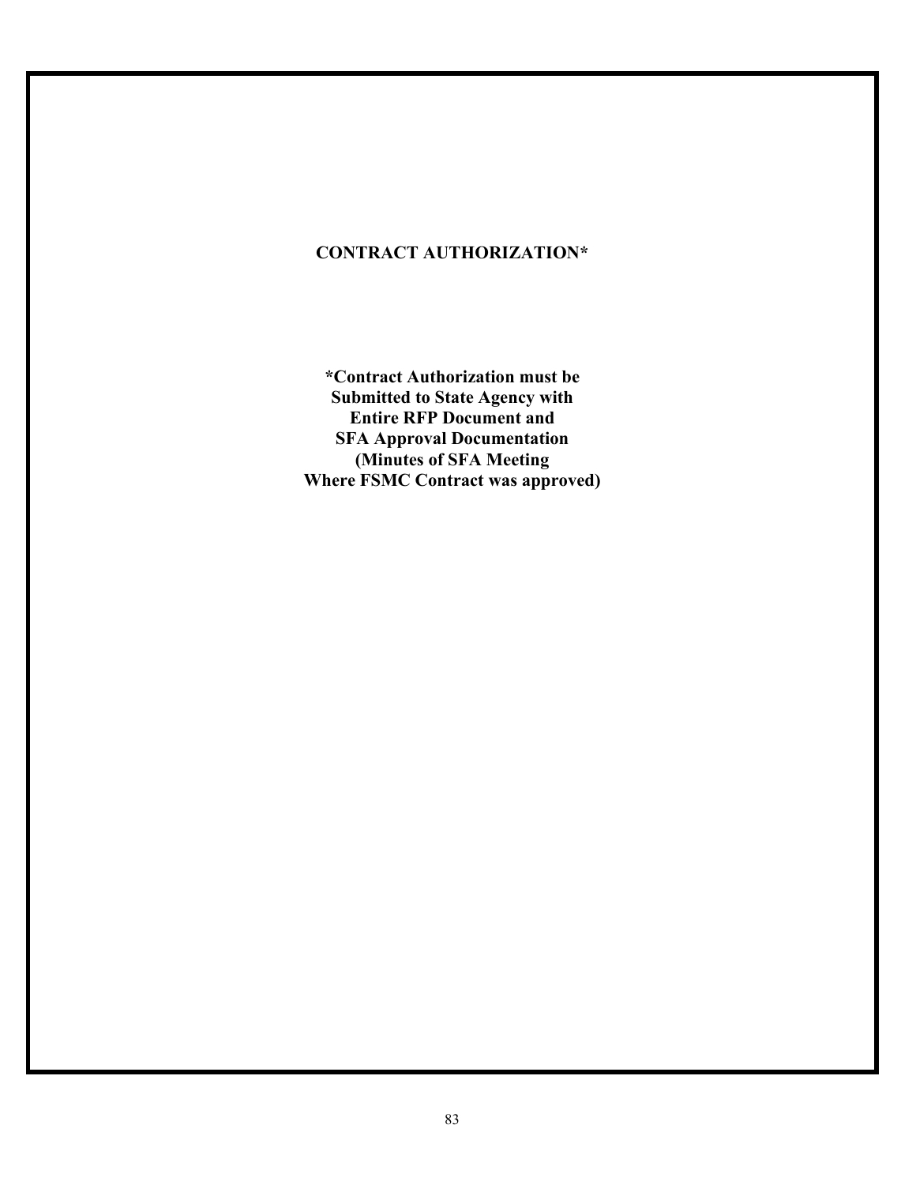**CONTRACT AUTHORIZATION***

***Contract Authorization must be Submitted to State Agency with Entire RFP Document and SFA Approval Documentation (Minutes of SFA Meeting Where FSMC Contract was approved)**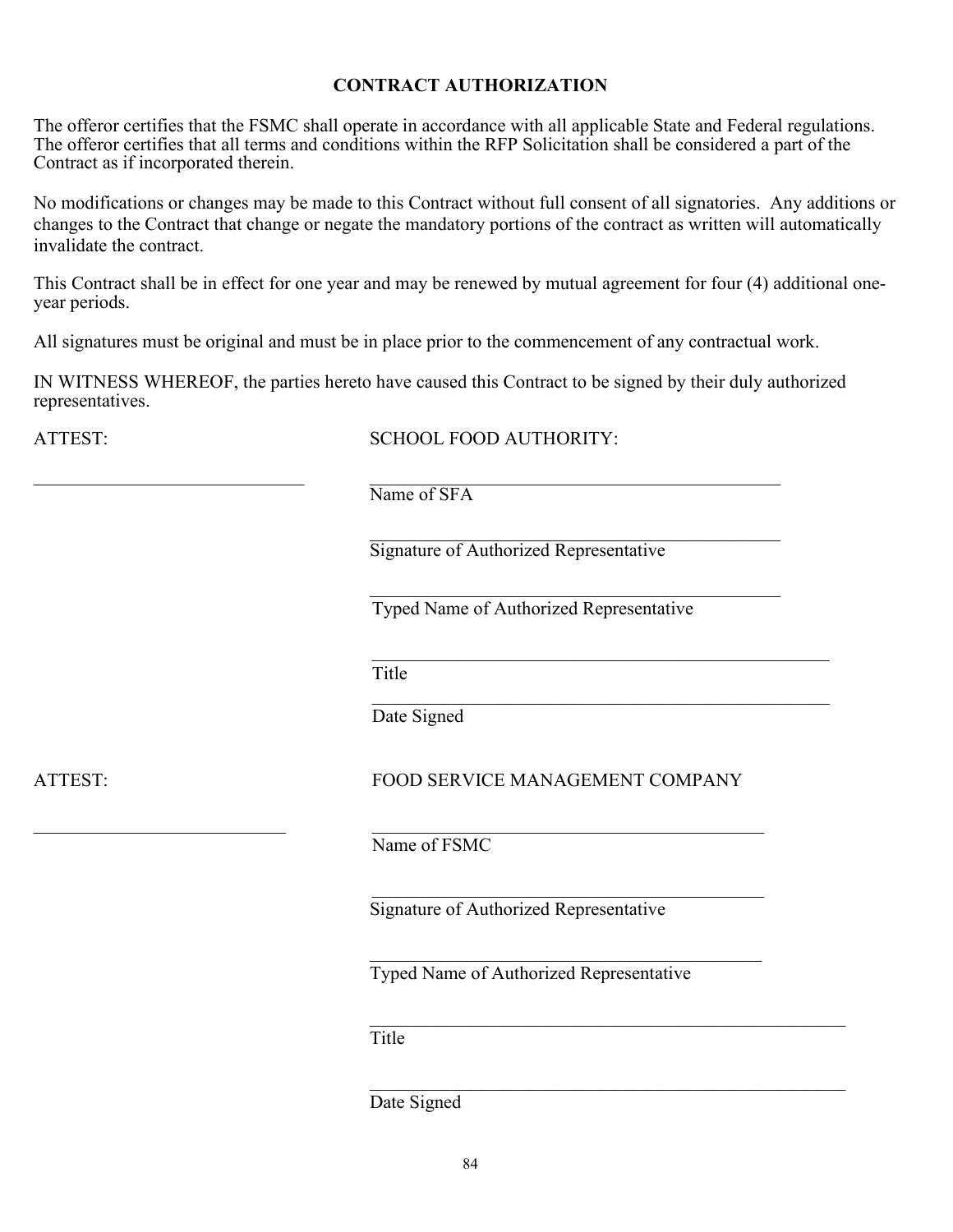## CONTRACT AUTHORIZATION

The offeror certifies that the FSMC shall operate in accordance with all applicable State and Federal regulations. The offeror certifies that all terms and conditions within the RFP Solicitation shall be considered a part of the Contract as if incorporated therein.

No modifications or changes may be made to this Contract without full consent of all signatories. Any additions or changes to the Contract that change or negate the mandatory portions of the contract as written will automatically invalidate the contract.

This Contract shall be in effect for one year and may be renewed by mutual agreement for four (4) additional one-year periods.

All signatures must be original and must be in place prior to the commencement of any contractual work.

IN WITNESS WHEREOF, the parties hereto have caused this Contract to be signed by their duly authorized representatives.

ATTEST: SCHOOL FOOD AUTHORITY:

______________________________ ______________________________________________

Name of SFA

______________________________________________

Signature of Authorized Representative

______________________________________________

Typed Name of Authorized Representative

______________________________________________

Title

______________________________________________

Date Signed

ATTEST: FOOD SERVICE MANAGEMENT COMPANY

______________________________ ______________________________________________

Name of FSMC

______________________________________________

Signature of Authorized Representative

______________________________________________

Typed Name of Authorized Representative

______________________________________________

Title

______________________________________________

Date Signed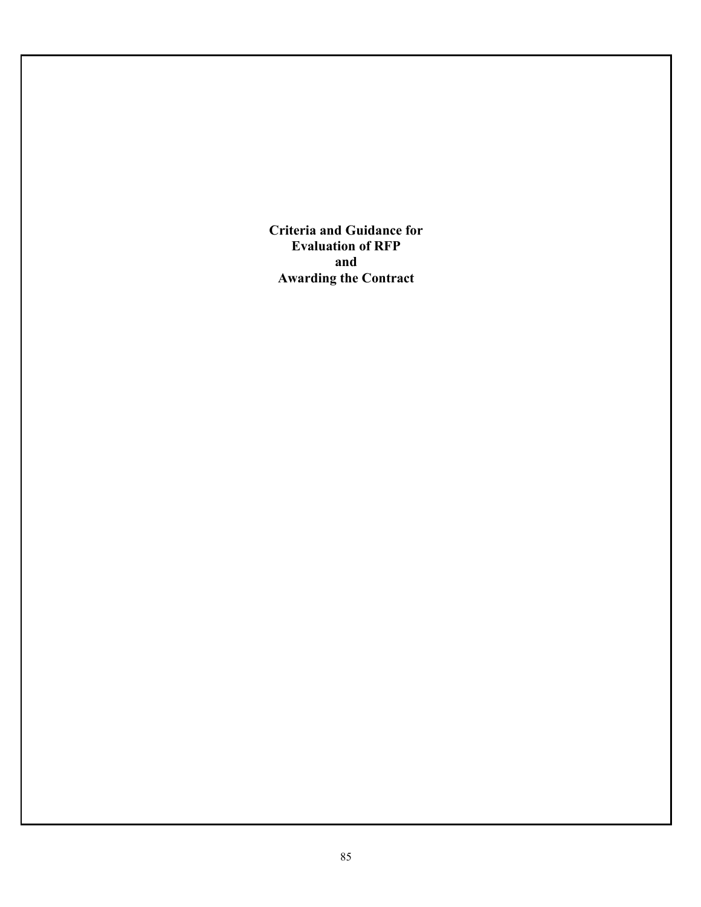**Criteria and Guidance for**
**Evaluation of RFP**
**and**
**Awarding the Contract**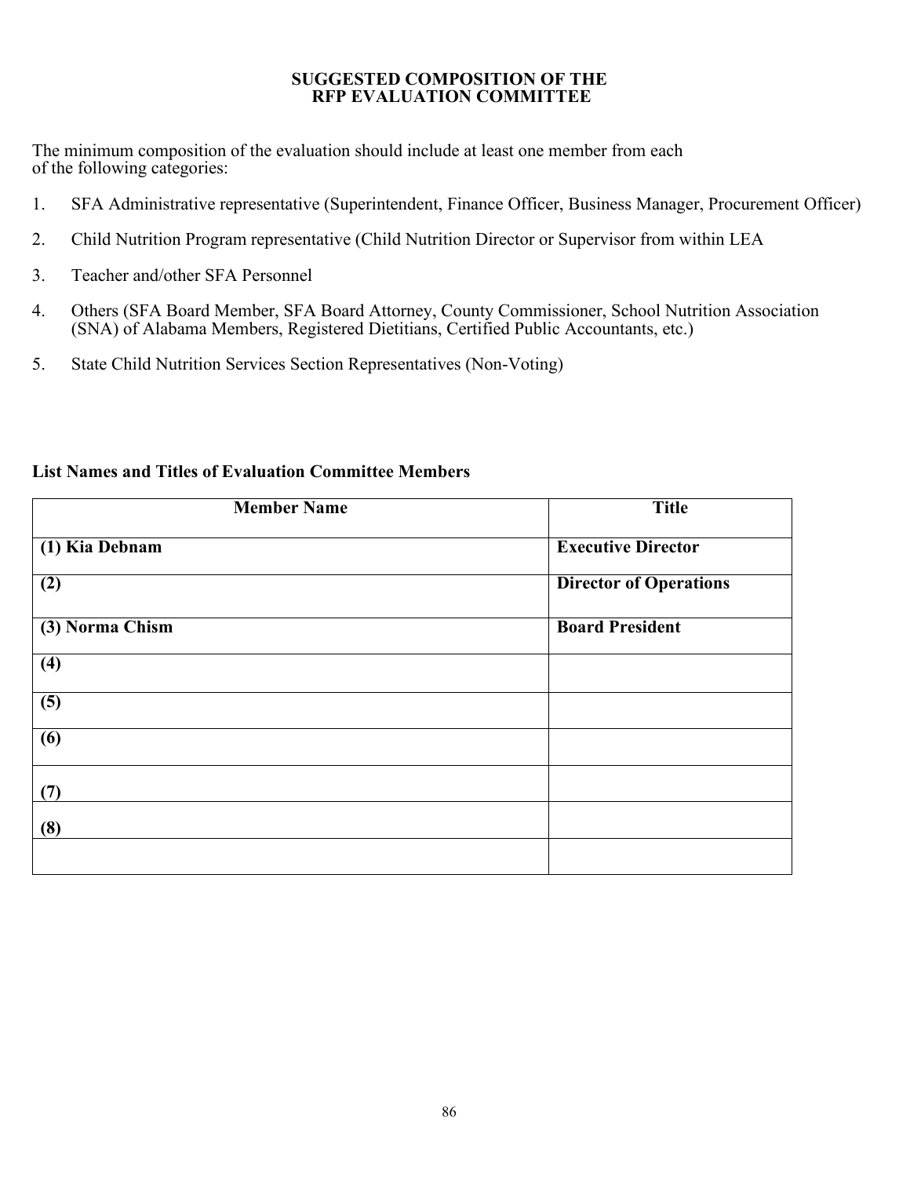# SUGGESTED COMPOSITION OF THE RFP EVALUATION COMMITTEE

The minimum composition of the evaluation should include at least one member from each of the following categories:

1. SFA Administrative representative (Superintendent, Finance Officer, Business Manager, Procurement Officer)
2. Child Nutrition Program representative (Child Nutrition Director or Supervisor from within LEA
3. Teacher and/other SFA Personnel
4. Others (SFA Board Member, SFA Board Attorney, County Commissioner, School Nutrition Association (SNA) of Alabama Members, Registered Dietitians, Certified Public Accountants, etc.)
5. State Child Nutrition Services Section Representatives (Non-Voting)

**List Names and Titles of Evaluation Committee Members**

| Member Name | Title |
|---|---|
| **(1) Kia Debnam** | **Executive Director** |
| **(2)** | **Director of Operations** |
| **(3) Norma Chism** | **Board President** |
| **(4)** | |
| **(5)** | |
| **(6)** | |
| **(7)** | |
| **(8)** | |
| | |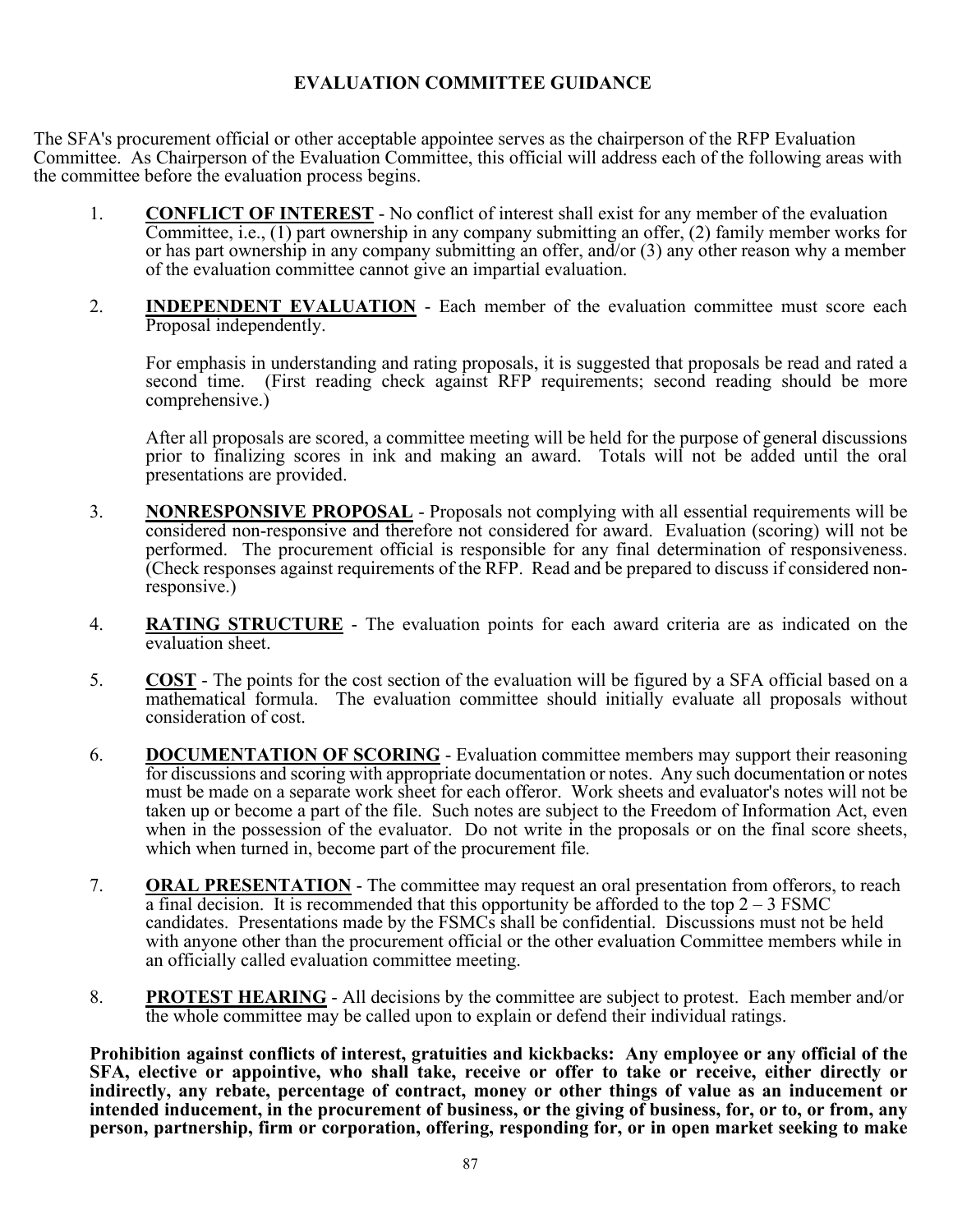## EVALUATION COMMITTEE GUIDANCE

The SFA's procurement official or other acceptable appointee serves as the chairperson of the RFP Evaluation Committee. As Chairperson of the Evaluation Committee, this official will address each of the following areas with the committee before the evaluation process begins.

1. **CONFLICT OF INTEREST** - No conflict of interest shall exist for any member of the evaluation Committee, i.e., (1) part ownership in any company submitting an offer, (2) family member works for or has part ownership in any company submitting an offer, and/or (3) any other reason why a member of the evaluation committee cannot give an impartial evaluation.

2. **INDEPENDENT EVALUATION** - Each member of the evaluation committee must score each Proposal independently.

   For emphasis in understanding and rating proposals, it is suggested that proposals be read and rated a second time. (First reading check against RFP requirements; second reading should be more comprehensive.)

   After all proposals are scored, a committee meeting will be held for the purpose of general discussions prior to finalizing scores in ink and making an award. Totals will not be added until the oral presentations are provided.

3. **NONRESPONSIVE PROPOSAL** - Proposals not complying with all essential requirements will be considered non-responsive and therefore not considered for award. Evaluation (scoring) will not be performed. The procurement official is responsible for any final determination of responsiveness. (Check responses against requirements of the RFP. Read and be prepared to discuss if considered non-responsive.)

4. **RATING STRUCTURE** - The evaluation points for each award criteria are as indicated on the evaluation sheet.

5. **COST** - The points for the cost section of the evaluation will be figured by a SFA official based on a mathematical formula. The evaluation committee should initially evaluate all proposals without consideration of cost.

6. **DOCUMENTATION OF SCORING** - Evaluation committee members may support their reasoning for discussions and scoring with appropriate documentation or notes. Any such documentation or notes must be made on a separate work sheet for each offeror. Work sheets and evaluator's notes will not be taken up or become a part of the file. Such notes are subject to the Freedom of Information Act, even when in the possession of the evaluator. Do not write in the proposals or on the final score sheets, which when turned in, become part of the procurement file.

7. **ORAL PRESENTATION** - The committee may request an oral presentation from offerors, to reach a final decision. It is recommended that this opportunity be afforded to the top 2 – 3 FSMC candidates. Presentations made by the FSMCs shall be confidential. Discussions must not be held with anyone other than the procurement official or the other evaluation Committee members while in an officially called evaluation committee meeting.

8. **PROTEST HEARING** - All decisions by the committee are subject to protest. Each member and/or the whole committee may be called upon to explain or defend their individual ratings.

**Prohibition against conflicts of interest, gratuities and kickbacks: Any employee or any official of the SFA, elective or appointive, who shall take, receive or offer to take or receive, either directly or indirectly, any rebate, percentage of contract, money or other things of value as an inducement or intended inducement, in the procurement of business, or the giving of business, for, or to, or from, any person, partnership, firm or corporation, offering, responding for, or in open market seeking to make**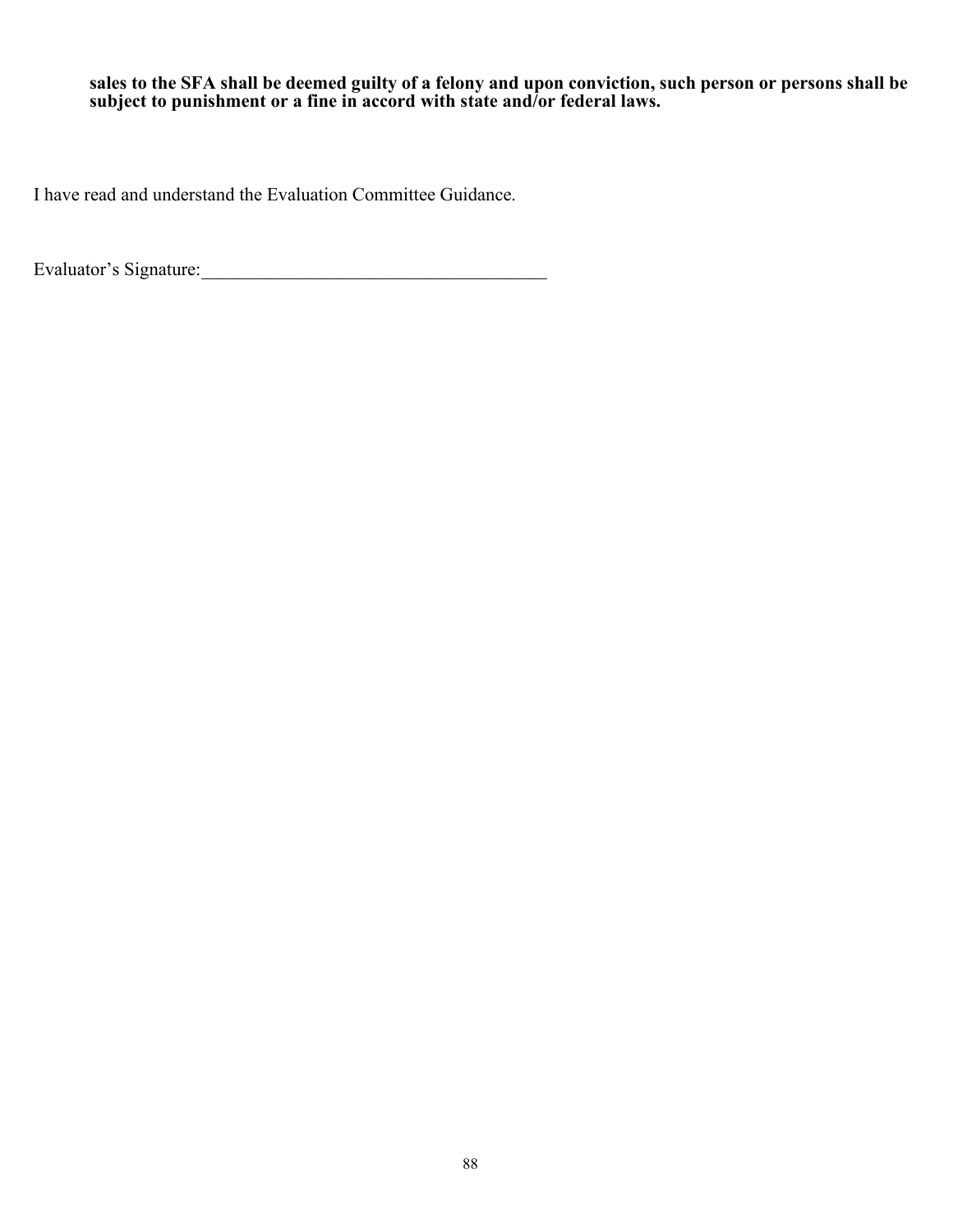**sales to the SFA shall be deemed guilty of a felony and upon conviction, such person or persons shall be subject to punishment or a fine in accord with state and/or federal laws.**

I have read and understand the Evaluation Committee Guidance.

Evaluator's Signature:_____________________________________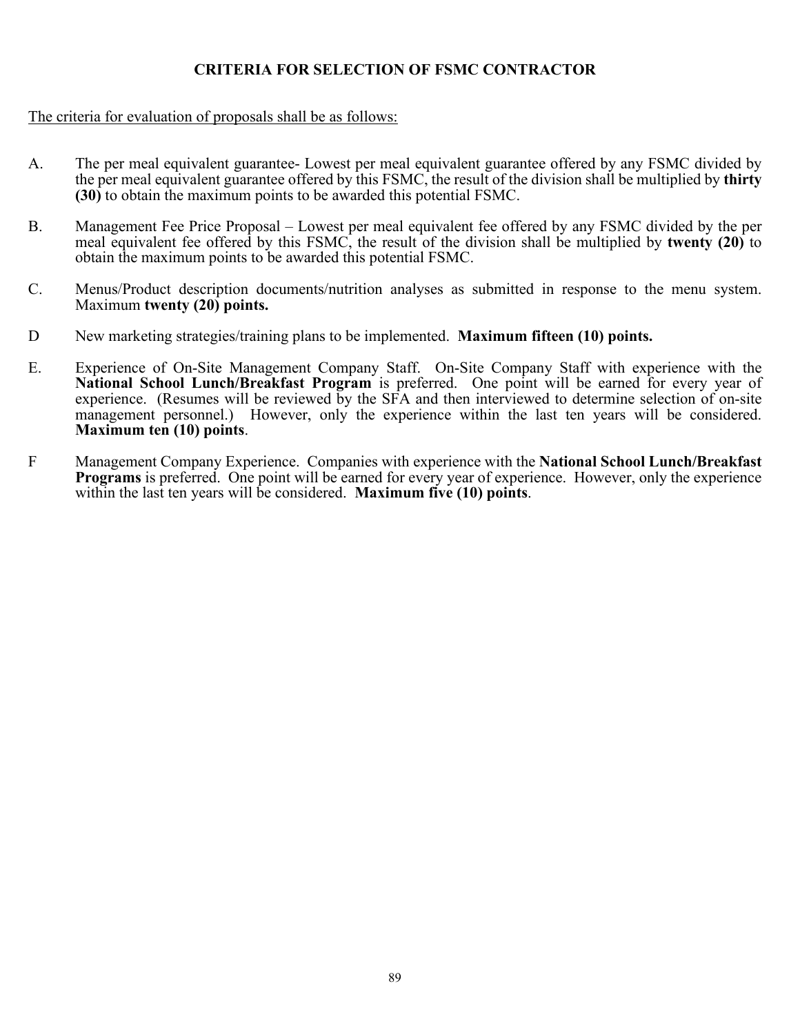# CRITERIA FOR SELECTION OF FSMC CONTRACTOR

<u>The criteria for evaluation of proposals shall be as follows:</u>

A. The per meal equivalent guarantee- Lowest per meal equivalent guarantee offered by any FSMC divided by the per meal equivalent guarantee offered by this FSMC, the result of the division shall be multiplied by **thirty (30)** to obtain the maximum points to be awarded this potential FSMC.

B. Management Fee Price Proposal – Lowest per meal equivalent fee offered by any FSMC divided by the per meal equivalent fee offered by this FSMC, the result of the division shall be multiplied by **twenty (20)** to obtain the maximum points to be awarded this potential FSMC.

C. Menus/Product description documents/nutrition analyses as submitted in response to the menu system. Maximum **twenty (20) points.**

D New marketing strategies/training plans to be implemented. **Maximum fifteen (10) points.**

E. Experience of On-Site Management Company Staff. On-Site Company Staff with experience with the **National School Lunch/Breakfast Program** is preferred. One point will be earned for every year of experience. (Resumes will be reviewed by the SFA and then interviewed to determine selection of on-site management personnel.) However, only the experience within the last ten years will be considered. **Maximum ten (10) points**.

F Management Company Experience. Companies with experience with the **National School Lunch/Breakfast Programs** is preferred. One point will be earned for every year of experience. However, only the experience within the last ten years will be considered. **Maximum five (10) points**.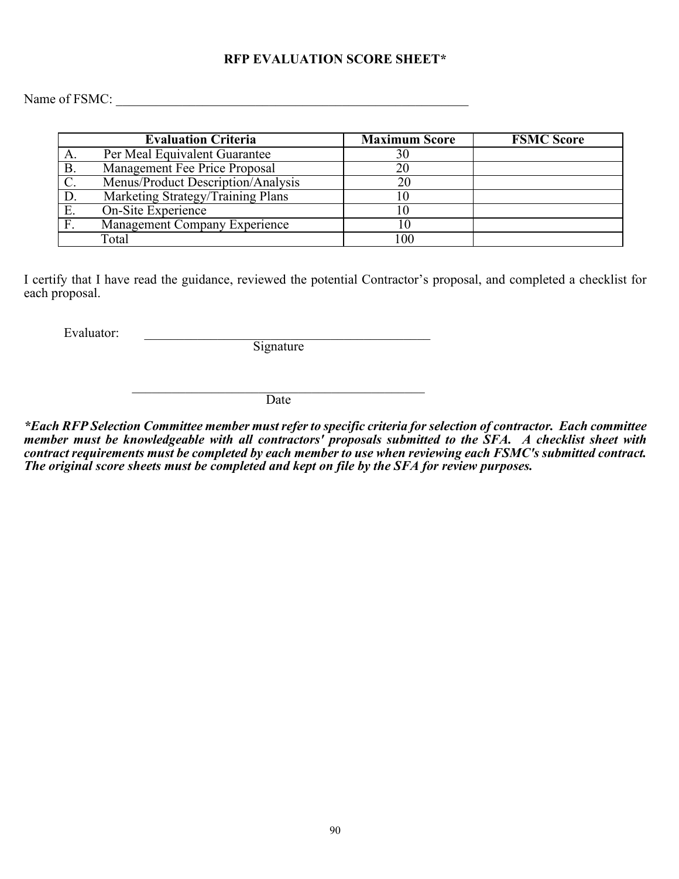## RFP EVALUATION SCORE SHEET*

Name of FSMC: ___________________________________________________________

| Evaluation Criteria | Maximum Score | FSMC Score |
|---|---|---|
| A. Per Meal Equivalent Guarantee | 30 | |
| B. Management Fee Price Proposal | 20 | |
| C. Menus/Product Description/Analysis | 20 | |
| D. Marketing Strategy/Training Plans | 10 | |
| E. On-Site Experience | 10 | |
| F. Management Company Experience | 10 | |
| Total | 100 | |

I certify that I have read the guidance, reviewed the potential Contractor's proposal, and completed a checklist for each proposal.

Evaluator: _______________________________________________
Signature

_______________________________________________
Date

***Each RFP Selection Committee member must refer to specific criteria for selection of contractor. Each committee member must be knowledgeable with all contractors' proposals submitted to the SFA. A checklist sheet with contract requirements must be completed by each member to use when reviewing each FSMC's submitted contract. The original score sheets must be completed and kept on file by the SFA for review purposes.***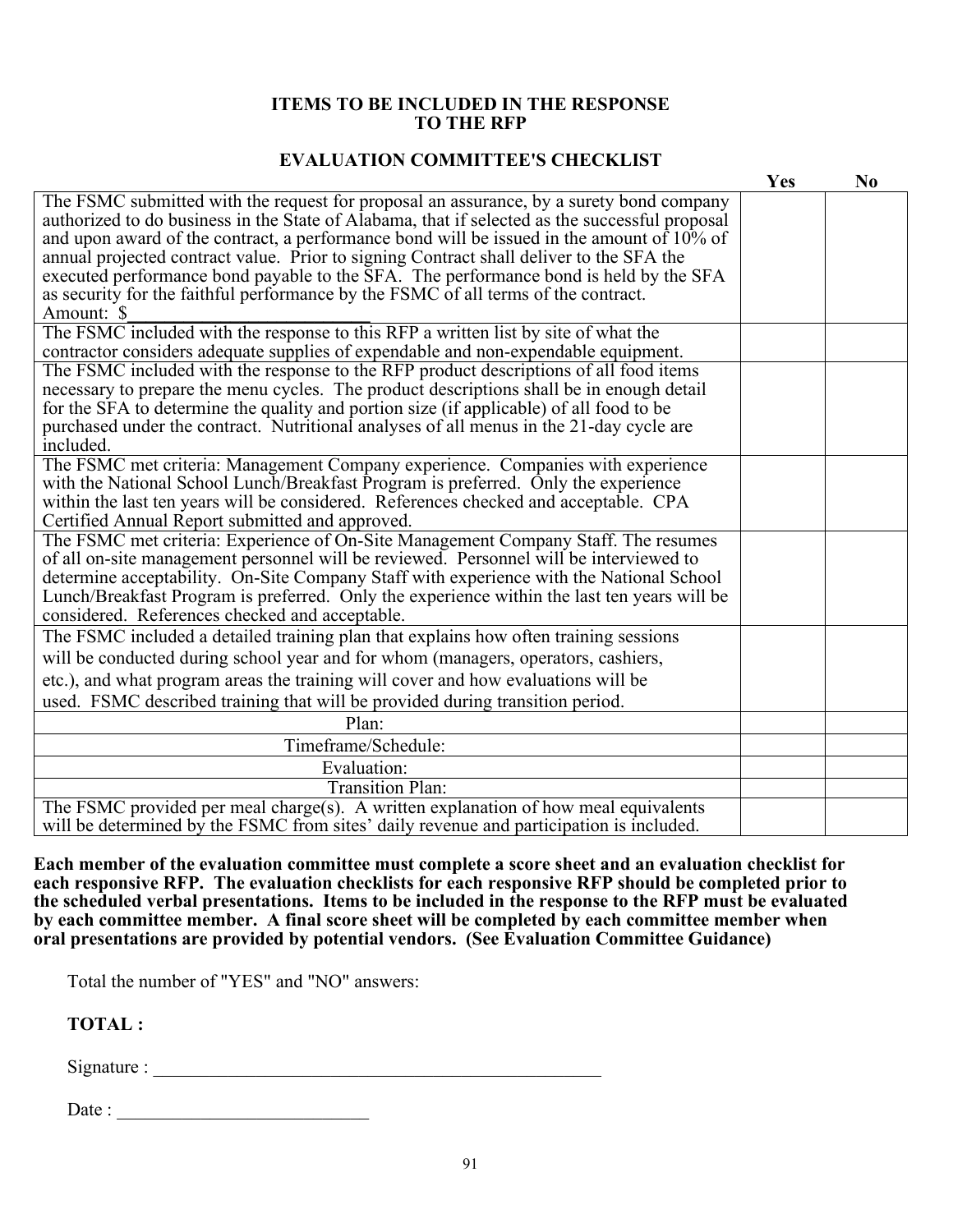## ITEMS TO BE INCLUDED IN THE RESPONSE TO THE RFP

### EVALUATION COMMITTEE'S CHECKLIST

| | Yes | No |
|---|---|---|
| The FSMC submitted with the request for proposal an assurance, by a surety bond company authorized to do business in the State of Alabama, that if selected as the successful proposal and upon award of the contract, a performance bond will be issued in the amount of 10% of annual projected contract value. Prior to signing Contract shall deliver to the SFA the executed performance bond payable to the SFA. The performance bond is held by the SFA as security for the faithful performance by the FSMC of all terms of the contract. Amount: $_______________________ | | |
| The FSMC included with the response to this RFP a written list by site of what the contractor considers adequate supplies of expendable and non-expendable equipment. | | |
| The FSMC included with the response to the RFP product descriptions of all food items necessary to prepare the menu cycles. The product descriptions shall be in enough detail for the SFA to determine the quality and portion size (if applicable) of all food to be purchased under the contract. Nutritional analyses of all menus in the 21-day cycle are included. | | |
| The FSMC met criteria: Management Company experience. Companies with experience with the National School Lunch/Breakfast Program is preferred. Only the experience within the last ten years will be considered. References checked and acceptable. CPA Certified Annual Report submitted and approved. | | |
| The FSMC met criteria: Experience of On-Site Management Company Staff. The resumes of all on-site management personnel will be reviewed. Personnel will be interviewed to determine acceptability. On-Site Company Staff with experience with the National School Lunch/Breakfast Program is preferred. Only the experience within the last ten years will be considered. References checked and acceptable. | | |
| The FSMC included a detailed training plan that explains how often training sessions will be conducted during school year and for whom (managers, operators, cashiers, etc.), and what program areas the training will cover and how evaluations will be used. FSMC described training that will be provided during transition period. | | |
| Plan: | | |
| Timeframe/Schedule: | | |
| Evaluation: | | |
| Transition Plan: | | |
| The FSMC provided per meal charge(s). A written explanation of how meal equivalents will be determined by the FSMC from sites' daily revenue and participation is included. | | |

**Each member of the evaluation committee must complete a score sheet and an evaluation checklist for each responsive RFP. The evaluation checklists for each responsive RFP should be completed prior to the scheduled verbal presentations. Items to be included in the response to the RFP must be evaluated by each committee member. A final score sheet will be completed by each committee member when oral presentations are provided by potential vendors. (See Evaluation Committee Guidance)**

Total the number of "YES" and "NO" answers:

**TOTAL :**

Signature : _______________________________________________

Date : ___________________________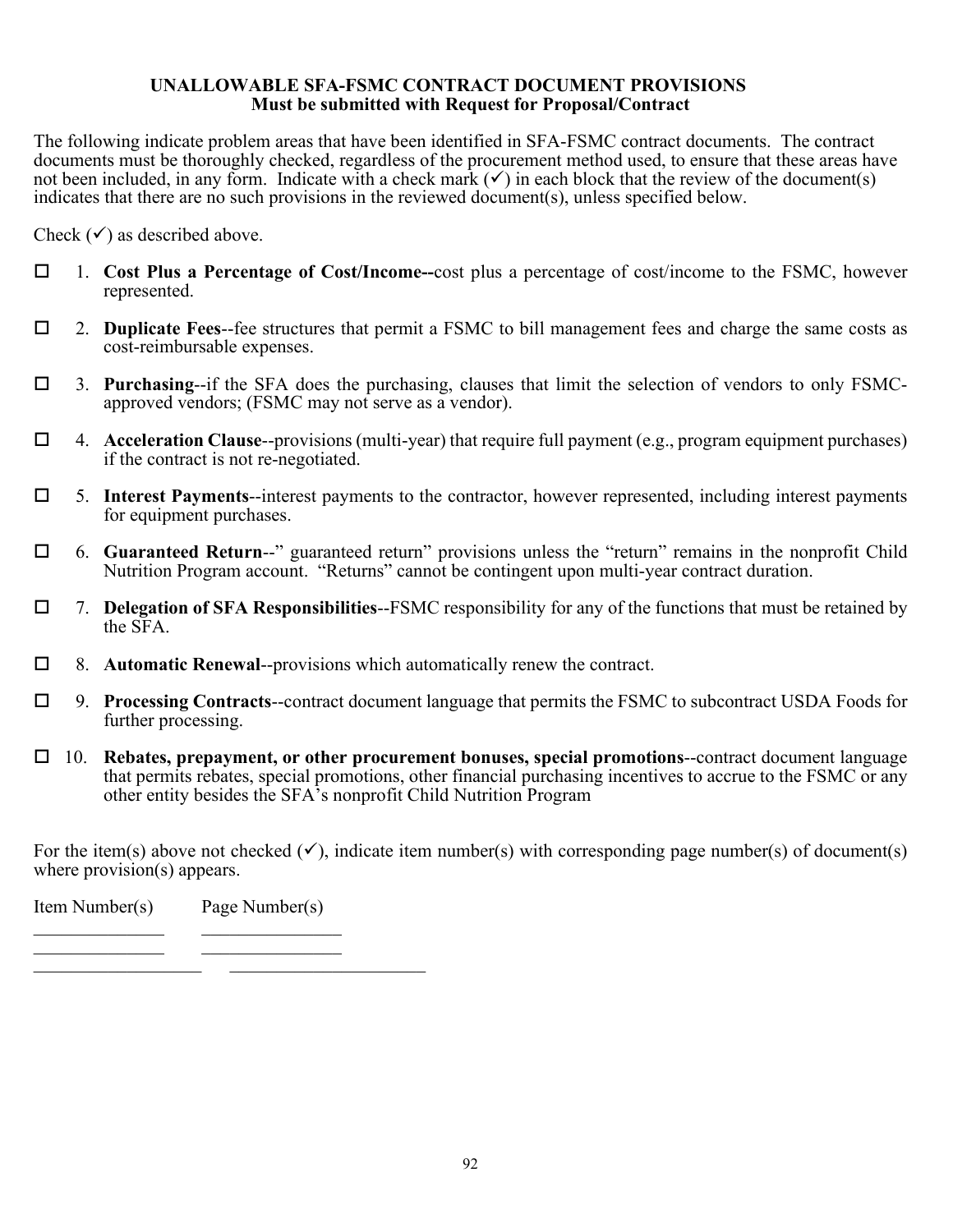**UNALLOWABLE SFA-FSMC CONTRACT DOCUMENT PROVISIONS**
**Must be submitted with Request for Proposal/Contract**

The following indicate problem areas that have been identified in SFA-FSMC contract documents. The contract documents must be thoroughly checked, regardless of the procurement method used, to ensure that these areas have not been included, in any form. Indicate with a check mark (✓) in each block that the review of the document(s) indicates that there are no such provisions in the reviewed document(s), unless specified below.

Check (✓) as described above.

- ☐ 1. **Cost Plus a Percentage of Cost/Income--**cost plus a percentage of cost/income to the FSMC, however represented.
- ☐ 2. **Duplicate Fees**--fee structures that permit a FSMC to bill management fees and charge the same costs as cost-reimbursable expenses.
- ☐ 3. **Purchasing**--if the SFA does the purchasing, clauses that limit the selection of vendors to only FSMC-approved vendors; (FSMC may not serve as a vendor).
- ☐ 4. **Acceleration Clause**--provisions (multi-year) that require full payment (e.g., program equipment purchases) if the contract is not re-negotiated.
- ☐ 5. **Interest Payments**--interest payments to the contractor, however represented, including interest payments for equipment purchases.
- ☐ 6. **Guaranteed Return**--" guaranteed return" provisions unless the "return" remains in the nonprofit Child Nutrition Program account. "Returns" cannot be contingent upon multi-year contract duration.
- ☐ 7. **Delegation of SFA Responsibilities**--FSMC responsibility for any of the functions that must be retained by the SFA.
- ☐ 8. **Automatic Renewal**--provisions which automatically renew the contract.
- ☐ 9. **Processing Contracts**--contract document language that permits the FSMC to subcontract USDA Foods for further processing.
- ☐ 10. **Rebates, prepayment, or other procurement bonuses, special promotions**--contract document language that permits rebates, special promotions, other financial purchasing incentives to accrue to the FSMC or any other entity besides the SFA's nonprofit Child Nutrition Program

For the item(s) above not checked (✓), indicate item number(s) with corresponding page number(s) of document(s) where provision(s) appears.

| Item Number(s) | Page Number(s) |
|---|---|
| ______________ | _______________ |
| ______________ | _______________ |
| __________________ | _____________________ |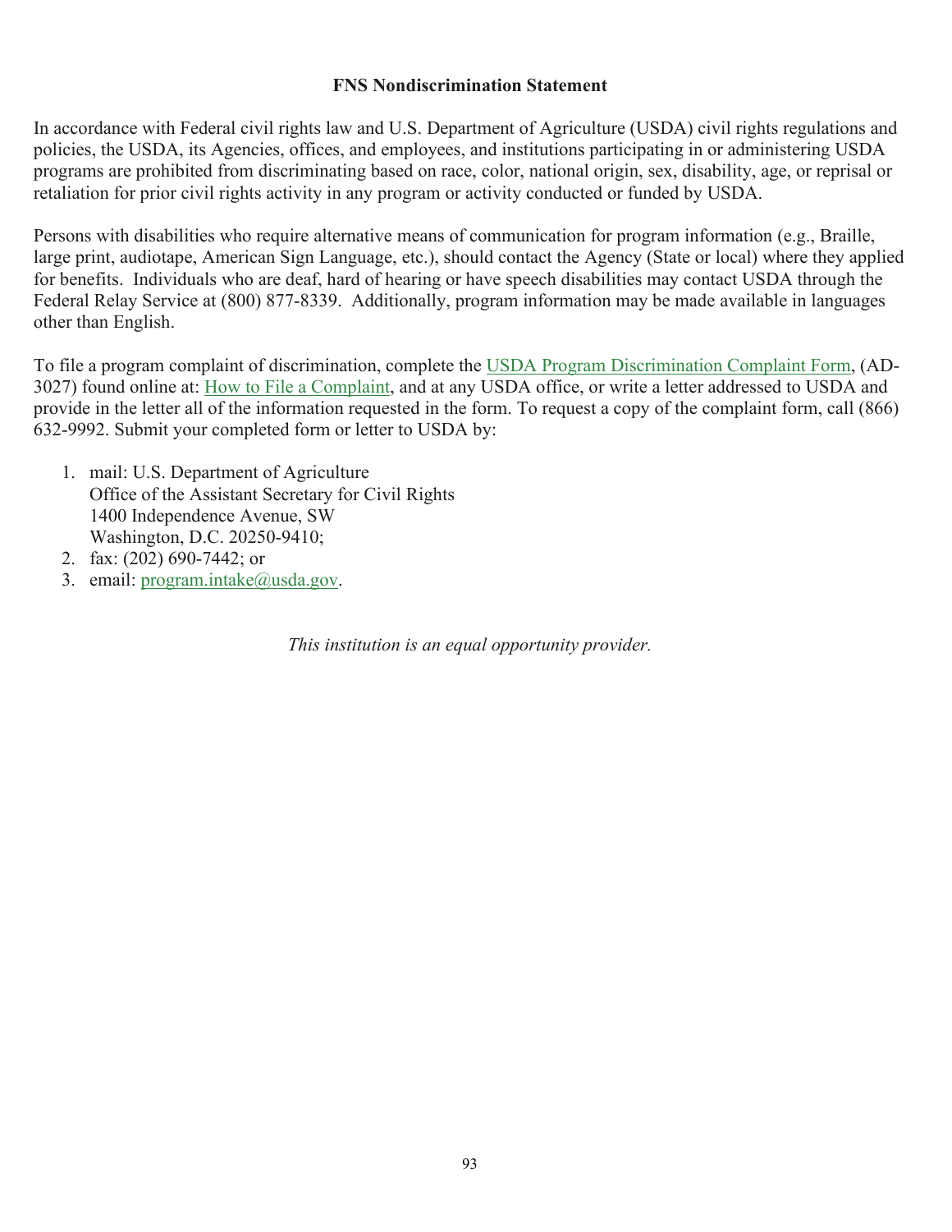## FNS Nondiscrimination Statement

In accordance with Federal civil rights law and U.S. Department of Agriculture (USDA) civil rights regulations and policies, the USDA, its Agencies, offices, and employees, and institutions participating in or administering USDA programs are prohibited from discriminating based on race, color, national origin, sex, disability, age, or reprisal or retaliation for prior civil rights activity in any program or activity conducted or funded by USDA.

Persons with disabilities who require alternative means of communication for program information (e.g., Braille, large print, audiotape, American Sign Language, etc.), should contact the Agency (State or local) where they applied for benefits. Individuals who are deaf, hard of hearing or have speech disabilities may contact USDA through the Federal Relay Service at (800) 877-8339. Additionally, program information may be made available in languages other than English.

To file a program complaint of discrimination, complete the USDA Program Discrimination Complaint Form, (AD-3027) found online at: How to File a Complaint, and at any USDA office, or write a letter addressed to USDA and provide in the letter all of the information requested in the form. To request a copy of the complaint form, call (866) 632-9992. Submit your completed form or letter to USDA by:

1. mail: U.S. Department of Agriculture
   Office of the Assistant Secretary for Civil Rights
   1400 Independence Avenue, SW
   Washington, D.C. 20250-9410;
2. fax: (202) 690-7442; or
3. email: program.intake@usda.gov.

*This institution is an equal opportunity provider.*